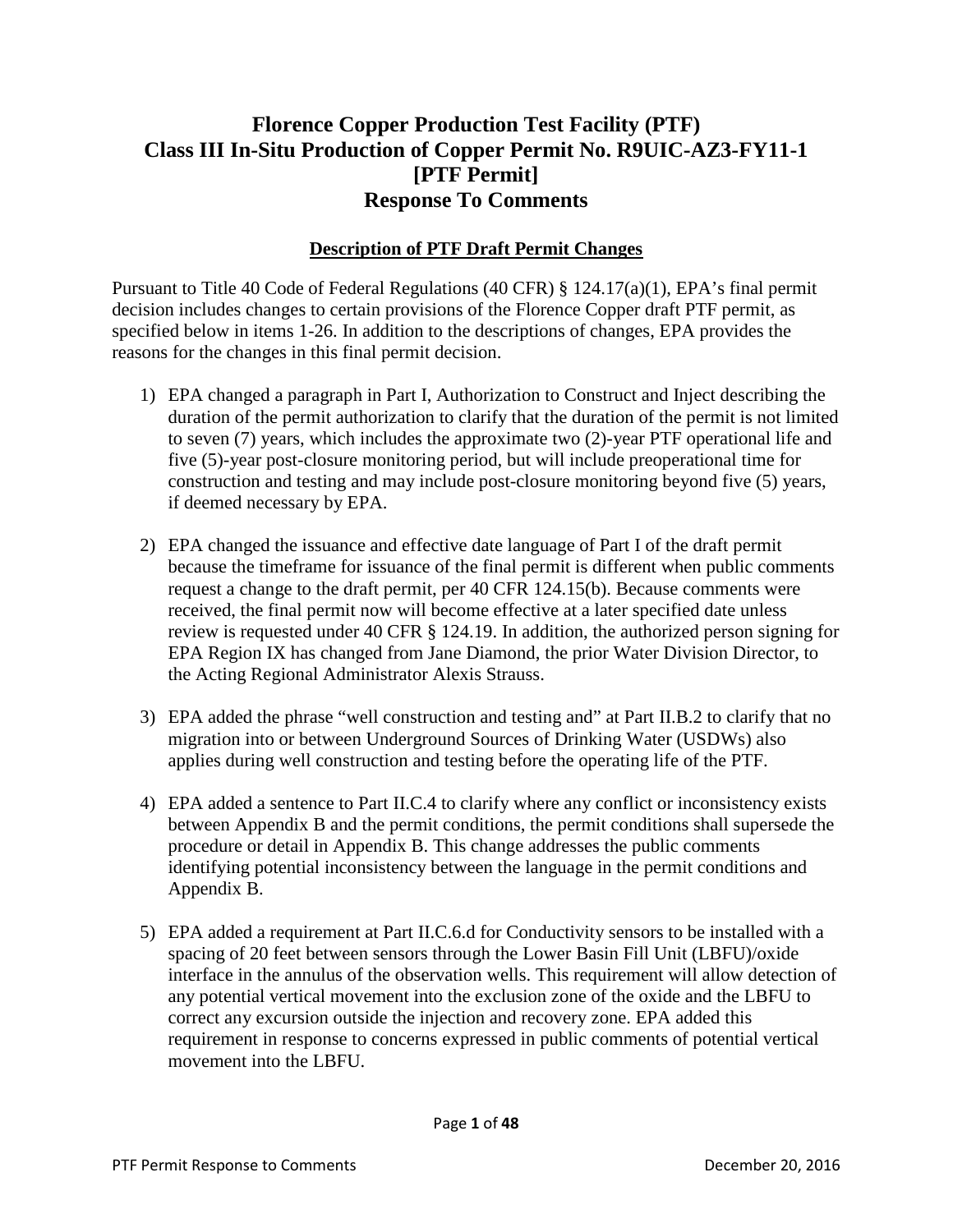# Florence Copper Production Test Facility (PTF)
# Class III In-Situ Production of Copper Permit No. R9UIC-AZ3-FY11-1
# [PTF Permit]
# Response To Comments

## Description of PTF Draft Permit Changes

Pursuant to Title 40 Code of Federal Regulations (40 CFR) § 124.17(a)(1), EPA's final permit decision includes changes to certain provisions of the Florence Copper draft PTF permit, as specified below in items 1-26. In addition to the descriptions of changes, EPA provides the reasons for the changes in this final permit decision.

1) EPA changed a paragraph in Part I, Authorization to Construct and Inject describing the duration of the permit authorization to clarify that the duration of the permit is not limited to seven (7) years, which includes the approximate two (2)-year PTF operational life and five (5)-year post-closure monitoring period, but will include preoperational time for construction and testing and may include post-closure monitoring beyond five (5) years, if deemed necessary by EPA.

2) EPA changed the issuance and effective date language of Part I of the draft permit because the timeframe for issuance of the final permit is different when public comments request a change to the draft permit, per 40 CFR 124.15(b). Because comments were received, the final permit now will become effective at a later specified date unless review is requested under 40 CFR § 124.19. In addition, the authorized person signing for EPA Region IX has changed from Jane Diamond, the prior Water Division Director, to the Acting Regional Administrator Alexis Strauss.

3) EPA added the phrase "well construction and testing and" at Part II.B.2 to clarify that no migration into or between Underground Sources of Drinking Water (USDWs) also applies during well construction and testing before the operating life of the PTF.

4) EPA added a sentence to Part II.C.4 to clarify where any conflict or inconsistency exists between Appendix B and the permit conditions, the permit conditions shall supersede the procedure or detail in Appendix B. This change addresses the public comments identifying potential inconsistency between the language in the permit conditions and Appendix B.

5) EPA added a requirement at Part II.C.6.d for Conductivity sensors to be installed with a spacing of 20 feet between sensors through the Lower Basin Fill Unit (LBFU)/oxide interface in the annulus of the observation wells. This requirement will allow detection of any potential vertical movement into the exclusion zone of the oxide and the LBFU to correct any excursion outside the injection and recovery zone. EPA added this requirement in response to concerns expressed in public comments of potential vertical movement into the LBFU.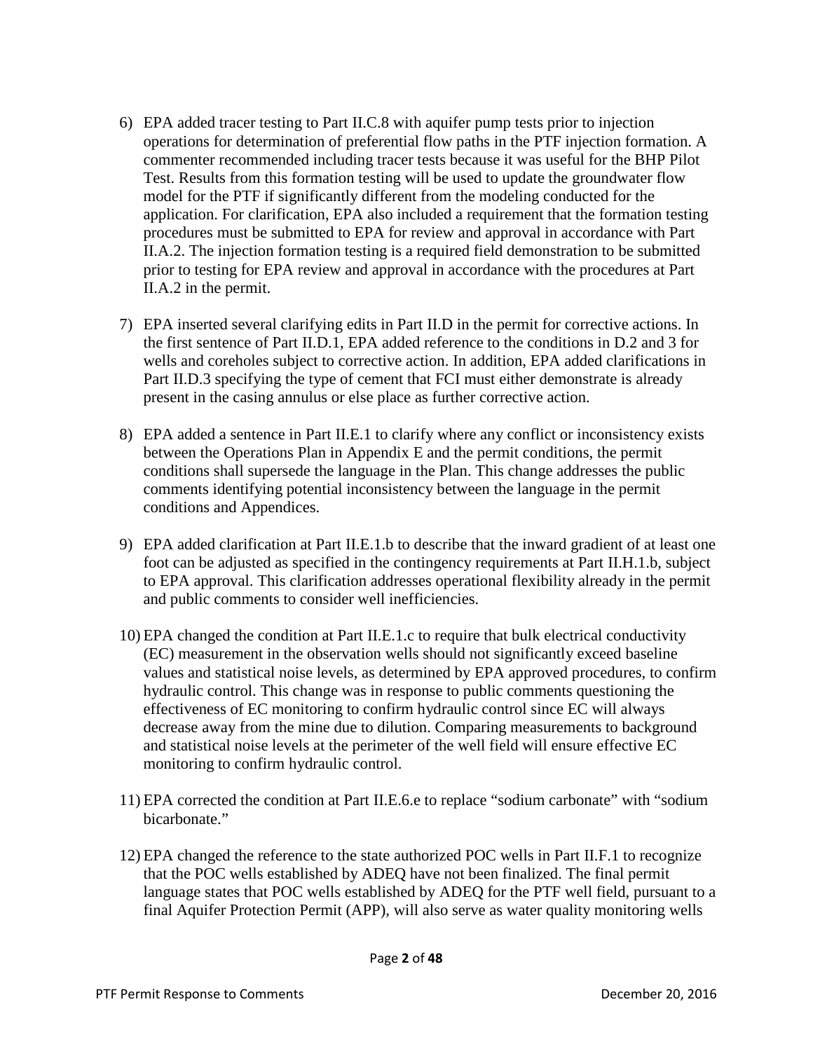6) EPA added tracer testing to Part II.C.8 with aquifer pump tests prior to injection operations for determination of preferential flow paths in the PTF injection formation. A commenter recommended including tracer tests because it was useful for the BHP Pilot Test. Results from this formation testing will be used to update the groundwater flow model for the PTF if significantly different from the modeling conducted for the application. For clarification, EPA also included a requirement that the formation testing procedures must be submitted to EPA for review and approval in accordance with Part II.A.2. The injection formation testing is a required field demonstration to be submitted prior to testing for EPA review and approval in accordance with the procedures at Part II.A.2 in the permit.

7) EPA inserted several clarifying edits in Part II.D in the permit for corrective actions. In the first sentence of Part II.D.1, EPA added reference to the conditions in D.2 and 3 for wells and coreholes subject to corrective action. In addition, EPA added clarifications in Part II.D.3 specifying the type of cement that FCI must either demonstrate is already present in the casing annulus or else place as further corrective action.

8) EPA added a sentence in Part II.E.1 to clarify where any conflict or inconsistency exists between the Operations Plan in Appendix E and the permit conditions, the permit conditions shall supersede the language in the Plan. This change addresses the public comments identifying potential inconsistency between the language in the permit conditions and Appendices.

9) EPA added clarification at Part II.E.1.b to describe that the inward gradient of at least one foot can be adjusted as specified in the contingency requirements at Part II.H.1.b, subject to EPA approval. This clarification addresses operational flexibility already in the permit and public comments to consider well inefficiencies.

10) EPA changed the condition at Part II.E.1.c to require that bulk electrical conductivity (EC) measurement in the observation wells should not significantly exceed baseline values and statistical noise levels, as determined by EPA approved procedures, to confirm hydraulic control. This change was in response to public comments questioning the effectiveness of EC monitoring to confirm hydraulic control since EC will always decrease away from the mine due to dilution. Comparing measurements to background and statistical noise levels at the perimeter of the well field will ensure effective EC monitoring to confirm hydraulic control.

11) EPA corrected the condition at Part II.E.6.e to replace "sodium carbonate" with "sodium bicarbonate."

12) EPA changed the reference to the state authorized POC wells in Part II.F.1 to recognize that the POC wells established by ADEQ have not been finalized. The final permit language states that POC wells established by ADEQ for the PTF well field, pursuant to a final Aquifer Protection Permit (APP), will also serve as water quality monitoring wells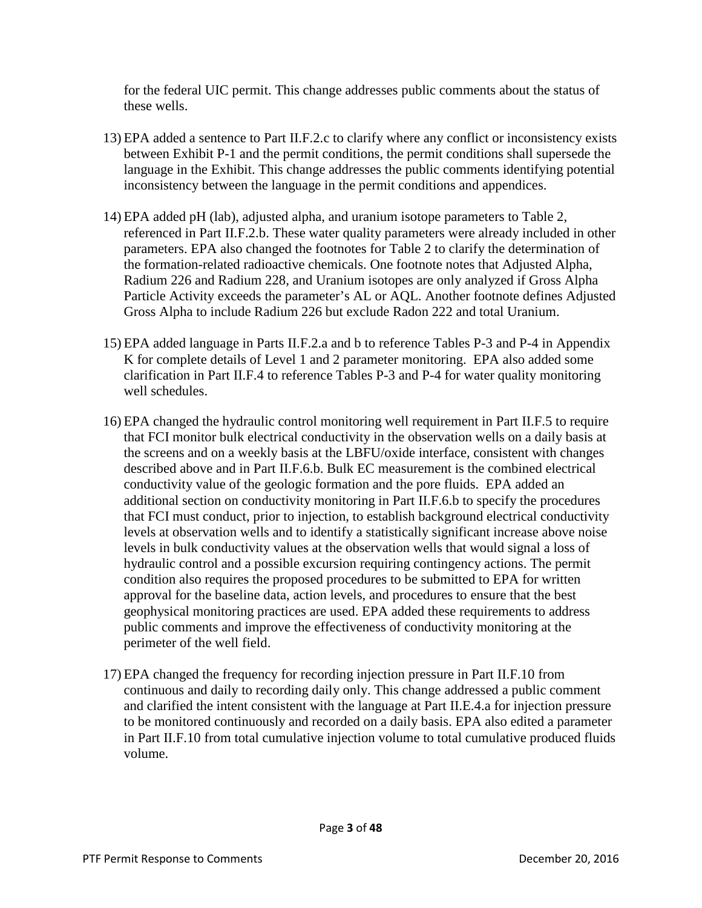for the federal UIC permit. This change addresses public comments about the status of these wells.

13) EPA added a sentence to Part II.F.2.c to clarify where any conflict or inconsistency exists between Exhibit P-1 and the permit conditions, the permit conditions shall supersede the language in the Exhibit. This change addresses the public comments identifying potential inconsistency between the language in the permit conditions and appendices.

14) EPA added pH (lab), adjusted alpha, and uranium isotope parameters to Table 2, referenced in Part II.F.2.b. These water quality parameters were already included in other parameters. EPA also changed the footnotes for Table 2 to clarify the determination of the formation-related radioactive chemicals. One footnote notes that Adjusted Alpha, Radium 226 and Radium 228, and Uranium isotopes are only analyzed if Gross Alpha Particle Activity exceeds the parameter's AL or AQL. Another footnote defines Adjusted Gross Alpha to include Radium 226 but exclude Radon 222 and total Uranium.

15) EPA added language in Parts II.F.2.a and b to reference Tables P-3 and P-4 in Appendix K for complete details of Level 1 and 2 parameter monitoring. EPA also added some clarification in Part II.F.4 to reference Tables P-3 and P-4 for water quality monitoring well schedules.

16) EPA changed the hydraulic control monitoring well requirement in Part II.F.5 to require that FCI monitor bulk electrical conductivity in the observation wells on a daily basis at the screens and on a weekly basis at the LBFU/oxide interface, consistent with changes described above and in Part II.F.6.b. Bulk EC measurement is the combined electrical conductivity value of the geologic formation and the pore fluids. EPA added an additional section on conductivity monitoring in Part II.F.6.b to specify the procedures that FCI must conduct, prior to injection, to establish background electrical conductivity levels at observation wells and to identify a statistically significant increase above noise levels in bulk conductivity values at the observation wells that would signal a loss of hydraulic control and a possible excursion requiring contingency actions. The permit condition also requires the proposed procedures to be submitted to EPA for written approval for the baseline data, action levels, and procedures to ensure that the best geophysical monitoring practices are used. EPA added these requirements to address public comments and improve the effectiveness of conductivity monitoring at the perimeter of the well field.

17) EPA changed the frequency for recording injection pressure in Part II.F.10 from continuous and daily to recording daily only. This change addressed a public comment and clarified the intent consistent with the language at Part II.E.4.a for injection pressure to be monitored continuously and recorded on a daily basis. EPA also edited a parameter in Part II.F.10 from total cumulative injection volume to total cumulative produced fluids volume.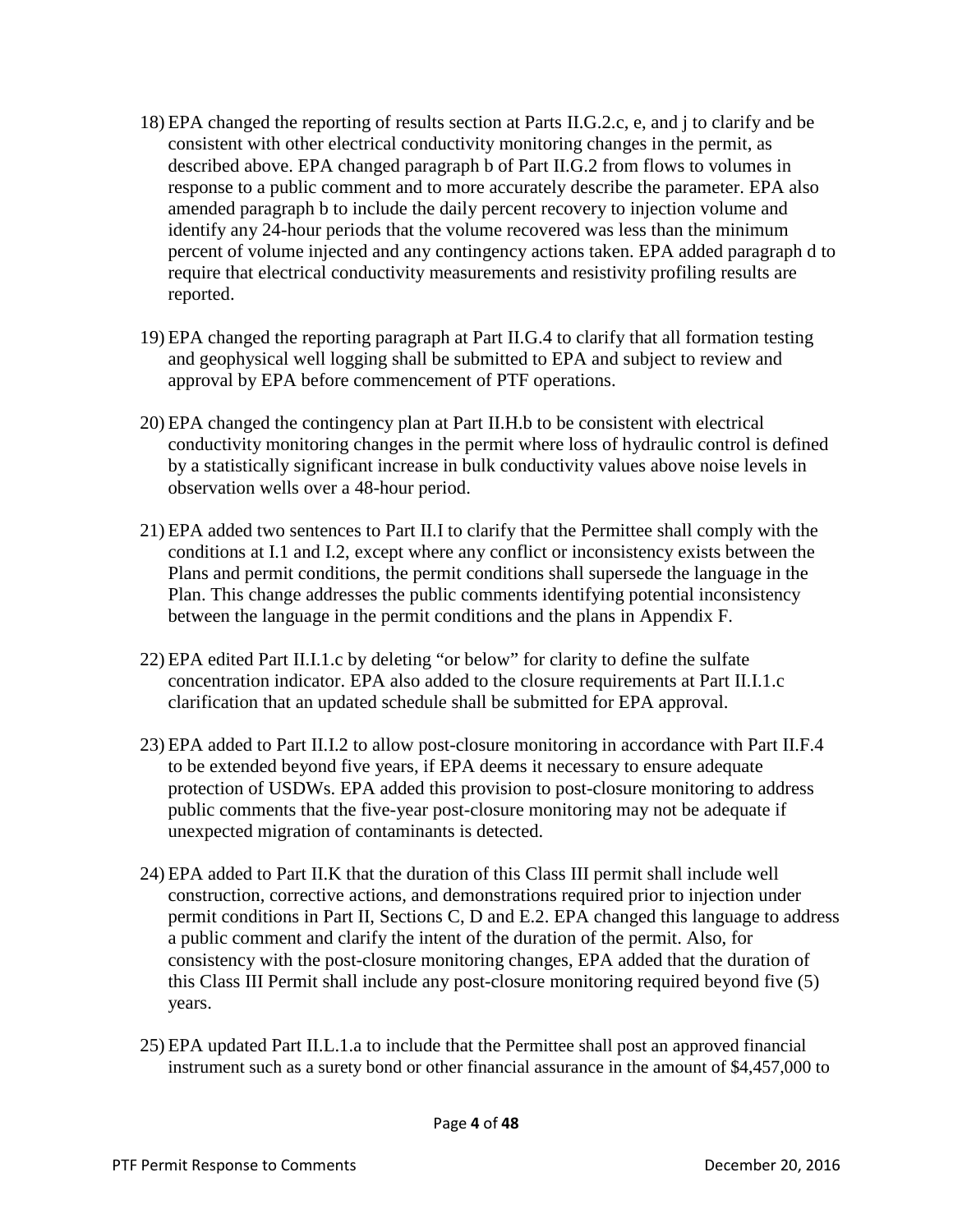18) EPA changed the reporting of results section at Parts II.G.2.c, e, and j to clarify and be consistent with other electrical conductivity monitoring changes in the permit, as described above. EPA changed paragraph b of Part II.G.2 from flows to volumes in response to a public comment and to more accurately describe the parameter. EPA also amended paragraph b to include the daily percent recovery to injection volume and identify any 24-hour periods that the volume recovered was less than the minimum percent of volume injected and any contingency actions taken. EPA added paragraph d to require that electrical conductivity measurements and resistivity profiling results are reported.

19) EPA changed the reporting paragraph at Part II.G.4 to clarify that all formation testing and geophysical well logging shall be submitted to EPA and subject to review and approval by EPA before commencement of PTF operations.

20) EPA changed the contingency plan at Part II.H.b to be consistent with electrical conductivity monitoring changes in the permit where loss of hydraulic control is defined by a statistically significant increase in bulk conductivity values above noise levels in observation wells over a 48-hour period.

21) EPA added two sentences to Part II.I to clarify that the Permittee shall comply with the conditions at I.1 and I.2, except where any conflict or inconsistency exists between the Plans and permit conditions, the permit conditions shall supersede the language in the Plan. This change addresses the public comments identifying potential inconsistency between the language in the permit conditions and the plans in Appendix F.

22) EPA edited Part II.I.1.c by deleting "or below" for clarity to define the sulfate concentration indicator. EPA also added to the closure requirements at Part II.I.1.c clarification that an updated schedule shall be submitted for EPA approval.

23) EPA added to Part II.I.2 to allow post-closure monitoring in accordance with Part II.F.4 to be extended beyond five years, if EPA deems it necessary to ensure adequate protection of USDWs. EPA added this provision to post-closure monitoring to address public comments that the five-year post-closure monitoring may not be adequate if unexpected migration of contaminants is detected.

24) EPA added to Part II.K that the duration of this Class III permit shall include well construction, corrective actions, and demonstrations required prior to injection under permit conditions in Part II, Sections C, D and E.2. EPA changed this language to address a public comment and clarify the intent of the duration of the permit. Also, for consistency with the post-closure monitoring changes, EPA added that the duration of this Class III Permit shall include any post-closure monitoring required beyond five (5) years.

25) EPA updated Part II.L.1.a to include that the Permittee shall post an approved financial instrument such as a surety bond or other financial assurance in the amount of $4,457,000 to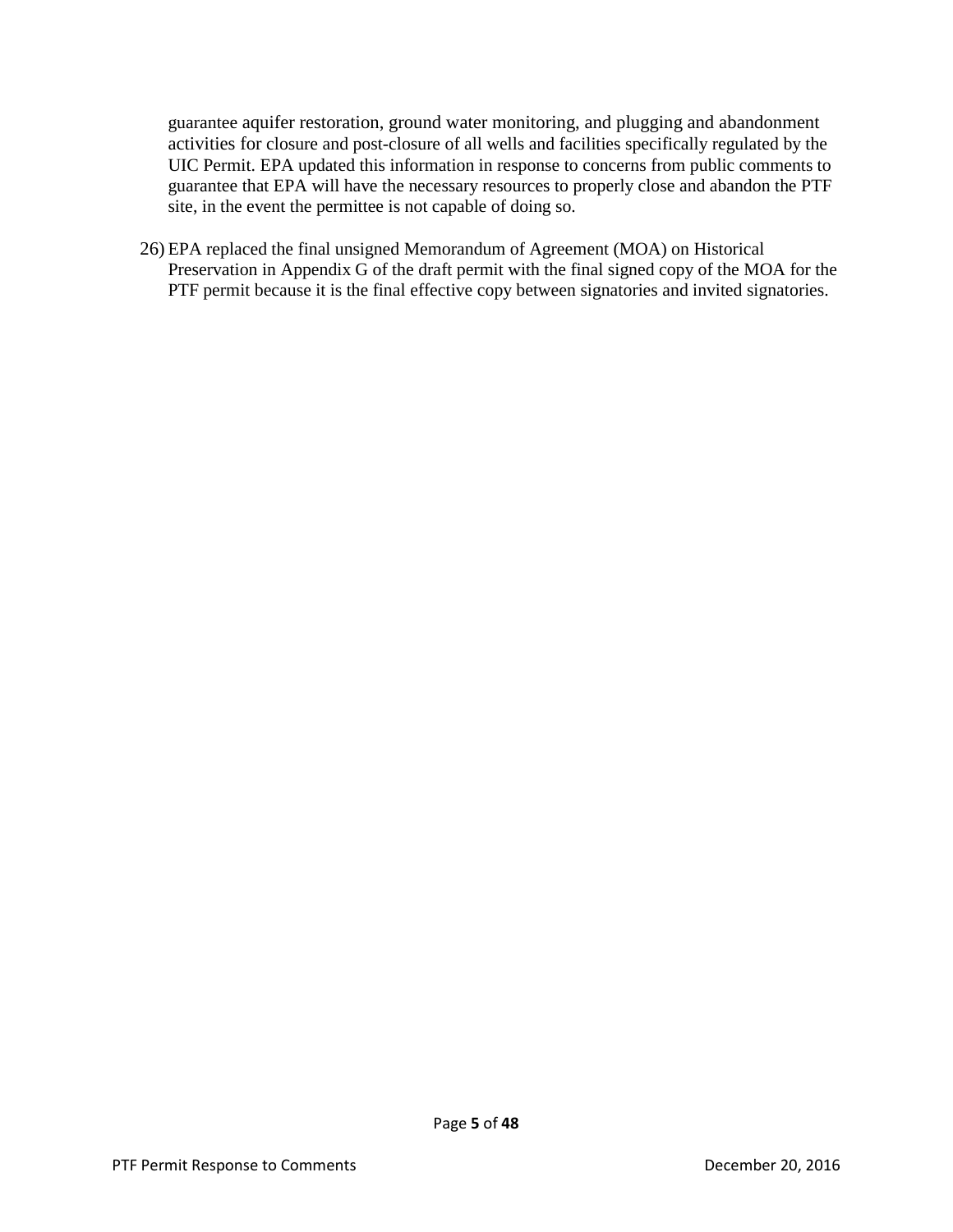guarantee aquifer restoration, ground water monitoring, and plugging and abandonment activities for closure and post-closure of all wells and facilities specifically regulated by the UIC Permit. EPA updated this information in response to concerns from public comments to guarantee that EPA will have the necessary resources to properly close and abandon the PTF site, in the event the permittee is not capable of doing so.

26) EPA replaced the final unsigned Memorandum of Agreement (MOA) on Historical Preservation in Appendix G of the draft permit with the final signed copy of the MOA for the PTF permit because it is the final effective copy between signatories and invited signatories.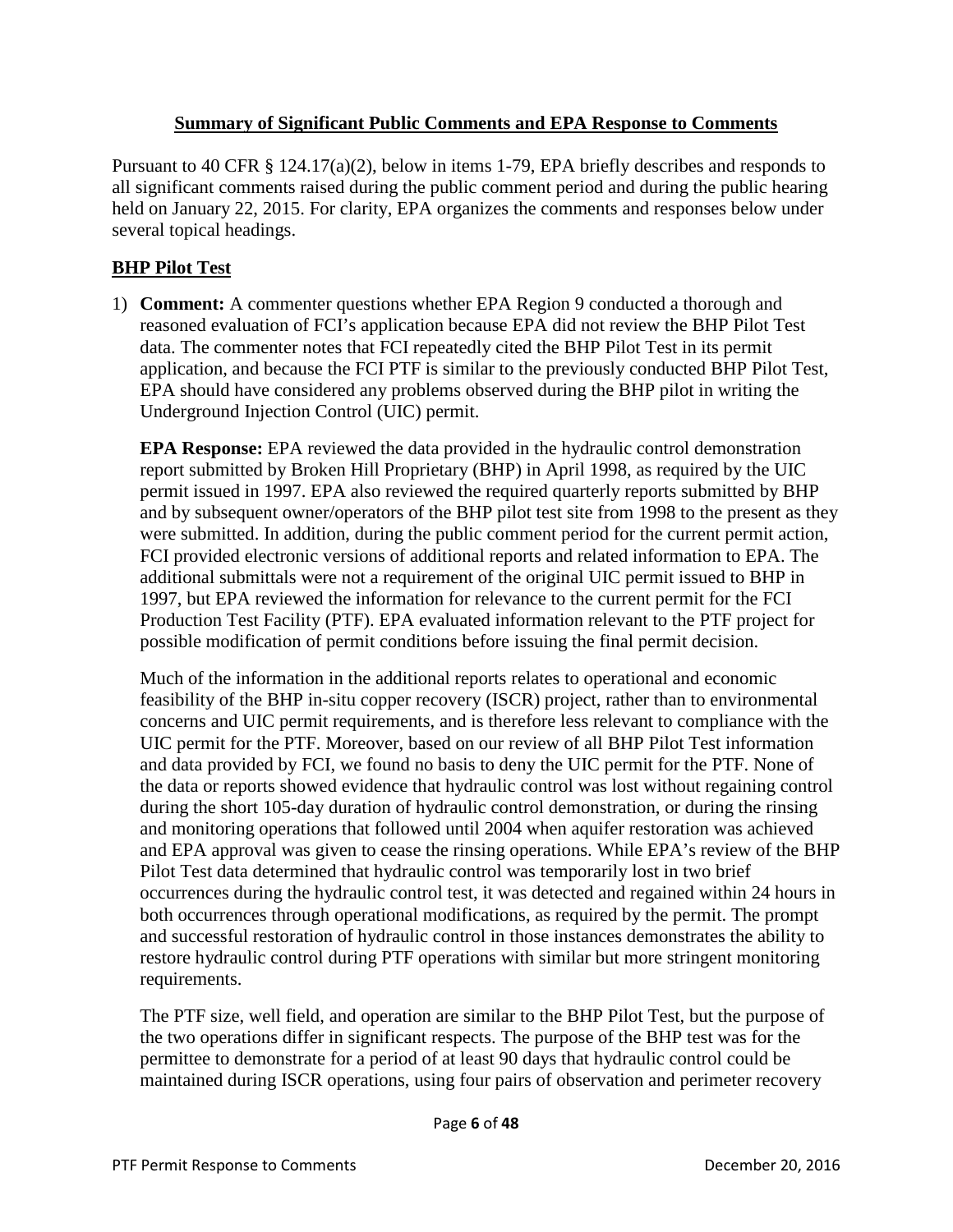## Summary of Significant Public Comments and EPA Response to Comments

Pursuant to 40 CFR § 124.17(a)(2), below in items 1-79, EPA briefly describes and responds to all significant comments raised during the public comment period and during the public hearing held on January 22, 2015. For clarity, EPA organizes the comments and responses below under several topical headings.

### BHP Pilot Test

1) **Comment:** A commenter questions whether EPA Region 9 conducted a thorough and reasoned evaluation of FCI's application because EPA did not review the BHP Pilot Test data. The commenter notes that FCI repeatedly cited the BHP Pilot Test in its permit application, and because the FCI PTF is similar to the previously conducted BHP Pilot Test, EPA should have considered any problems observed during the BHP pilot in writing the Underground Injection Control (UIC) permit.

   **EPA Response:** EPA reviewed the data provided in the hydraulic control demonstration report submitted by Broken Hill Proprietary (BHP) in April 1998, as required by the UIC permit issued in 1997. EPA also reviewed the required quarterly reports submitted by BHP and by subsequent owner/operators of the BHP pilot test site from 1998 to the present as they were submitted. In addition, during the public comment period for the current permit action, FCI provided electronic versions of additional reports and related information to EPA. The additional submittals were not a requirement of the original UIC permit issued to BHP in 1997, but EPA reviewed the information for relevance to the current permit for the FCI Production Test Facility (PTF). EPA evaluated information relevant to the PTF project for possible modification of permit conditions before issuing the final permit decision.

   Much of the information in the additional reports relates to operational and economic feasibility of the BHP in-situ copper recovery (ISCR) project, rather than to environmental concerns and UIC permit requirements, and is therefore less relevant to compliance with the UIC permit for the PTF. Moreover, based on our review of all BHP Pilot Test information and data provided by FCI, we found no basis to deny the UIC permit for the PTF. None of the data or reports showed evidence that hydraulic control was lost without regaining control during the short 105-day duration of hydraulic control demonstration, or during the rinsing and monitoring operations that followed until 2004 when aquifer restoration was achieved and EPA approval was given to cease the rinsing operations. While EPA's review of the BHP Pilot Test data determined that hydraulic control was temporarily lost in two brief occurrences during the hydraulic control test, it was detected and regained within 24 hours in both occurrences through operational modifications, as required by the permit. The prompt and successful restoration of hydraulic control in those instances demonstrates the ability to restore hydraulic control during PTF operations with similar but more stringent monitoring requirements.

   The PTF size, well field, and operation are similar to the BHP Pilot Test, but the purpose of the two operations differ in significant respects. The purpose of the BHP test was for the permittee to demonstrate for a period of at least 90 days that hydraulic control could be maintained during ISCR operations, using four pairs of observation and perimeter recovery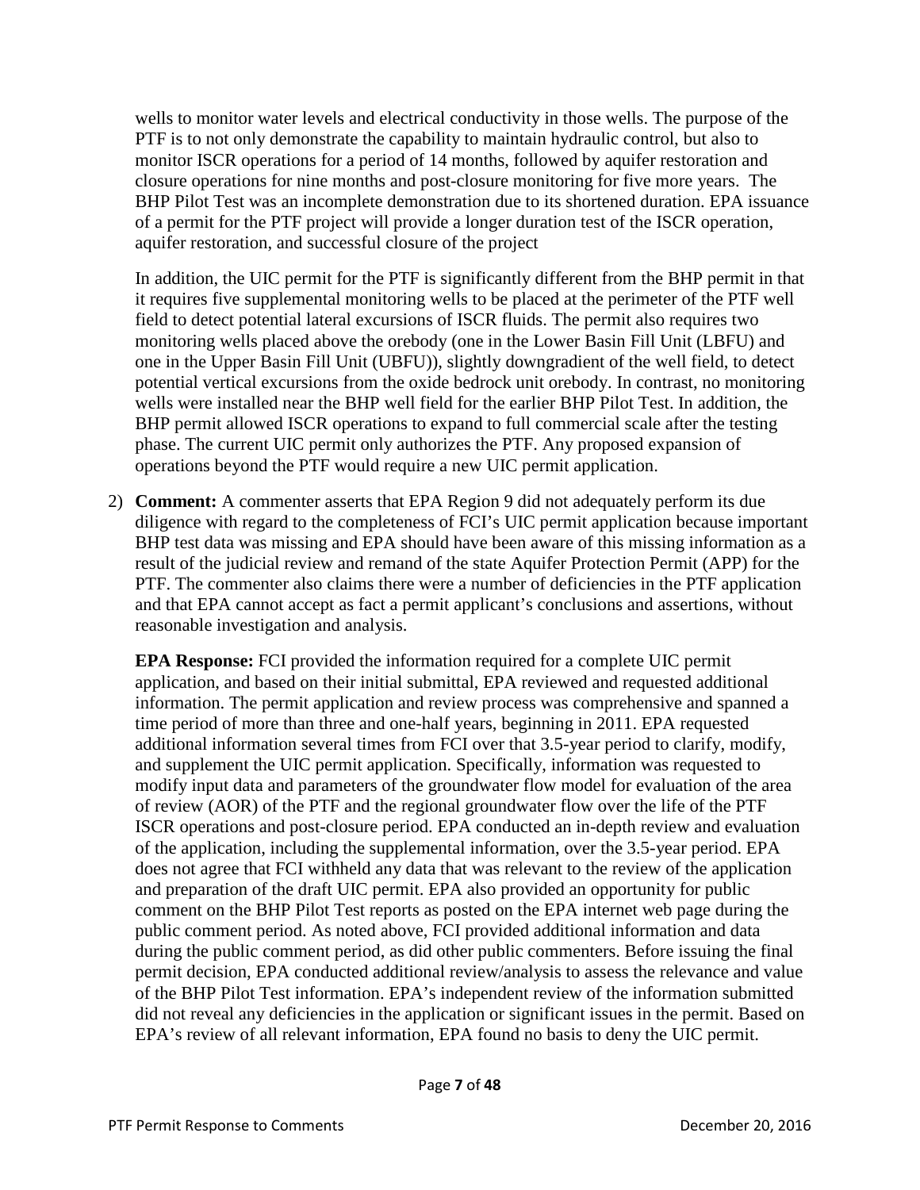wells to monitor water levels and electrical conductivity in those wells. The purpose of the PTF is to not only demonstrate the capability to maintain hydraulic control, but also to monitor ISCR operations for a period of 14 months, followed by aquifer restoration and closure operations for nine months and post-closure monitoring for five more years. The BHP Pilot Test was an incomplete demonstration due to its shortened duration. EPA issuance of a permit for the PTF project will provide a longer duration test of the ISCR operation, aquifer restoration, and successful closure of the project

In addition, the UIC permit for the PTF is significantly different from the BHP permit in that it requires five supplemental monitoring wells to be placed at the perimeter of the PTF well field to detect potential lateral excursions of ISCR fluids. The permit also requires two monitoring wells placed above the orebody (one in the Lower Basin Fill Unit (LBFU) and one in the Upper Basin Fill Unit (UBFU)), slightly downgradient of the well field, to detect potential vertical excursions from the oxide bedrock unit orebody. In contrast, no monitoring wells were installed near the BHP well field for the earlier BHP Pilot Test. In addition, the BHP permit allowed ISCR operations to expand to full commercial scale after the testing phase. The current UIC permit only authorizes the PTF. Any proposed expansion of operations beyond the PTF would require a new UIC permit application.

2) **Comment:** A commenter asserts that EPA Region 9 did not adequately perform its due diligence with regard to the completeness of FCI's UIC permit application because important BHP test data was missing and EPA should have been aware of this missing information as a result of the judicial review and remand of the state Aquifer Protection Permit (APP) for the PTF. The commenter also claims there were a number of deficiencies in the PTF application and that EPA cannot accept as fact a permit applicant's conclusions and assertions, without reasonable investigation and analysis.

   **EPA Response:** FCI provided the information required for a complete UIC permit application, and based on their initial submittal, EPA reviewed and requested additional information. The permit application and review process was comprehensive and spanned a time period of more than three and one-half years, beginning in 2011. EPA requested additional information several times from FCI over that 3.5-year period to clarify, modify, and supplement the UIC permit application. Specifically, information was requested to modify input data and parameters of the groundwater flow model for evaluation of the area of review (AOR) of the PTF and the regional groundwater flow over the life of the PTF ISCR operations and post-closure period. EPA conducted an in-depth review and evaluation of the application, including the supplemental information, over the 3.5-year period. EPA does not agree that FCI withheld any data that was relevant to the review of the application and preparation of the draft UIC permit. EPA also provided an opportunity for public comment on the BHP Pilot Test reports as posted on the EPA internet web page during the public comment period. As noted above, FCI provided additional information and data during the public comment period, as did other public commenters. Before issuing the final permit decision, EPA conducted additional review/analysis to assess the relevance and value of the BHP Pilot Test information. EPA's independent review of the information submitted did not reveal any deficiencies in the application or significant issues in the permit. Based on EPA's review of all relevant information, EPA found no basis to deny the UIC permit.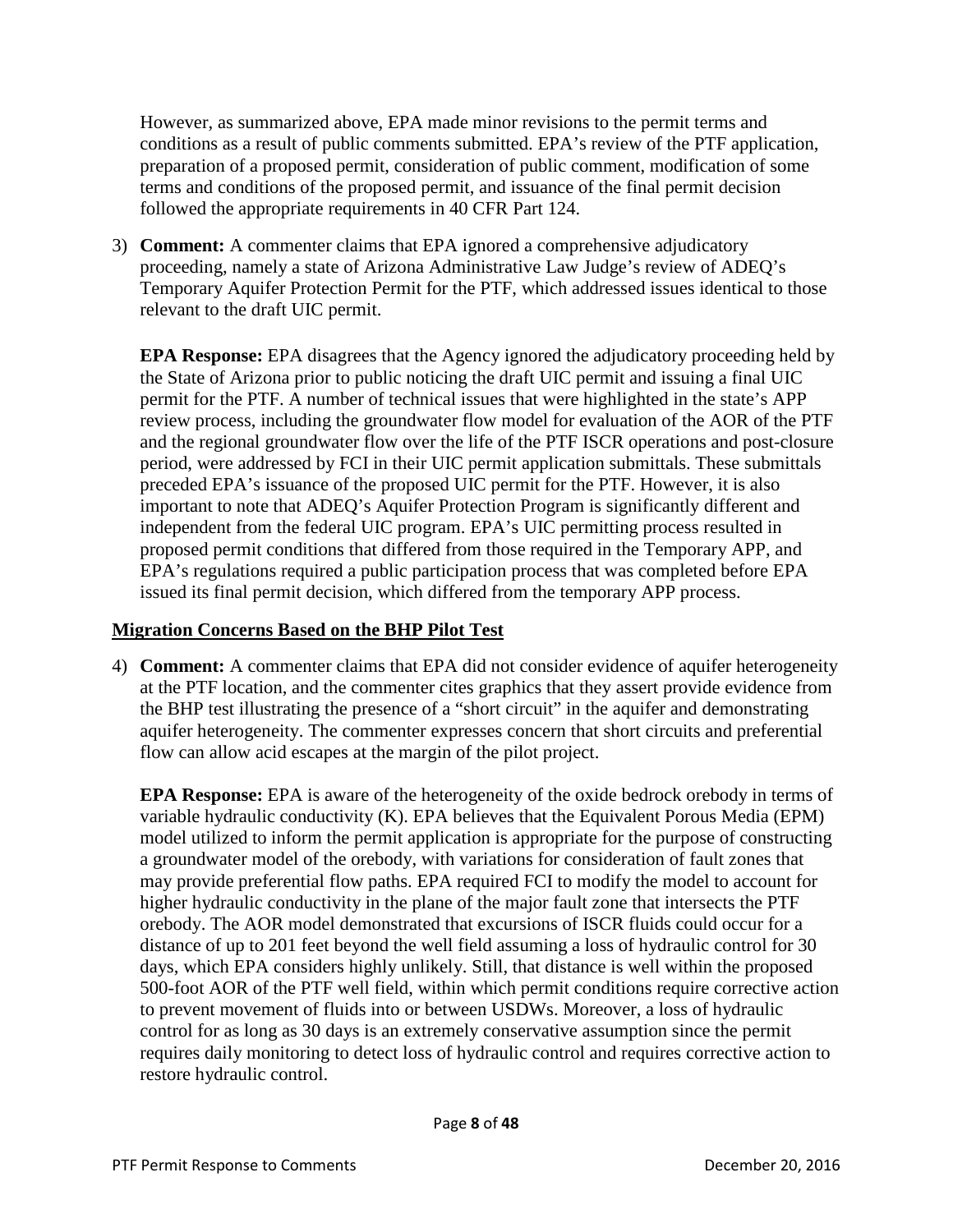However, as summarized above, EPA made minor revisions to the permit terms and conditions as a result of public comments submitted. EPA's review of the PTF application, preparation of a proposed permit, consideration of public comment, modification of some terms and conditions of the proposed permit, and issuance of the final permit decision followed the appropriate requirements in 40 CFR Part 124.

3) **Comment:** A commenter claims that EPA ignored a comprehensive adjudicatory proceeding, namely a state of Arizona Administrative Law Judge's review of ADEQ's Temporary Aquifer Protection Permit for the PTF, which addressed issues identical to those relevant to the draft UIC permit.

   **EPA Response:** EPA disagrees that the Agency ignored the adjudicatory proceeding held by the State of Arizona prior to public noticing the draft UIC permit and issuing a final UIC permit for the PTF. A number of technical issues that were highlighted in the state's APP review process, including the groundwater flow model for evaluation of the AOR of the PTF and the regional groundwater flow over the life of the PTF ISCR operations and post-closure period, were addressed by FCI in their UIC permit application submittals. These submittals preceded EPA's issuance of the proposed UIC permit for the PTF. However, it is also important to note that ADEQ's Aquifer Protection Program is significantly different and independent from the federal UIC program. EPA's UIC permitting process resulted in proposed permit conditions that differed from those required in the Temporary APP, and EPA's regulations required a public participation process that was completed before EPA issued its final permit decision, which differed from the temporary APP process.

## Migration Concerns Based on the BHP Pilot Test

4) **Comment:** A commenter claims that EPA did not consider evidence of aquifer heterogeneity at the PTF location, and the commenter cites graphics that they assert provide evidence from the BHP test illustrating the presence of a "short circuit" in the aquifer and demonstrating aquifer heterogeneity. The commenter expresses concern that short circuits and preferential flow can allow acid escapes at the margin of the pilot project.

   **EPA Response:** EPA is aware of the heterogeneity of the oxide bedrock orebody in terms of variable hydraulic conductivity (K). EPA believes that the Equivalent Porous Media (EPM) model utilized to inform the permit application is appropriate for the purpose of constructing a groundwater model of the orebody, with variations for consideration of fault zones that may provide preferential flow paths. EPA required FCI to modify the model to account for higher hydraulic conductivity in the plane of the major fault zone that intersects the PTF orebody. The AOR model demonstrated that excursions of ISCR fluids could occur for a distance of up to 201 feet beyond the well field assuming a loss of hydraulic control for 30 days, which EPA considers highly unlikely. Still, that distance is well within the proposed 500-foot AOR of the PTF well field, within which permit conditions require corrective action to prevent movement of fluids into or between USDWs. Moreover, a loss of hydraulic control for as long as 30 days is an extremely conservative assumption since the permit requires daily monitoring to detect loss of hydraulic control and requires corrective action to restore hydraulic control.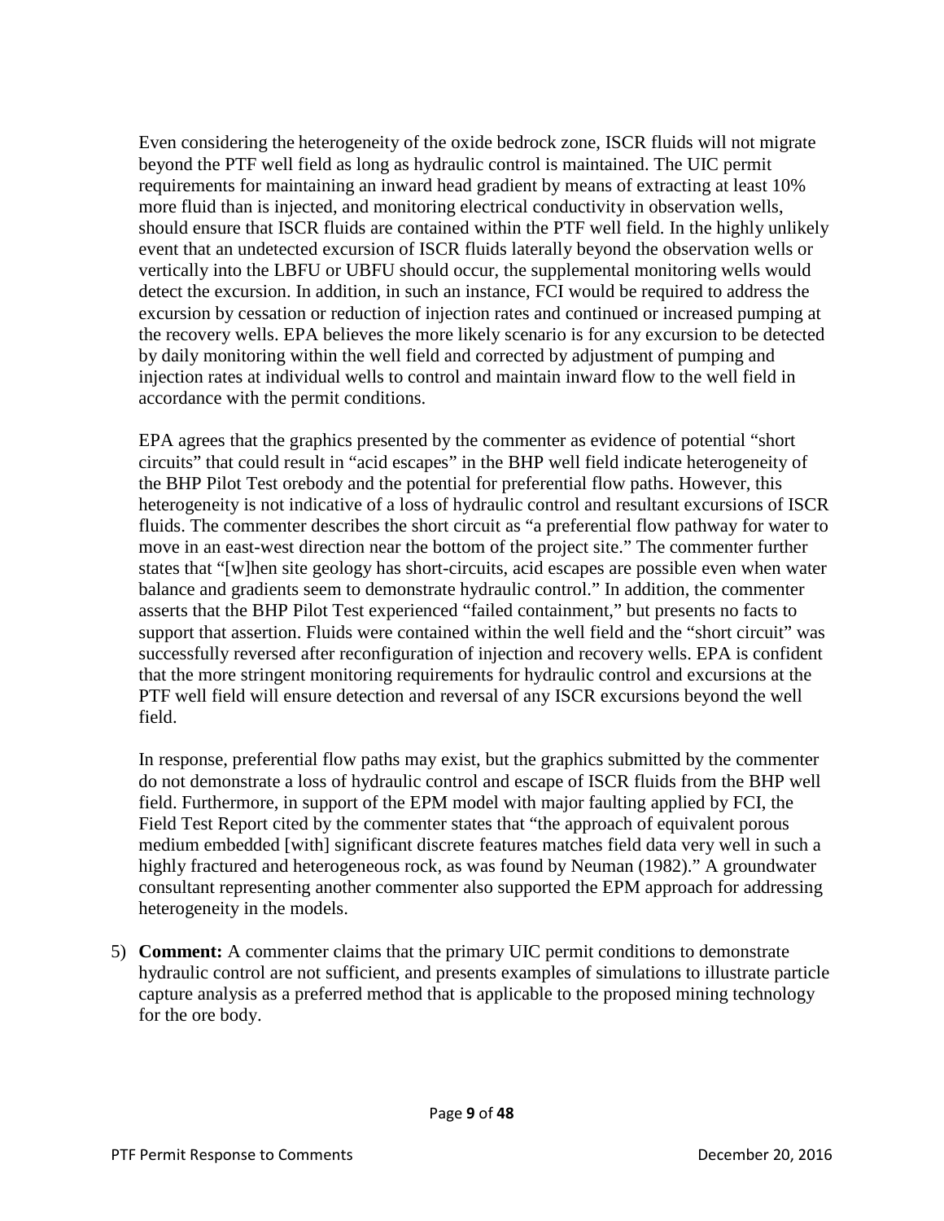Even considering the heterogeneity of the oxide bedrock zone, ISCR fluids will not migrate beyond the PTF well field as long as hydraulic control is maintained. The UIC permit requirements for maintaining an inward head gradient by means of extracting at least 10% more fluid than is injected, and monitoring electrical conductivity in observation wells, should ensure that ISCR fluids are contained within the PTF well field. In the highly unlikely event that an undetected excursion of ISCR fluids laterally beyond the observation wells or vertically into the LBFU or UBFU should occur, the supplemental monitoring wells would detect the excursion. In addition, in such an instance, FCI would be required to address the excursion by cessation or reduction of injection rates and continued or increased pumping at the recovery wells. EPA believes the more likely scenario is for any excursion to be detected by daily monitoring within the well field and corrected by adjustment of pumping and injection rates at individual wells to control and maintain inward flow to the well field in accordance with the permit conditions.

EPA agrees that the graphics presented by the commenter as evidence of potential "short circuits" that could result in "acid escapes" in the BHP well field indicate heterogeneity of the BHP Pilot Test orebody and the potential for preferential flow paths. However, this heterogeneity is not indicative of a loss of hydraulic control and resultant excursions of ISCR fluids. The commenter describes the short circuit as "a preferential flow pathway for water to move in an east-west direction near the bottom of the project site." The commenter further states that "[w]hen site geology has short-circuits, acid escapes are possible even when water balance and gradients seem to demonstrate hydraulic control." In addition, the commenter asserts that the BHP Pilot Test experienced "failed containment," but presents no facts to support that assertion. Fluids were contained within the well field and the "short circuit" was successfully reversed after reconfiguration of injection and recovery wells. EPA is confident that the more stringent monitoring requirements for hydraulic control and excursions at the PTF well field will ensure detection and reversal of any ISCR excursions beyond the well field.

In response, preferential flow paths may exist, but the graphics submitted by the commenter do not demonstrate a loss of hydraulic control and escape of ISCR fluids from the BHP well field. Furthermore, in support of the EPM model with major faulting applied by FCI, the Field Test Report cited by the commenter states that "the approach of equivalent porous medium embedded [with] significant discrete features matches field data very well in such a highly fractured and heterogeneous rock, as was found by Neuman (1982)." A groundwater consultant representing another commenter also supported the EPM approach for addressing heterogeneity in the models.

5) **Comment:** A commenter claims that the primary UIC permit conditions to demonstrate hydraulic control are not sufficient, and presents examples of simulations to illustrate particle capture analysis as a preferred method that is applicable to the proposed mining technology for the ore body.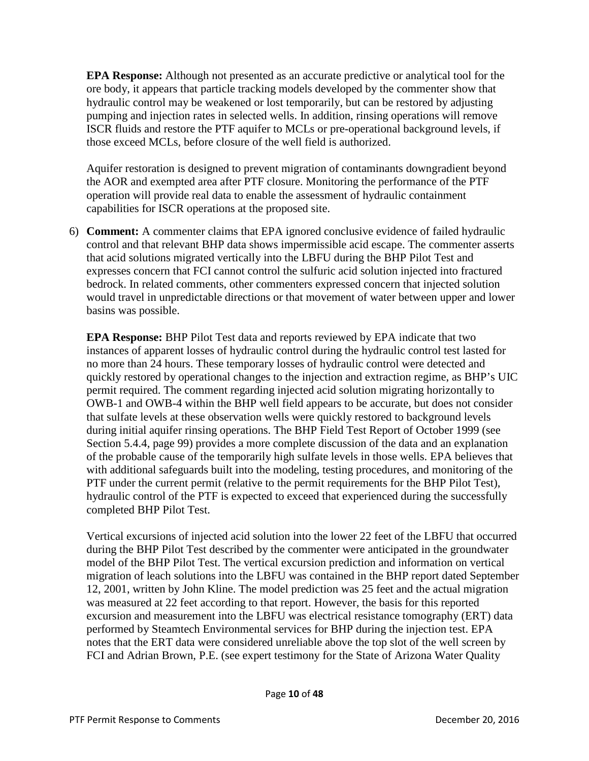**EPA Response:** Although not presented as an accurate predictive or analytical tool for the ore body, it appears that particle tracking models developed by the commenter show that hydraulic control may be weakened or lost temporarily, but can be restored by adjusting pumping and injection rates in selected wells. In addition, rinsing operations will remove ISCR fluids and restore the PTF aquifer to MCLs or pre-operational background levels, if those exceed MCLs, before closure of the well field is authorized.

Aquifer restoration is designed to prevent migration of contaminants downgradient beyond the AOR and exempted area after PTF closure. Monitoring the performance of the PTF operation will provide real data to enable the assessment of hydraulic containment capabilities for ISCR operations at the proposed site.

6) **Comment:** A commenter claims that EPA ignored conclusive evidence of failed hydraulic control and that relevant BHP data shows impermissible acid escape. The commenter asserts that acid solutions migrated vertically into the LBFU during the BHP Pilot Test and expresses concern that FCI cannot control the sulfuric acid solution injected into fractured bedrock. In related comments, other commenters expressed concern that injected solution would travel in unpredictable directions or that movement of water between upper and lower basins was possible.

   **EPA Response:** BHP Pilot Test data and reports reviewed by EPA indicate that two instances of apparent losses of hydraulic control during the hydraulic control test lasted for no more than 24 hours. These temporary losses of hydraulic control were detected and quickly restored by operational changes to the injection and extraction regime, as BHP's UIC permit required. The comment regarding injected acid solution migrating horizontally to OWB-1 and OWB-4 within the BHP well field appears to be accurate, but does not consider that sulfate levels at these observation wells were quickly restored to background levels during initial aquifer rinsing operations. The BHP Field Test Report of October 1999 (see Section 5.4.4, page 99) provides a more complete discussion of the data and an explanation of the probable cause of the temporarily high sulfate levels in those wells. EPA believes that with additional safeguards built into the modeling, testing procedures, and monitoring of the PTF under the current permit (relative to the permit requirements for the BHP Pilot Test), hydraulic control of the PTF is expected to exceed that experienced during the successfully completed BHP Pilot Test.

   Vertical excursions of injected acid solution into the lower 22 feet of the LBFU that occurred during the BHP Pilot Test described by the commenter were anticipated in the groundwater model of the BHP Pilot Test. The vertical excursion prediction and information on vertical migration of leach solutions into the LBFU was contained in the BHP report dated September 12, 2001, written by John Kline. The model prediction was 25 feet and the actual migration was measured at 22 feet according to that report. However, the basis for this reported excursion and measurement into the LBFU was electrical resistance tomography (ERT) data performed by Steamtech Environmental services for BHP during the injection test. EPA notes that the ERT data were considered unreliable above the top slot of the well screen by FCI and Adrian Brown, P.E. (see expert testimony for the State of Arizona Water Quality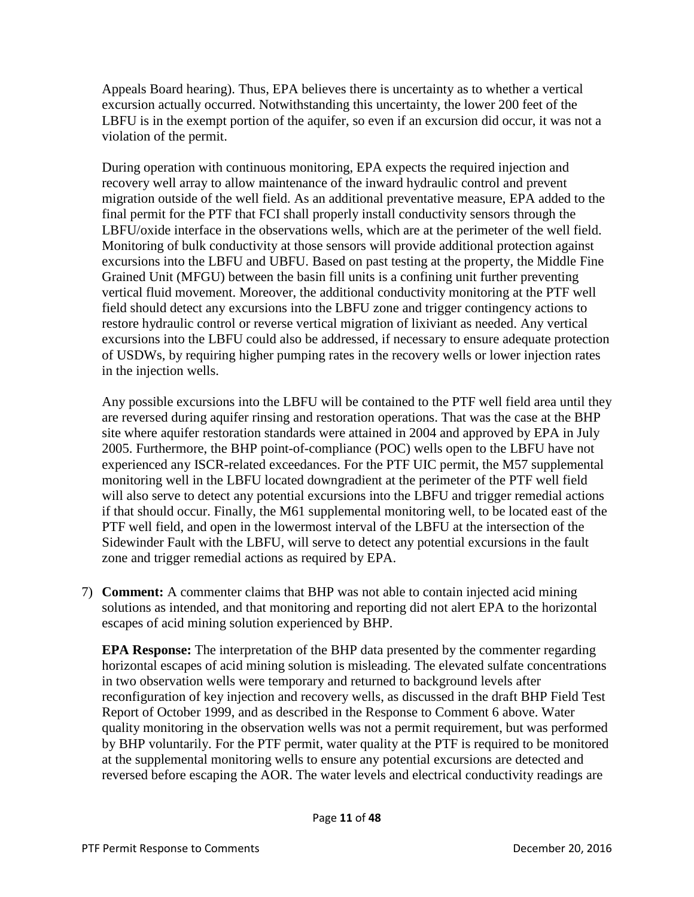Appeals Board hearing). Thus, EPA believes there is uncertainty as to whether a vertical excursion actually occurred. Notwithstanding this uncertainty, the lower 200 feet of the LBFU is in the exempt portion of the aquifer, so even if an excursion did occur, it was not a violation of the permit.

During operation with continuous monitoring, EPA expects the required injection and recovery well array to allow maintenance of the inward hydraulic control and prevent migration outside of the well field. As an additional preventative measure, EPA added to the final permit for the PTF that FCI shall properly install conductivity sensors through the LBFU/oxide interface in the observations wells, which are at the perimeter of the well field. Monitoring of bulk conductivity at those sensors will provide additional protection against excursions into the LBFU and UBFU. Based on past testing at the property, the Middle Fine Grained Unit (MFGU) between the basin fill units is a confining unit further preventing vertical fluid movement. Moreover, the additional conductivity monitoring at the PTF well field should detect any excursions into the LBFU zone and trigger contingency actions to restore hydraulic control or reverse vertical migration of lixiviant as needed. Any vertical excursions into the LBFU could also be addressed, if necessary to ensure adequate protection of USDWs, by requiring higher pumping rates in the recovery wells or lower injection rates in the injection wells.

Any possible excursions into the LBFU will be contained to the PTF well field area until they are reversed during aquifer rinsing and restoration operations. That was the case at the BHP site where aquifer restoration standards were attained in 2004 and approved by EPA in July 2005. Furthermore, the BHP point-of-compliance (POC) wells open to the LBFU have not experienced any ISCR-related exceedances. For the PTF UIC permit, the M57 supplemental monitoring well in the LBFU located downgradient at the perimeter of the PTF well field will also serve to detect any potential excursions into the LBFU and trigger remedial actions if that should occur. Finally, the M61 supplemental monitoring well, to be located east of the PTF well field, and open in the lowermost interval of the LBFU at the intersection of the Sidewinder Fault with the LBFU, will serve to detect any potential excursions in the fault zone and trigger remedial actions as required by EPA.

7) **Comment:** A commenter claims that BHP was not able to contain injected acid mining solutions as intended, and that monitoring and reporting did not alert EPA to the horizontal escapes of acid mining solution experienced by BHP.

   **EPA Response:** The interpretation of the BHP data presented by the commenter regarding horizontal escapes of acid mining solution is misleading. The elevated sulfate concentrations in two observation wells were temporary and returned to background levels after reconfiguration of key injection and recovery wells, as discussed in the draft BHP Field Test Report of October 1999, and as described in the Response to Comment 6 above. Water quality monitoring in the observation wells was not a permit requirement, but was performed by BHP voluntarily. For the PTF permit, water quality at the PTF is required to be monitored at the supplemental monitoring wells to ensure any potential excursions are detected and reversed before escaping the AOR. The water levels and electrical conductivity readings are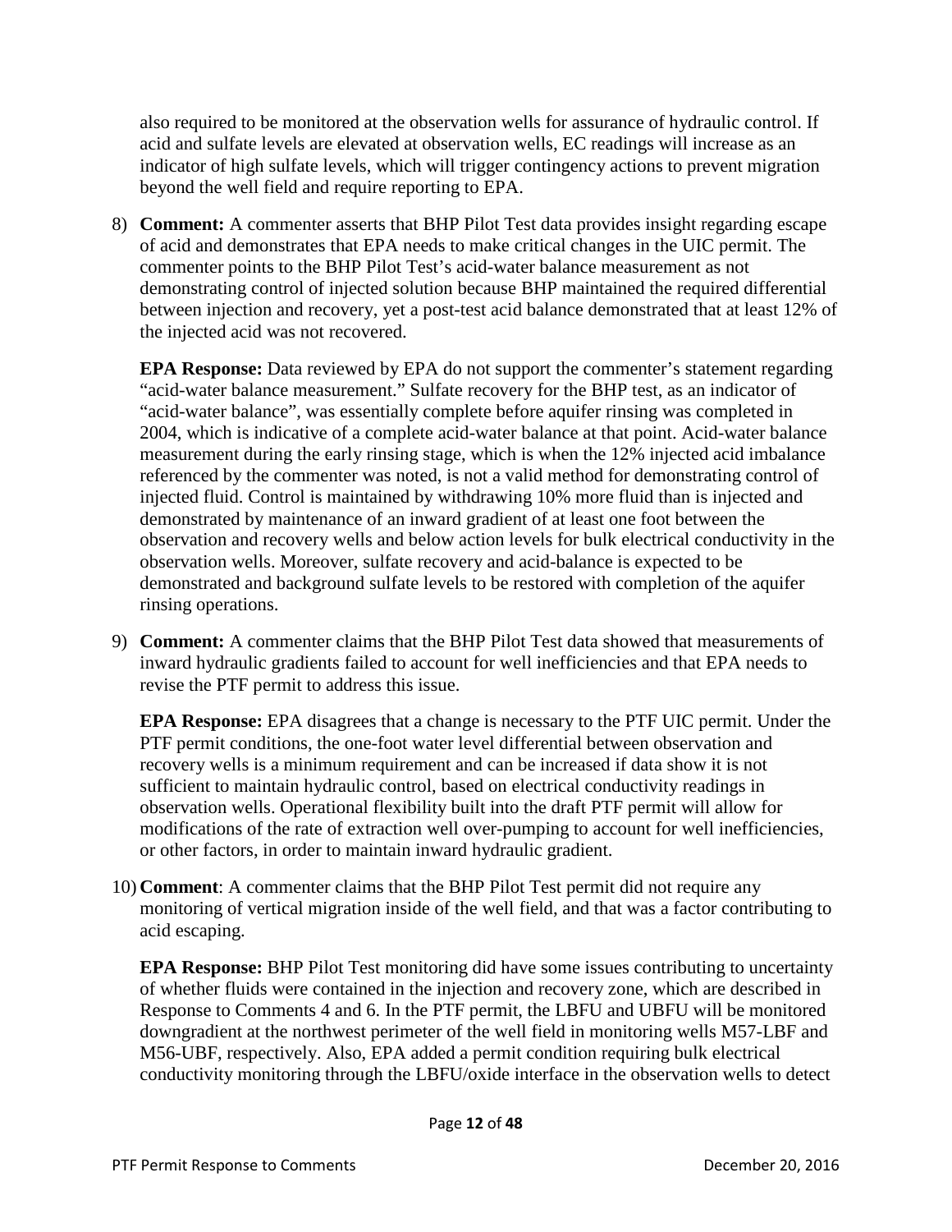also required to be monitored at the observation wells for assurance of hydraulic control. If acid and sulfate levels are elevated at observation wells, EC readings will increase as an indicator of high sulfate levels, which will trigger contingency actions to prevent migration beyond the well field and require reporting to EPA.

8) **Comment:** A commenter asserts that BHP Pilot Test data provides insight regarding escape of acid and demonstrates that EPA needs to make critical changes in the UIC permit. The commenter points to the BHP Pilot Test's acid-water balance measurement as not demonstrating control of injected solution because BHP maintained the required differential between injection and recovery, yet a post-test acid balance demonstrated that at least 12% of the injected acid was not recovered.

   **EPA Response:** Data reviewed by EPA do not support the commenter's statement regarding "acid-water balance measurement." Sulfate recovery for the BHP test, as an indicator of "acid-water balance", was essentially complete before aquifer rinsing was completed in 2004, which is indicative of a complete acid-water balance at that point. Acid-water balance measurement during the early rinsing stage, which is when the 12% injected acid imbalance referenced by the commenter was noted, is not a valid method for demonstrating control of injected fluid. Control is maintained by withdrawing 10% more fluid than is injected and demonstrated by maintenance of an inward gradient of at least one foot between the observation and recovery wells and below action levels for bulk electrical conductivity in the observation wells. Moreover, sulfate recovery and acid-balance is expected to be demonstrated and background sulfate levels to be restored with completion of the aquifer rinsing operations.

9) **Comment:** A commenter claims that the BHP Pilot Test data showed that measurements of inward hydraulic gradients failed to account for well inefficiencies and that EPA needs to revise the PTF permit to address this issue.

   **EPA Response:** EPA disagrees that a change is necessary to the PTF UIC permit. Under the PTF permit conditions, the one-foot water level differential between observation and recovery wells is a minimum requirement and can be increased if data show it is not sufficient to maintain hydraulic control, based on electrical conductivity readings in observation wells. Operational flexibility built into the draft PTF permit will allow for modifications of the rate of extraction well over-pumping to account for well inefficiencies, or other factors, in order to maintain inward hydraulic gradient.

10) **Comment**: A commenter claims that the BHP Pilot Test permit did not require any monitoring of vertical migration inside of the well field, and that was a factor contributing to acid escaping.

   **EPA Response:** BHP Pilot Test monitoring did have some issues contributing to uncertainty of whether fluids were contained in the injection and recovery zone, which are described in Response to Comments 4 and 6. In the PTF permit, the LBFU and UBFU will be monitored downgradient at the northwest perimeter of the well field in monitoring wells M57-LBF and M56-UBF, respectively. Also, EPA added a permit condition requiring bulk electrical conductivity monitoring through the LBFU/oxide interface in the observation wells to detect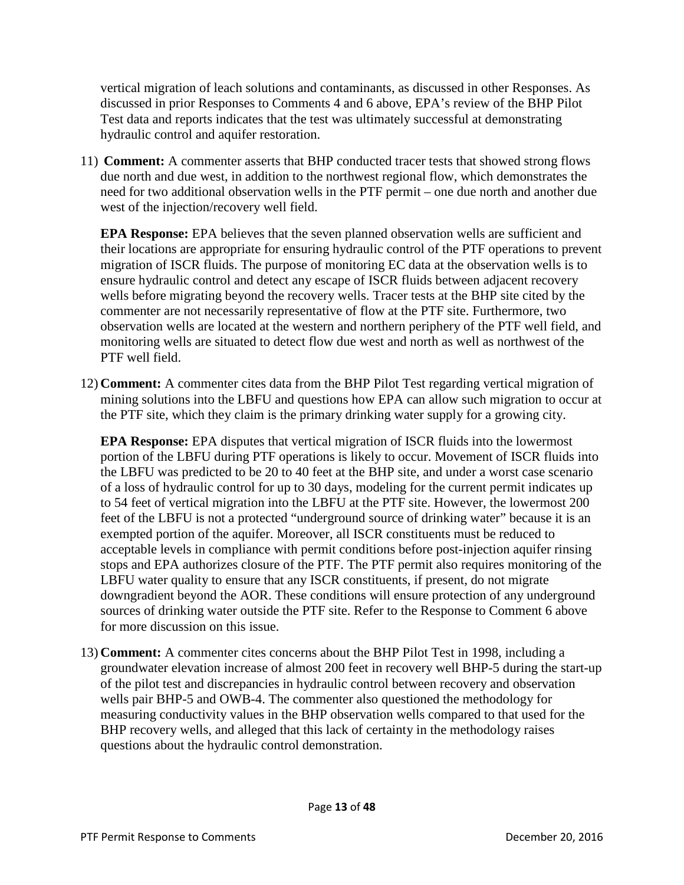vertical migration of leach solutions and contaminants, as discussed in other Responses. As discussed in prior Responses to Comments 4 and 6 above, EPA's review of the BHP Pilot Test data and reports indicates that the test was ultimately successful at demonstrating hydraulic control and aquifer restoration.

11) **Comment:** A commenter asserts that BHP conducted tracer tests that showed strong flows due north and due west, in addition to the northwest regional flow, which demonstrates the need for two additional observation wells in the PTF permit – one due north and another due west of the injection/recovery well field.

    **EPA Response:** EPA believes that the seven planned observation wells are sufficient and their locations are appropriate for ensuring hydraulic control of the PTF operations to prevent migration of ISCR fluids. The purpose of monitoring EC data at the observation wells is to ensure hydraulic control and detect any escape of ISCR fluids between adjacent recovery wells before migrating beyond the recovery wells. Tracer tests at the BHP site cited by the commenter are not necessarily representative of flow at the PTF site. Furthermore, two observation wells are located at the western and northern periphery of the PTF well field, and monitoring wells are situated to detect flow due west and north as well as northwest of the PTF well field.

12) **Comment:** A commenter cites data from the BHP Pilot Test regarding vertical migration of mining solutions into the LBFU and questions how EPA can allow such migration to occur at the PTF site, which they claim is the primary drinking water supply for a growing city.

    **EPA Response:** EPA disputes that vertical migration of ISCR fluids into the lowermost portion of the LBFU during PTF operations is likely to occur. Movement of ISCR fluids into the LBFU was predicted to be 20 to 40 feet at the BHP site, and under a worst case scenario of a loss of hydraulic control for up to 30 days, modeling for the current permit indicates up to 54 feet of vertical migration into the LBFU at the PTF site. However, the lowermost 200 feet of the LBFU is not a protected "underground source of drinking water" because it is an exempted portion of the aquifer. Moreover, all ISCR constituents must be reduced to acceptable levels in compliance with permit conditions before post-injection aquifer rinsing stops and EPA authorizes closure of the PTF. The PTF permit also requires monitoring of the LBFU water quality to ensure that any ISCR constituents, if present, do not migrate downgradient beyond the AOR. These conditions will ensure protection of any underground sources of drinking water outside the PTF site. Refer to the Response to Comment 6 above for more discussion on this issue.

13) **Comment:** A commenter cites concerns about the BHP Pilot Test in 1998, including a groundwater elevation increase of almost 200 feet in recovery well BHP-5 during the start-up of the pilot test and discrepancies in hydraulic control between recovery and observation wells pair BHP-5 and OWB-4. The commenter also questioned the methodology for measuring conductivity values in the BHP observation wells compared to that used for the BHP recovery wells, and alleged that this lack of certainty in the methodology raises questions about the hydraulic control demonstration.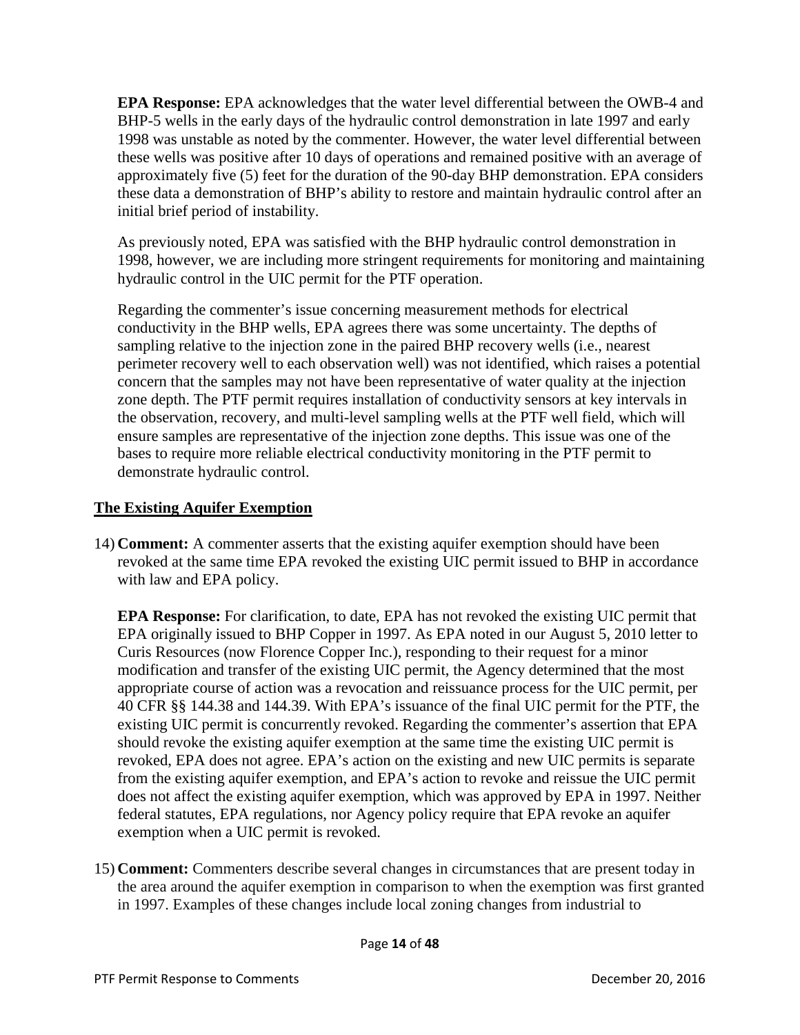**EPA Response:** EPA acknowledges that the water level differential between the OWB-4 and BHP-5 wells in the early days of the hydraulic control demonstration in late 1997 and early 1998 was unstable as noted by the commenter. However, the water level differential between these wells was positive after 10 days of operations and remained positive with an average of approximately five (5) feet for the duration of the 90-day BHP demonstration. EPA considers these data a demonstration of BHP's ability to restore and maintain hydraulic control after an initial brief period of instability.

As previously noted, EPA was satisfied with the BHP hydraulic control demonstration in 1998, however, we are including more stringent requirements for monitoring and maintaining hydraulic control in the UIC permit for the PTF operation.

Regarding the commenter's issue concerning measurement methods for electrical conductivity in the BHP wells, EPA agrees there was some uncertainty. The depths of sampling relative to the injection zone in the paired BHP recovery wells (i.e., nearest perimeter recovery well to each observation well) was not identified, which raises a potential concern that the samples may not have been representative of water quality at the injection zone depth. The PTF permit requires installation of conductivity sensors at key intervals in the observation, recovery, and multi-level sampling wells at the PTF well field, which will ensure samples are representative of the injection zone depths. This issue was one of the bases to require more reliable electrical conductivity monitoring in the PTF permit to demonstrate hydraulic control.

## The Existing Aquifer Exemption

14) **Comment:** A commenter asserts that the existing aquifer exemption should have been revoked at the same time EPA revoked the existing UIC permit issued to BHP in accordance with law and EPA policy.

**EPA Response:** For clarification, to date, EPA has not revoked the existing UIC permit that EPA originally issued to BHP Copper in 1997. As EPA noted in our August 5, 2010 letter to Curis Resources (now Florence Copper Inc.), responding to their request for a minor modification and transfer of the existing UIC permit, the Agency determined that the most appropriate course of action was a revocation and reissuance process for the UIC permit, per 40 CFR §§ 144.38 and 144.39. With EPA's issuance of the final UIC permit for the PTF, the existing UIC permit is concurrently revoked. Regarding the commenter's assertion that EPA should revoke the existing aquifer exemption at the same time the existing UIC permit is revoked, EPA does not agree. EPA's action on the existing and new UIC permits is separate from the existing aquifer exemption, and EPA's action to revoke and reissue the UIC permit does not affect the existing aquifer exemption, which was approved by EPA in 1997. Neither federal statutes, EPA regulations, nor Agency policy require that EPA revoke an aquifer exemption when a UIC permit is revoked.

15) **Comment:** Commenters describe several changes in circumstances that are present today in the area around the aquifer exemption in comparison to when the exemption was first granted in 1997. Examples of these changes include local zoning changes from industrial to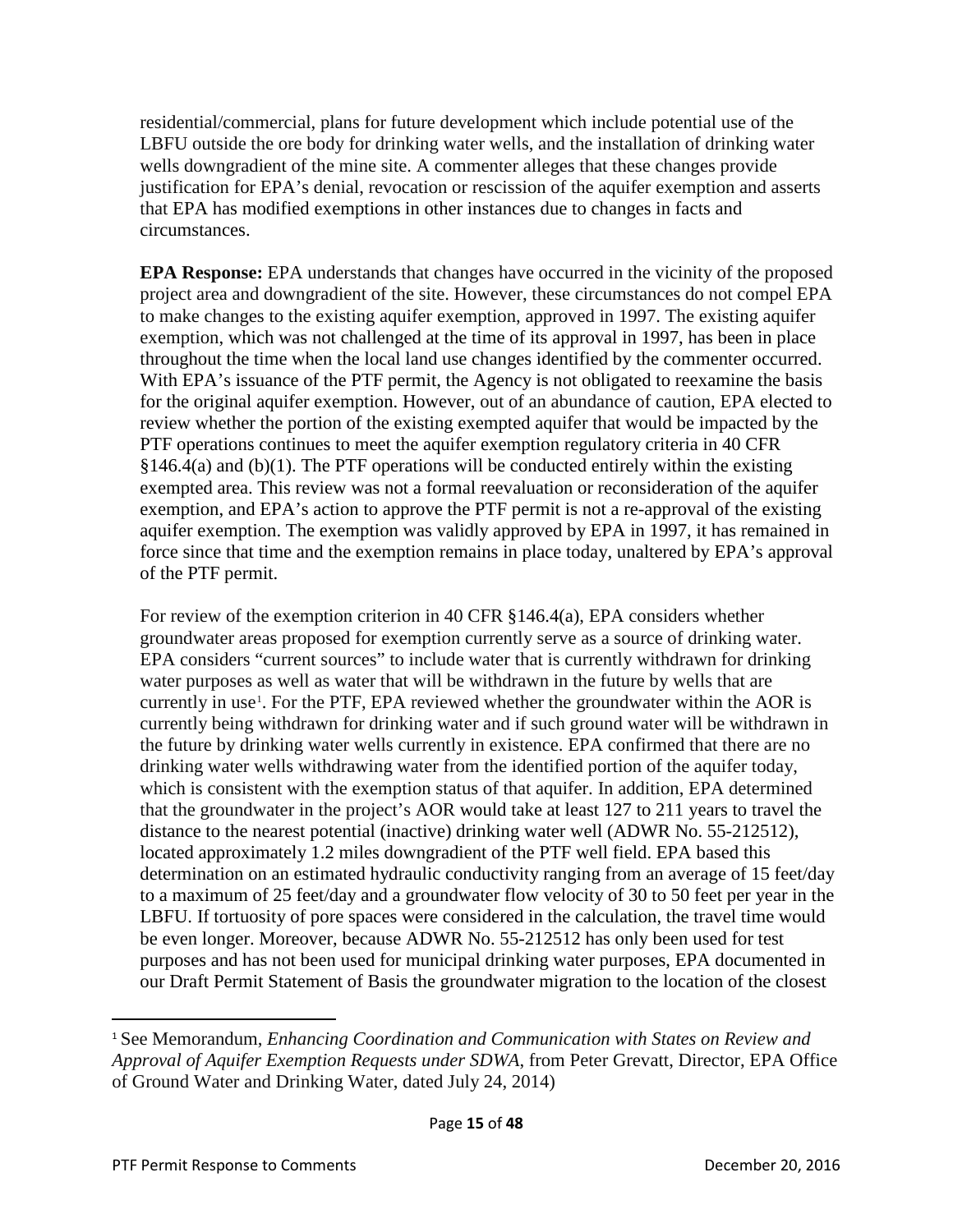residential/commercial, plans for future development which include potential use of the LBFU outside the ore body for drinking water wells, and the installation of drinking water wells downgradient of the mine site. A commenter alleges that these changes provide justification for EPA's denial, revocation or rescission of the aquifer exemption and asserts that EPA has modified exemptions in other instances due to changes in facts and circumstances.

**EPA Response:** EPA understands that changes have occurred in the vicinity of the proposed project area and downgradient of the site. However, these circumstances do not compel EPA to make changes to the existing aquifer exemption, approved in 1997. The existing aquifer exemption, which was not challenged at the time of its approval in 1997, has been in place throughout the time when the local land use changes identified by the commenter occurred. With EPA's issuance of the PTF permit, the Agency is not obligated to reexamine the basis for the original aquifer exemption. However, out of an abundance of caution, EPA elected to review whether the portion of the existing exempted aquifer that would be impacted by the PTF operations continues to meet the aquifer exemption regulatory criteria in 40 CFR §146.4(a) and (b)(1). The PTF operations will be conducted entirely within the existing exempted area. This review was not a formal reevaluation or reconsideration of the aquifer exemption, and EPA's action to approve the PTF permit is not a re-approval of the existing aquifer exemption. The exemption was validly approved by EPA in 1997, it has remained in force since that time and the exemption remains in place today, unaltered by EPA's approval of the PTF permit.

For review of the exemption criterion in 40 CFR §146.4(a), EPA considers whether groundwater areas proposed for exemption currently serve as a source of drinking water. EPA considers "current sources" to include water that is currently withdrawn for drinking water purposes as well as water that will be withdrawn in the future by wells that are currently in use[1]. For the PTF, EPA reviewed whether the groundwater within the AOR is currently being withdrawn for drinking water and if such ground water will be withdrawn in the future by drinking water wells currently in existence. EPA confirmed that there are no drinking water wells withdrawing water from the identified portion of the aquifer today, which is consistent with the exemption status of that aquifer. In addition, EPA determined that the groundwater in the project's AOR would take at least 127 to 211 years to travel the distance to the nearest potential (inactive) drinking water well (ADWR No. 55-212512), located approximately 1.2 miles downgradient of the PTF well field. EPA based this determination on an estimated hydraulic conductivity ranging from an average of 15 feet/day to a maximum of 25 feet/day and a groundwater flow velocity of 30 to 50 feet per year in the LBFU. If tortuosity of pore spaces were considered in the calculation, the travel time would be even longer. Moreover, because ADWR No. 55-212512 has only been used for test purposes and has not been used for municipal drinking water purposes, EPA documented in our Draft Permit Statement of Basis the groundwater migration to the location of the closest

[1] See Memorandum, *Enhancing Coordination and Communication with States on Review and Approval of Aquifer Exemption Requests under SDWA*, from Peter Grevatt, Director, EPA Office of Ground Water and Drinking Water, dated July 24, 2014)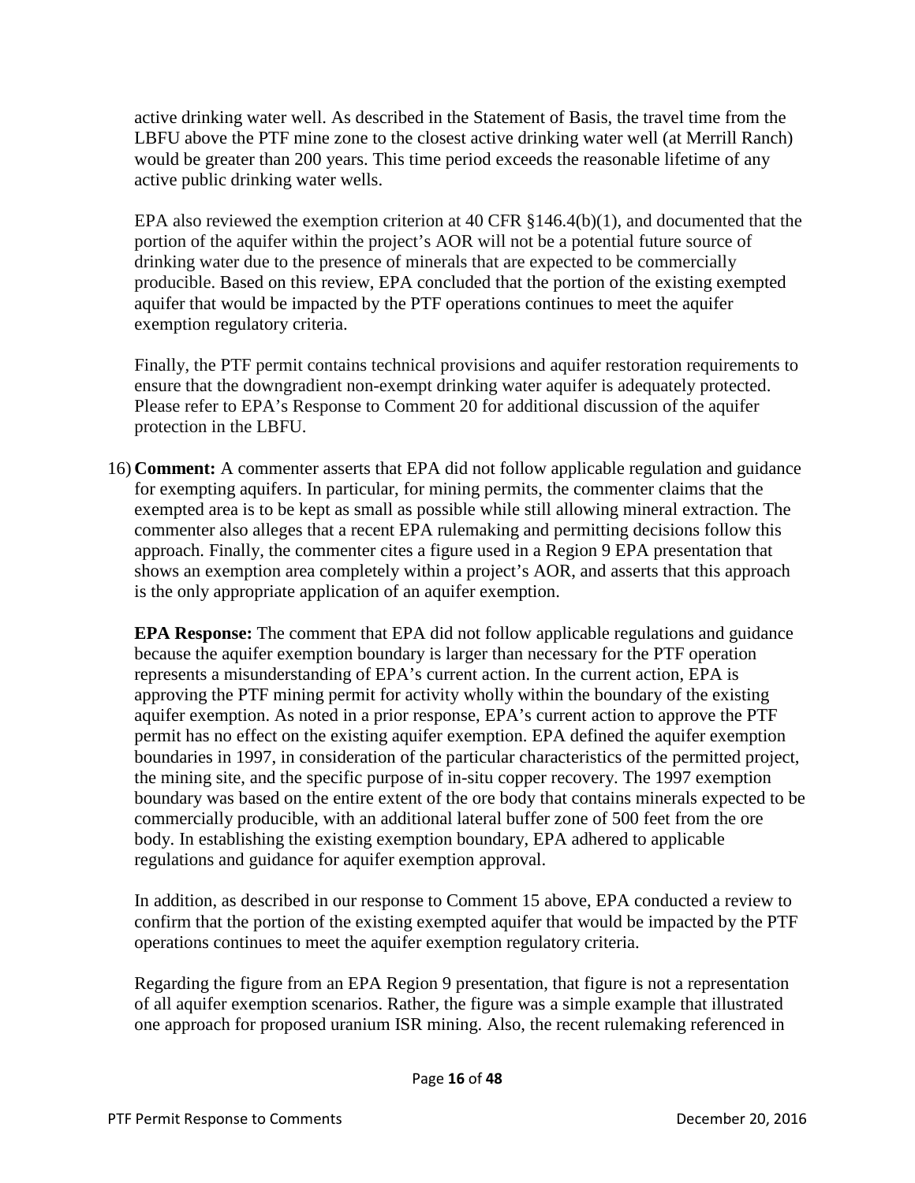active drinking water well. As described in the Statement of Basis, the travel time from the LBFU above the PTF mine zone to the closest active drinking water well (at Merrill Ranch) would be greater than 200 years. This time period exceeds the reasonable lifetime of any active public drinking water wells.

EPA also reviewed the exemption criterion at 40 CFR §146.4(b)(1), and documented that the portion of the aquifer within the project's AOR will not be a potential future source of drinking water due to the presence of minerals that are expected to be commercially producible. Based on this review, EPA concluded that the portion of the existing exempted aquifer that would be impacted by the PTF operations continues to meet the aquifer exemption regulatory criteria.

Finally, the PTF permit contains technical provisions and aquifer restoration requirements to ensure that the downgradient non-exempt drinking water aquifer is adequately protected. Please refer to EPA's Response to Comment 20 for additional discussion of the aquifer protection in the LBFU.

16) **Comment:** A commenter asserts that EPA did not follow applicable regulation and guidance for exempting aquifers. In particular, for mining permits, the commenter claims that the exempted area is to be kept as small as possible while still allowing mineral extraction. The commenter also alleges that a recent EPA rulemaking and permitting decisions follow this approach. Finally, the commenter cites a figure used in a Region 9 EPA presentation that shows an exemption area completely within a project's AOR, and asserts that this approach is the only appropriate application of an aquifer exemption.

    **EPA Response:** The comment that EPA did not follow applicable regulations and guidance because the aquifer exemption boundary is larger than necessary for the PTF operation represents a misunderstanding of EPA's current action. In the current action, EPA is approving the PTF mining permit for activity wholly within the boundary of the existing aquifer exemption. As noted in a prior response, EPA's current action to approve the PTF permit has no effect on the existing aquifer exemption. EPA defined the aquifer exemption boundaries in 1997, in consideration of the particular characteristics of the permitted project, the mining site, and the specific purpose of in-situ copper recovery. The 1997 exemption boundary was based on the entire extent of the ore body that contains minerals expected to be commercially producible, with an additional lateral buffer zone of 500 feet from the ore body. In establishing the existing exemption boundary, EPA adhered to applicable regulations and guidance for aquifer exemption approval.

    In addition, as described in our response to Comment 15 above, EPA conducted a review to confirm that the portion of the existing exempted aquifer that would be impacted by the PTF operations continues to meet the aquifer exemption regulatory criteria.

    Regarding the figure from an EPA Region 9 presentation, that figure is not a representation of all aquifer exemption scenarios. Rather, the figure was a simple example that illustrated one approach for proposed uranium ISR mining. Also, the recent rulemaking referenced in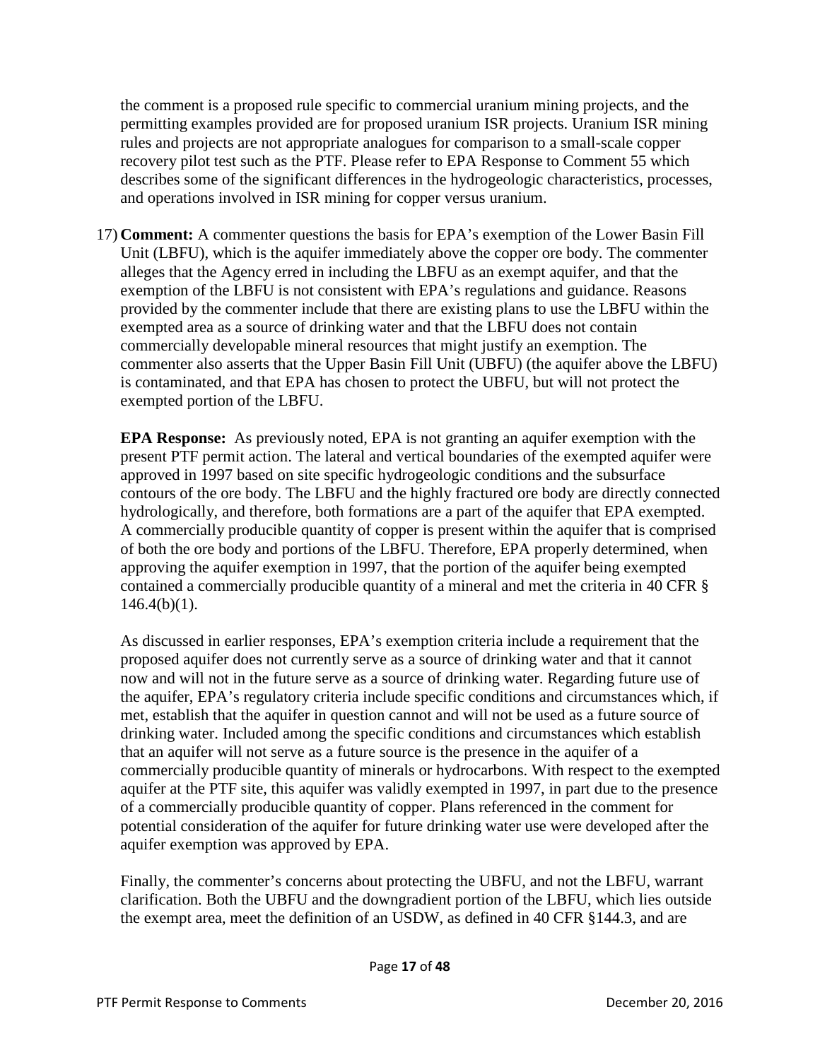the comment is a proposed rule specific to commercial uranium mining projects, and the permitting examples provided are for proposed uranium ISR projects. Uranium ISR mining rules and projects are not appropriate analogues for comparison to a small-scale copper recovery pilot test such as the PTF. Please refer to EPA Response to Comment 55 which describes some of the significant differences in the hydrogeologic characteristics, processes, and operations involved in ISR mining for copper versus uranium.

17) **Comment:** A commenter questions the basis for EPA's exemption of the Lower Basin Fill Unit (LBFU), which is the aquifer immediately above the copper ore body. The commenter alleges that the Agency erred in including the LBFU as an exempt aquifer, and that the exemption of the LBFU is not consistent with EPA's regulations and guidance. Reasons provided by the commenter include that there are existing plans to use the LBFU within the exempted area as a source of drinking water and that the LBFU does not contain commercially developable mineral resources that might justify an exemption. The commenter also asserts that the Upper Basin Fill Unit (UBFU) (the aquifer above the LBFU) is contaminated, and that EPA has chosen to protect the UBFU, but will not protect the exempted portion of the LBFU.

    **EPA Response:** As previously noted, EPA is not granting an aquifer exemption with the present PTF permit action. The lateral and vertical boundaries of the exempted aquifer were approved in 1997 based on site specific hydrogeologic conditions and the subsurface contours of the ore body. The LBFU and the highly fractured ore body are directly connected hydrologically, and therefore, both formations are a part of the aquifer that EPA exempted. A commercially producible quantity of copper is present within the aquifer that is comprised of both the ore body and portions of the LBFU. Therefore, EPA properly determined, when approving the aquifer exemption in 1997, that the portion of the aquifer being exempted contained a commercially producible quantity of a mineral and met the criteria in 40 CFR § 146.4(b)(1).

    As discussed in earlier responses, EPA's exemption criteria include a requirement that the proposed aquifer does not currently serve as a source of drinking water and that it cannot now and will not in the future serve as a source of drinking water. Regarding future use of the aquifer, EPA's regulatory criteria include specific conditions and circumstances which, if met, establish that the aquifer in question cannot and will not be used as a future source of drinking water. Included among the specific conditions and circumstances which establish that an aquifer will not serve as a future source is the presence in the aquifer of a commercially producible quantity of minerals or hydrocarbons. With respect to the exempted aquifer at the PTF site, this aquifer was validly exempted in 1997, in part due to the presence of a commercially producible quantity of copper. Plans referenced in the comment for potential consideration of the aquifer for future drinking water use were developed after the aquifer exemption was approved by EPA.

    Finally, the commenter's concerns about protecting the UBFU, and not the LBFU, warrant clarification. Both the UBFU and the downgradient portion of the LBFU, which lies outside the exempt area, meet the definition of an USDW, as defined in 40 CFR §144.3, and are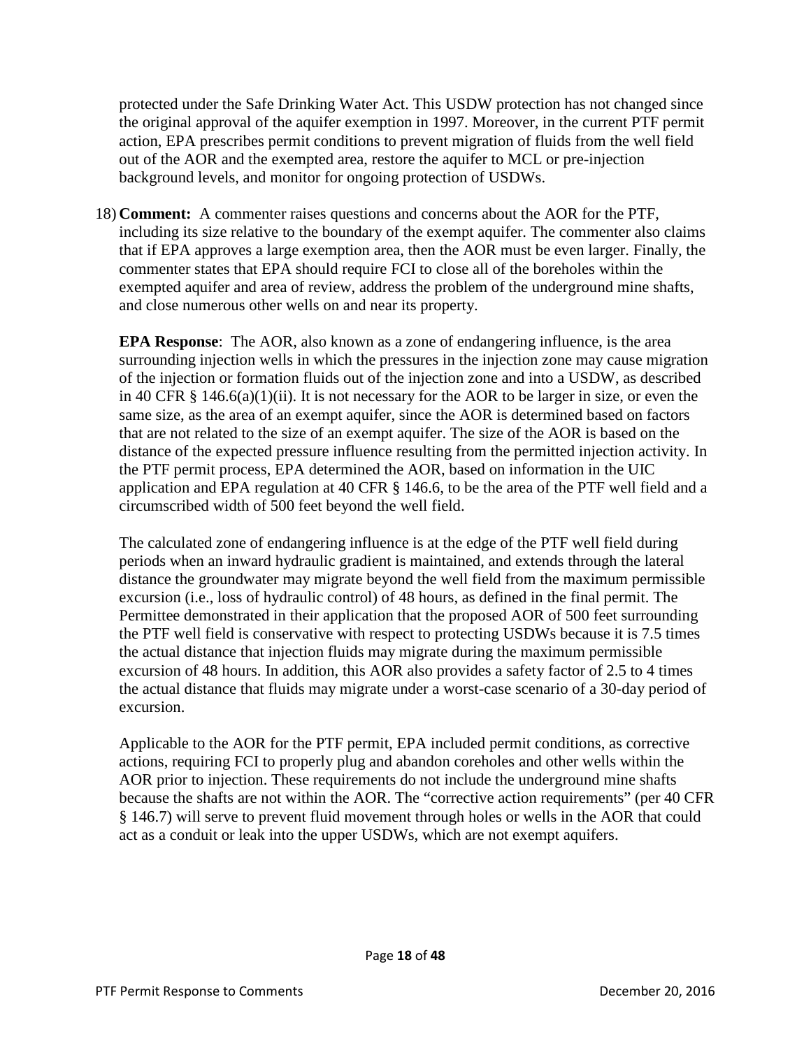protected under the Safe Drinking Water Act. This USDW protection has not changed since the original approval of the aquifer exemption in 1997. Moreover, in the current PTF permit action, EPA prescribes permit conditions to prevent migration of fluids from the well field out of the AOR and the exempted area, restore the aquifer to MCL or pre-injection background levels, and monitor for ongoing protection of USDWs.

18) **Comment:** A commenter raises questions and concerns about the AOR for the PTF, including its size relative to the boundary of the exempt aquifer. The commenter also claims that if EPA approves a large exemption area, then the AOR must be even larger. Finally, the commenter states that EPA should require FCI to close all of the boreholes within the exempted aquifer and area of review, address the problem of the underground mine shafts, and close numerous other wells on and near its property.

    **EPA Response**: The AOR, also known as a zone of endangering influence, is the area surrounding injection wells in which the pressures in the injection zone may cause migration of the injection or formation fluids out of the injection zone and into a USDW, as described in 40 CFR § 146.6(a)(1)(ii). It is not necessary for the AOR to be larger in size, or even the same size, as the area of an exempt aquifer, since the AOR is determined based on factors that are not related to the size of an exempt aquifer. The size of the AOR is based on the distance of the expected pressure influence resulting from the permitted injection activity. In the PTF permit process, EPA determined the AOR, based on information in the UIC application and EPA regulation at 40 CFR § 146.6, to be the area of the PTF well field and a circumscribed width of 500 feet beyond the well field.

    The calculated zone of endangering influence is at the edge of the PTF well field during periods when an inward hydraulic gradient is maintained, and extends through the lateral distance the groundwater may migrate beyond the well field from the maximum permissible excursion (i.e., loss of hydraulic control) of 48 hours, as defined in the final permit. The Permittee demonstrated in their application that the proposed AOR of 500 feet surrounding the PTF well field is conservative with respect to protecting USDWs because it is 7.5 times the actual distance that injection fluids may migrate during the maximum permissible excursion of 48 hours. In addition, this AOR also provides a safety factor of 2.5 to 4 times the actual distance that fluids may migrate under a worst-case scenario of a 30-day period of excursion.

    Applicable to the AOR for the PTF permit, EPA included permit conditions, as corrective actions, requiring FCI to properly plug and abandon coreholes and other wells within the AOR prior to injection. These requirements do not include the underground mine shafts because the shafts are not within the AOR. The "corrective action requirements" (per 40 CFR § 146.7) will serve to prevent fluid movement through holes or wells in the AOR that could act as a conduit or leak into the upper USDWs, which are not exempt aquifers.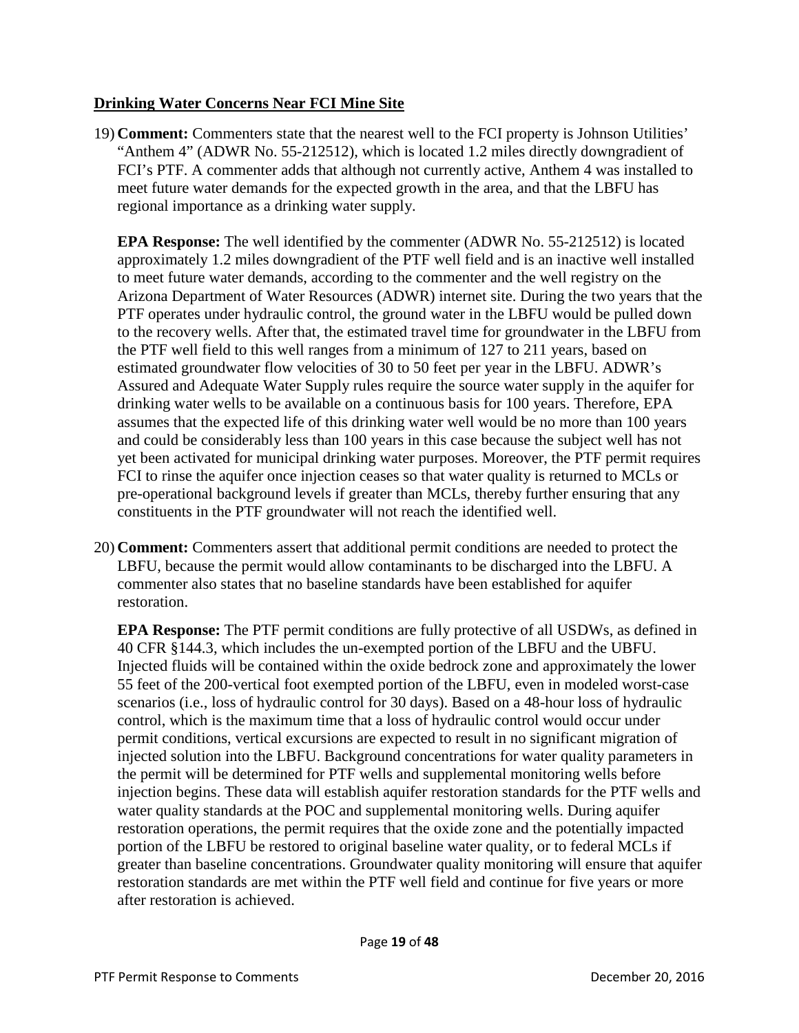## Drinking Water Concerns Near FCI Mine Site

19) **Comment:** Commenters state that the nearest well to the FCI property is Johnson Utilities' "Anthem 4" (ADWR No. 55-212512), which is located 1.2 miles directly downgradient of FCI's PTF. A commenter adds that although not currently active, Anthem 4 was installed to meet future water demands for the expected growth in the area, and that the LBFU has regional importance as a drinking water supply.

    **EPA Response:** The well identified by the commenter (ADWR No. 55-212512) is located approximately 1.2 miles downgradient of the PTF well field and is an inactive well installed to meet future water demands, according to the commenter and the well registry on the Arizona Department of Water Resources (ADWR) internet site. During the two years that the PTF operates under hydraulic control, the ground water in the LBFU would be pulled down to the recovery wells. After that, the estimated travel time for groundwater in the LBFU from the PTF well field to this well ranges from a minimum of 127 to 211 years, based on estimated groundwater flow velocities of 30 to 50 feet per year in the LBFU. ADWR's Assured and Adequate Water Supply rules require the source water supply in the aquifer for drinking water wells to be available on a continuous basis for 100 years. Therefore, EPA assumes that the expected life of this drinking water well would be no more than 100 years and could be considerably less than 100 years in this case because the subject well has not yet been activated for municipal drinking water purposes. Moreover, the PTF permit requires FCI to rinse the aquifer once injection ceases so that water quality is returned to MCLs or pre-operational background levels if greater than MCLs, thereby further ensuring that any constituents in the PTF groundwater will not reach the identified well.

20) **Comment:** Commenters assert that additional permit conditions are needed to protect the LBFU, because the permit would allow contaminants to be discharged into the LBFU. A commenter also states that no baseline standards have been established for aquifer restoration.

    **EPA Response:** The PTF permit conditions are fully protective of all USDWs, as defined in 40 CFR §144.3, which includes the un-exempted portion of the LBFU and the UBFU. Injected fluids will be contained within the oxide bedrock zone and approximately the lower 55 feet of the 200-vertical foot exempted portion of the LBFU, even in modeled worst-case scenarios (i.e., loss of hydraulic control for 30 days). Based on a 48-hour loss of hydraulic control, which is the maximum time that a loss of hydraulic control would occur under permit conditions, vertical excursions are expected to result in no significant migration of injected solution into the LBFU. Background concentrations for water quality parameters in the permit will be determined for PTF wells and supplemental monitoring wells before injection begins. These data will establish aquifer restoration standards for the PTF wells and water quality standards at the POC and supplemental monitoring wells. During aquifer restoration operations, the permit requires that the oxide zone and the potentially impacted portion of the LBFU be restored to original baseline water quality, or to federal MCLs if greater than baseline concentrations. Groundwater quality monitoring will ensure that aquifer restoration standards are met within the PTF well field and continue for five years or more after restoration is achieved.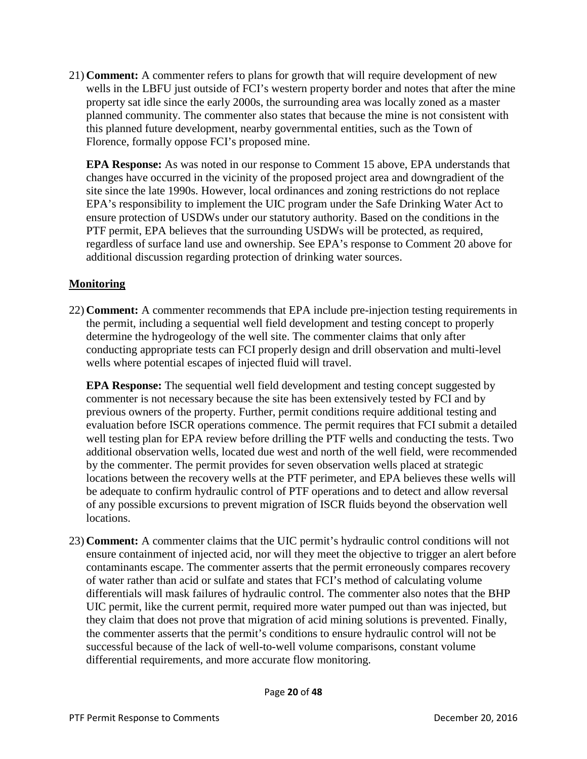21) **Comment:** A commenter refers to plans for growth that will require development of new wells in the LBFU just outside of FCI's western property border and notes that after the mine property sat idle since the early 2000s, the surrounding area was locally zoned as a master planned community. The commenter also states that because the mine is not consistent with this planned future development, nearby governmental entities, such as the Town of Florence, formally oppose FCI's proposed mine.

    **EPA Response:** As was noted in our response to Comment 15 above, EPA understands that changes have occurred in the vicinity of the proposed project area and downgradient of the site since the late 1990s. However, local ordinances and zoning restrictions do not replace EPA's responsibility to implement the UIC program under the Safe Drinking Water Act to ensure protection of USDWs under our statutory authority. Based on the conditions in the PTF permit, EPA believes that the surrounding USDWs will be protected, as required, regardless of surface land use and ownership. See EPA's response to Comment 20 above for additional discussion regarding protection of drinking water sources.

**Monitoring**

22) **Comment:** A commenter recommends that EPA include pre-injection testing requirements in the permit, including a sequential well field development and testing concept to properly determine the hydrogeology of the well site. The commenter claims that only after conducting appropriate tests can FCI properly design and drill observation and multi-level wells where potential escapes of injected fluid will travel.

    **EPA Response:** The sequential well field development and testing concept suggested by commenter is not necessary because the site has been extensively tested by FCI and by previous owners of the property. Further, permit conditions require additional testing and evaluation before ISCR operations commence. The permit requires that FCI submit a detailed well testing plan for EPA review before drilling the PTF wells and conducting the tests. Two additional observation wells, located due west and north of the well field, were recommended by the commenter. The permit provides for seven observation wells placed at strategic locations between the recovery wells at the PTF perimeter, and EPA believes these wells will be adequate to confirm hydraulic control of PTF operations and to detect and allow reversal of any possible excursions to prevent migration of ISCR fluids beyond the observation well locations.

23) **Comment:** A commenter claims that the UIC permit's hydraulic control conditions will not ensure containment of injected acid, nor will they meet the objective to trigger an alert before contaminants escape. The commenter asserts that the permit erroneously compares recovery of water rather than acid or sulfate and states that FCI's method of calculating volume differentials will mask failures of hydraulic control. The commenter also notes that the BHP UIC permit, like the current permit, required more water pumped out than was injected, but they claim that does not prove that migration of acid mining solutions is prevented. Finally, the commenter asserts that the permit's conditions to ensure hydraulic control will not be successful because of the lack of well-to-well volume comparisons, constant volume differential requirements, and more accurate flow monitoring.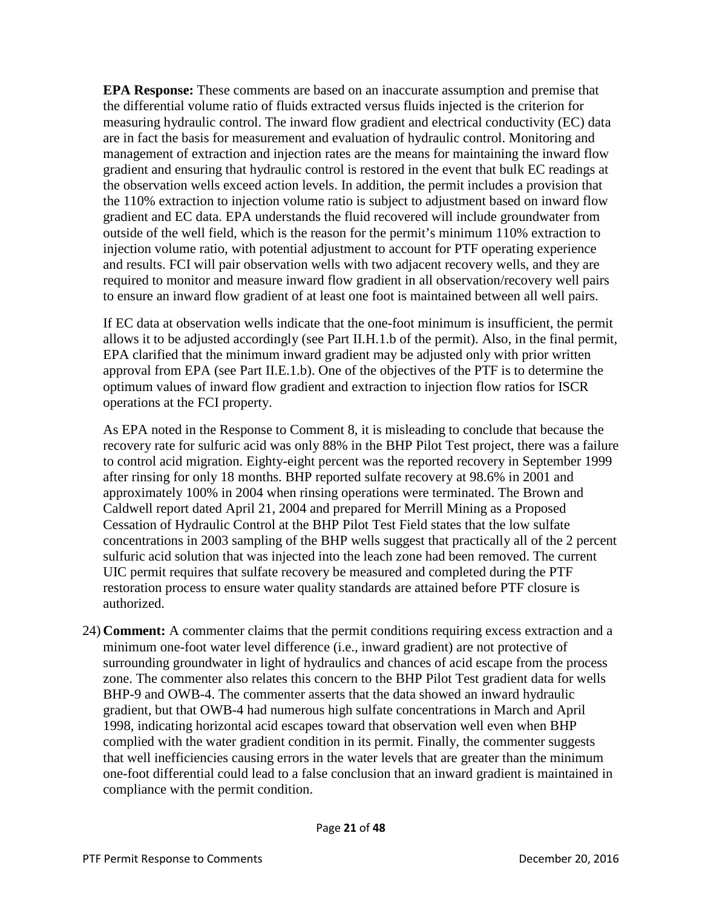**EPA Response:** These comments are based on an inaccurate assumption and premise that the differential volume ratio of fluids extracted versus fluids injected is the criterion for measuring hydraulic control. The inward flow gradient and electrical conductivity (EC) data are in fact the basis for measurement and evaluation of hydraulic control. Monitoring and management of extraction and injection rates are the means for maintaining the inward flow gradient and ensuring that hydraulic control is restored in the event that bulk EC readings at the observation wells exceed action levels. In addition, the permit includes a provision that the 110% extraction to injection volume ratio is subject to adjustment based on inward flow gradient and EC data. EPA understands the fluid recovered will include groundwater from outside of the well field, which is the reason for the permit's minimum 110% extraction to injection volume ratio, with potential adjustment to account for PTF operating experience and results. FCI will pair observation wells with two adjacent recovery wells, and they are required to monitor and measure inward flow gradient in all observation/recovery well pairs to ensure an inward flow gradient of at least one foot is maintained between all well pairs.

If EC data at observation wells indicate that the one-foot minimum is insufficient, the permit allows it to be adjusted accordingly (see Part II.H.1.b of the permit). Also, in the final permit, EPA clarified that the minimum inward gradient may be adjusted only with prior written approval from EPA (see Part II.E.1.b). One of the objectives of the PTF is to determine the optimum values of inward flow gradient and extraction to injection flow ratios for ISCR operations at the FCI property.

As EPA noted in the Response to Comment 8, it is misleading to conclude that because the recovery rate for sulfuric acid was only 88% in the BHP Pilot Test project, there was a failure to control acid migration. Eighty-eight percent was the reported recovery in September 1999 after rinsing for only 18 months. BHP reported sulfate recovery at 98.6% in 2001 and approximately 100% in 2004 when rinsing operations were terminated. The Brown and Caldwell report dated April 21, 2004 and prepared for Merrill Mining as a Proposed Cessation of Hydraulic Control at the BHP Pilot Test Field states that the low sulfate concentrations in 2003 sampling of the BHP wells suggest that practically all of the 2 percent sulfuric acid solution that was injected into the leach zone had been removed. The current UIC permit requires that sulfate recovery be measured and completed during the PTF restoration process to ensure water quality standards are attained before PTF closure is authorized.

24) **Comment:** A commenter claims that the permit conditions requiring excess extraction and a minimum one-foot water level difference (i.e., inward gradient) are not protective of surrounding groundwater in light of hydraulics and chances of acid escape from the process zone. The commenter also relates this concern to the BHP Pilot Test gradient data for wells BHP-9 and OWB-4. The commenter asserts that the data showed an inward hydraulic gradient, but that OWB-4 had numerous high sulfate concentrations in March and April 1998, indicating horizontal acid escapes toward that observation well even when BHP complied with the water gradient condition in its permit. Finally, the commenter suggests that well inefficiencies causing errors in the water levels that are greater than the minimum one-foot differential could lead to a false conclusion that an inward gradient is maintained in compliance with the permit condition.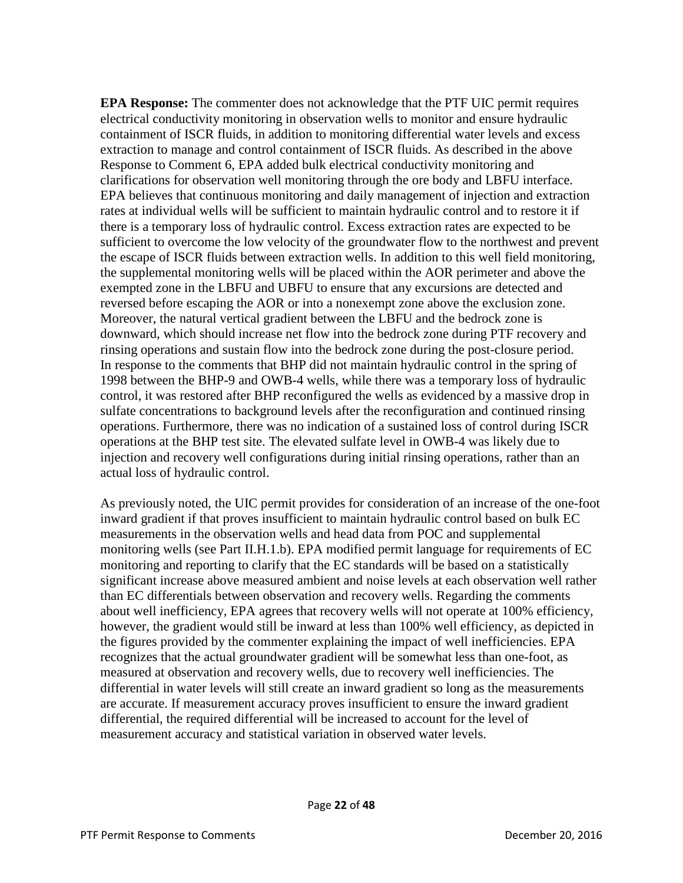**EPA Response:** The commenter does not acknowledge that the PTF UIC permit requires electrical conductivity monitoring in observation wells to monitor and ensure hydraulic containment of ISCR fluids, in addition to monitoring differential water levels and excess extraction to manage and control containment of ISCR fluids. As described in the above Response to Comment 6, EPA added bulk electrical conductivity monitoring and clarifications for observation well monitoring through the ore body and LBFU interface. EPA believes that continuous monitoring and daily management of injection and extraction rates at individual wells will be sufficient to maintain hydraulic control and to restore it if there is a temporary loss of hydraulic control. Excess extraction rates are expected to be sufficient to overcome the low velocity of the groundwater flow to the northwest and prevent the escape of ISCR fluids between extraction wells. In addition to this well field monitoring, the supplemental monitoring wells will be placed within the AOR perimeter and above the exempted zone in the LBFU and UBFU to ensure that any excursions are detected and reversed before escaping the AOR or into a nonexempt zone above the exclusion zone. Moreover, the natural vertical gradient between the LBFU and the bedrock zone is downward, which should increase net flow into the bedrock zone during PTF recovery and rinsing operations and sustain flow into the bedrock zone during the post-closure period. In response to the comments that BHP did not maintain hydraulic control in the spring of 1998 between the BHP-9 and OWB-4 wells, while there was a temporary loss of hydraulic control, it was restored after BHP reconfigured the wells as evidenced by a massive drop in sulfate concentrations to background levels after the reconfiguration and continued rinsing operations. Furthermore, there was no indication of a sustained loss of control during ISCR operations at the BHP test site. The elevated sulfate level in OWB-4 was likely due to injection and recovery well configurations during initial rinsing operations, rather than an actual loss of hydraulic control.

As previously noted, the UIC permit provides for consideration of an increase of the one-foot inward gradient if that proves insufficient to maintain hydraulic control based on bulk EC measurements in the observation wells and head data from POC and supplemental monitoring wells (see Part II.H.1.b). EPA modified permit language for requirements of EC monitoring and reporting to clarify that the EC standards will be based on a statistically significant increase above measured ambient and noise levels at each observation well rather than EC differentials between observation and recovery wells. Regarding the comments about well inefficiency, EPA agrees that recovery wells will not operate at 100% efficiency, however, the gradient would still be inward at less than 100% well efficiency, as depicted in the figures provided by the commenter explaining the impact of well inefficiencies. EPA recognizes that the actual groundwater gradient will be somewhat less than one-foot, as measured at observation and recovery wells, due to recovery well inefficiencies. The differential in water levels will still create an inward gradient so long as the measurements are accurate. If measurement accuracy proves insufficient to ensure the inward gradient differential, the required differential will be increased to account for the level of measurement accuracy and statistical variation in observed water levels.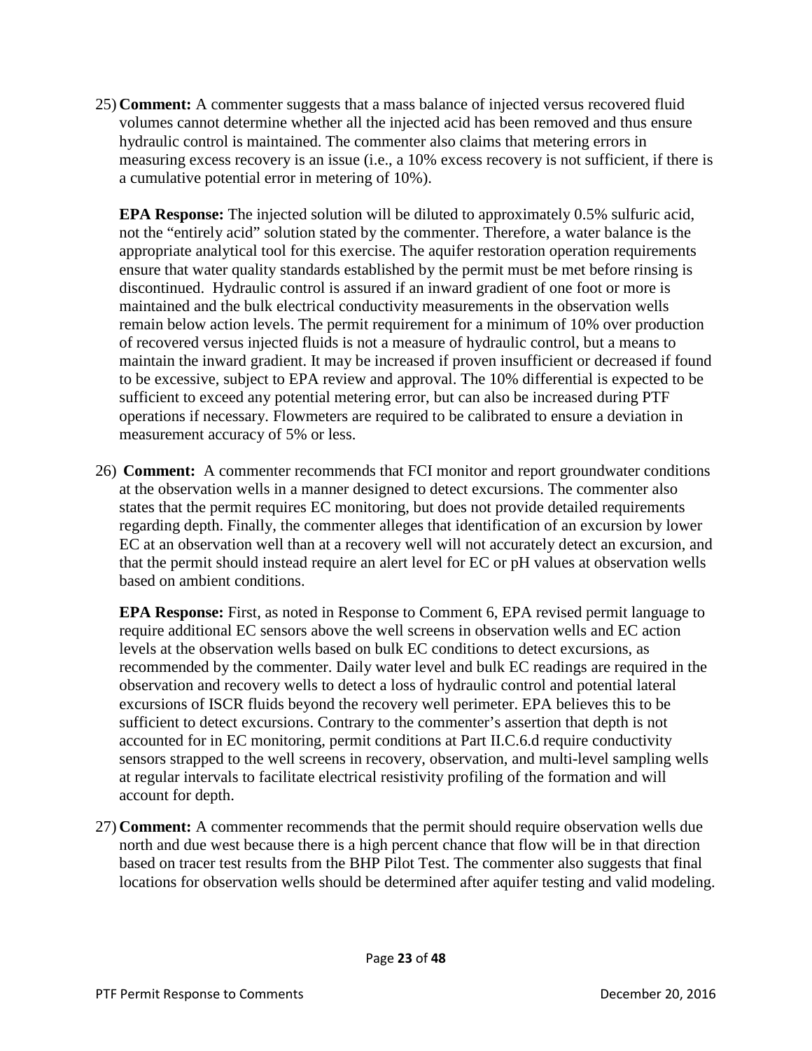25) **Comment:** A commenter suggests that a mass balance of injected versus recovered fluid volumes cannot determine whether all the injected acid has been removed and thus ensure hydraulic control is maintained. The commenter also claims that metering errors in measuring excess recovery is an issue (i.e., a 10% excess recovery is not sufficient, if there is a cumulative potential error in metering of 10%).

    **EPA Response:** The injected solution will be diluted to approximately 0.5% sulfuric acid, not the "entirely acid" solution stated by the commenter. Therefore, a water balance is the appropriate analytical tool for this exercise. The aquifer restoration operation requirements ensure that water quality standards established by the permit must be met before rinsing is discontinued. Hydraulic control is assured if an inward gradient of one foot or more is maintained and the bulk electrical conductivity measurements in the observation wells remain below action levels. The permit requirement for a minimum of 10% over production of recovered versus injected fluids is not a measure of hydraulic control, but a means to maintain the inward gradient. It may be increased if proven insufficient or decreased if found to be excessive, subject to EPA review and approval. The 10% differential is expected to be sufficient to exceed any potential metering error, but can also be increased during PTF operations if necessary. Flowmeters are required to be calibrated to ensure a deviation in measurement accuracy of 5% or less.

26) **Comment:** A commenter recommends that FCI monitor and report groundwater conditions at the observation wells in a manner designed to detect excursions. The commenter also states that the permit requires EC monitoring, but does not provide detailed requirements regarding depth. Finally, the commenter alleges that identification of an excursion by lower EC at an observation well than at a recovery well will not accurately detect an excursion, and that the permit should instead require an alert level for EC or pH values at observation wells based on ambient conditions.

    **EPA Response:** First, as noted in Response to Comment 6, EPA revised permit language to require additional EC sensors above the well screens in observation wells and EC action levels at the observation wells based on bulk EC conditions to detect excursions, as recommended by the commenter. Daily water level and bulk EC readings are required in the observation and recovery wells to detect a loss of hydraulic control and potential lateral excursions of ISCR fluids beyond the recovery well perimeter. EPA believes this to be sufficient to detect excursions. Contrary to the commenter's assertion that depth is not accounted for in EC monitoring, permit conditions at Part II.C.6.d require conductivity sensors strapped to the well screens in recovery, observation, and multi-level sampling wells at regular intervals to facilitate electrical resistivity profiling of the formation and will account for depth.

27) **Comment:** A commenter recommends that the permit should require observation wells due north and due west because there is a high percent chance that flow will be in that direction based on tracer test results from the BHP Pilot Test. The commenter also suggests that final locations for observation wells should be determined after aquifer testing and valid modeling.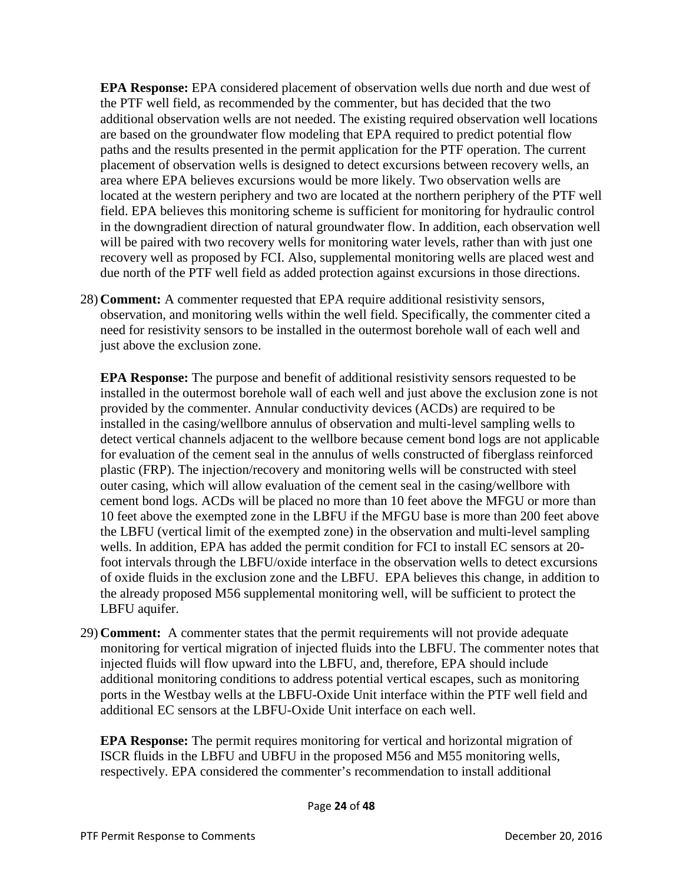**EPA Response:** EPA considered placement of observation wells due north and due west of the PTF well field, as recommended by the commenter, but has decided that the two additional observation wells are not needed. The existing required observation well locations are based on the groundwater flow modeling that EPA required to predict potential flow paths and the results presented in the permit application for the PTF operation. The current placement of observation wells is designed to detect excursions between recovery wells, an area where EPA believes excursions would be more likely. Two observation wells are located at the western periphery and two are located at the northern periphery of the PTF well field. EPA believes this monitoring scheme is sufficient for monitoring for hydraulic control in the downgradient direction of natural groundwater flow. In addition, each observation well will be paired with two recovery wells for monitoring water levels, rather than with just one recovery well as proposed by FCI. Also, supplemental monitoring wells are placed west and due north of the PTF well field as added protection against excursions in those directions.

28) **Comment:** A commenter requested that EPA require additional resistivity sensors, observation, and monitoring wells within the well field. Specifically, the commenter cited a need for resistivity sensors to be installed in the outermost borehole wall of each well and just above the exclusion zone.

    **EPA Response:** The purpose and benefit of additional resistivity sensors requested to be installed in the outermost borehole wall of each well and just above the exclusion zone is not provided by the commenter. Annular conductivity devices (ACDs) are required to be installed in the casing/wellbore annulus of observation and multi-level sampling wells to detect vertical channels adjacent to the wellbore because cement bond logs are not applicable for evaluation of the cement seal in the annulus of wells constructed of fiberglass reinforced plastic (FRP). The injection/recovery and monitoring wells will be constructed with steel outer casing, which will allow evaluation of the cement seal in the casing/wellbore with cement bond logs. ACDs will be placed no more than 10 feet above the MFGU or more than 10 feet above the exempted zone in the LBFU if the MFGU base is more than 200 feet above the LBFU (vertical limit of the exempted zone) in the observation and multi-level sampling wells. In addition, EPA has added the permit condition for FCI to install EC sensors at 20-foot intervals through the LBFU/oxide interface in the observation wells to detect excursions of oxide fluids in the exclusion zone and the LBFU. EPA believes this change, in addition to the already proposed M56 supplemental monitoring well, will be sufficient to protect the LBFU aquifer.

29) **Comment:** A commenter states that the permit requirements will not provide adequate monitoring for vertical migration of injected fluids into the LBFU. The commenter notes that injected fluids will flow upward into the LBFU, and, therefore, EPA should include additional monitoring conditions to address potential vertical escapes, such as monitoring ports in the Westbay wells at the LBFU-Oxide Unit interface within the PTF well field and additional EC sensors at the LBFU-Oxide Unit interface on each well.

    **EPA Response:** The permit requires monitoring for vertical and horizontal migration of ISCR fluids in the LBFU and UBFU in the proposed M56 and M55 monitoring wells, respectively. EPA considered the commenter's recommendation to install additional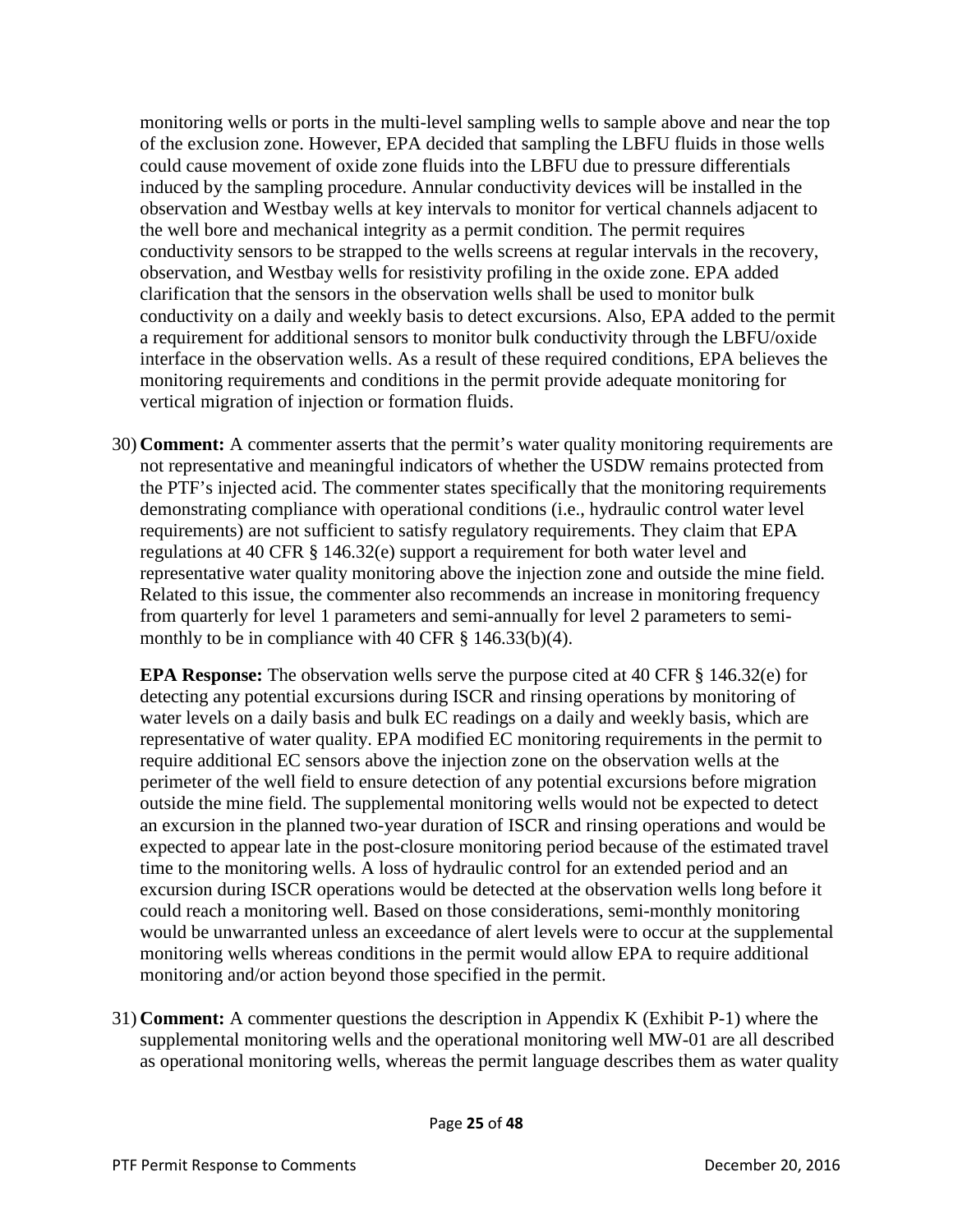monitoring wells or ports in the multi-level sampling wells to sample above and near the top of the exclusion zone. However, EPA decided that sampling the LBFU fluids in those wells could cause movement of oxide zone fluids into the LBFU due to pressure differentials induced by the sampling procedure. Annular conductivity devices will be installed in the observation and Westbay wells at key intervals to monitor for vertical channels adjacent to the well bore and mechanical integrity as a permit condition. The permit requires conductivity sensors to be strapped to the wells screens at regular intervals in the recovery, observation, and Westbay wells for resistivity profiling in the oxide zone. EPA added clarification that the sensors in the observation wells shall be used to monitor bulk conductivity on a daily and weekly basis to detect excursions. Also, EPA added to the permit a requirement for additional sensors to monitor bulk conductivity through the LBFU/oxide interface in the observation wells. As a result of these required conditions, EPA believes the monitoring requirements and conditions in the permit provide adequate monitoring for vertical migration of injection or formation fluids.

30) **Comment:** A commenter asserts that the permit's water quality monitoring requirements are not representative and meaningful indicators of whether the USDW remains protected from the PTF's injected acid. The commenter states specifically that the monitoring requirements demonstrating compliance with operational conditions (i.e., hydraulic control water level requirements) are not sufficient to satisfy regulatory requirements. They claim that EPA regulations at 40 CFR § 146.32(e) support a requirement for both water level and representative water quality monitoring above the injection zone and outside the mine field. Related to this issue, the commenter also recommends an increase in monitoring frequency from quarterly for level 1 parameters and semi-annually for level 2 parameters to semi-monthly to be in compliance with 40 CFR § 146.33(b)(4).

    **EPA Response:** The observation wells serve the purpose cited at 40 CFR § 146.32(e) for detecting any potential excursions during ISCR and rinsing operations by monitoring of water levels on a daily basis and bulk EC readings on a daily and weekly basis, which are representative of water quality. EPA modified EC monitoring requirements in the permit to require additional EC sensors above the injection zone on the observation wells at the perimeter of the well field to ensure detection of any potential excursions before migration outside the mine field. The supplemental monitoring wells would not be expected to detect an excursion in the planned two-year duration of ISCR and rinsing operations and would be expected to appear late in the post-closure monitoring period because of the estimated travel time to the monitoring wells. A loss of hydraulic control for an extended period and an excursion during ISCR operations would be detected at the observation wells long before it could reach a monitoring well. Based on those considerations, semi-monthly monitoring would be unwarranted unless an exceedance of alert levels were to occur at the supplemental monitoring wells whereas conditions in the permit would allow EPA to require additional monitoring and/or action beyond those specified in the permit.

31) **Comment:** A commenter questions the description in Appendix K (Exhibit P-1) where the supplemental monitoring wells and the operational monitoring well MW-01 are all described as operational monitoring wells, whereas the permit language describes them as water quality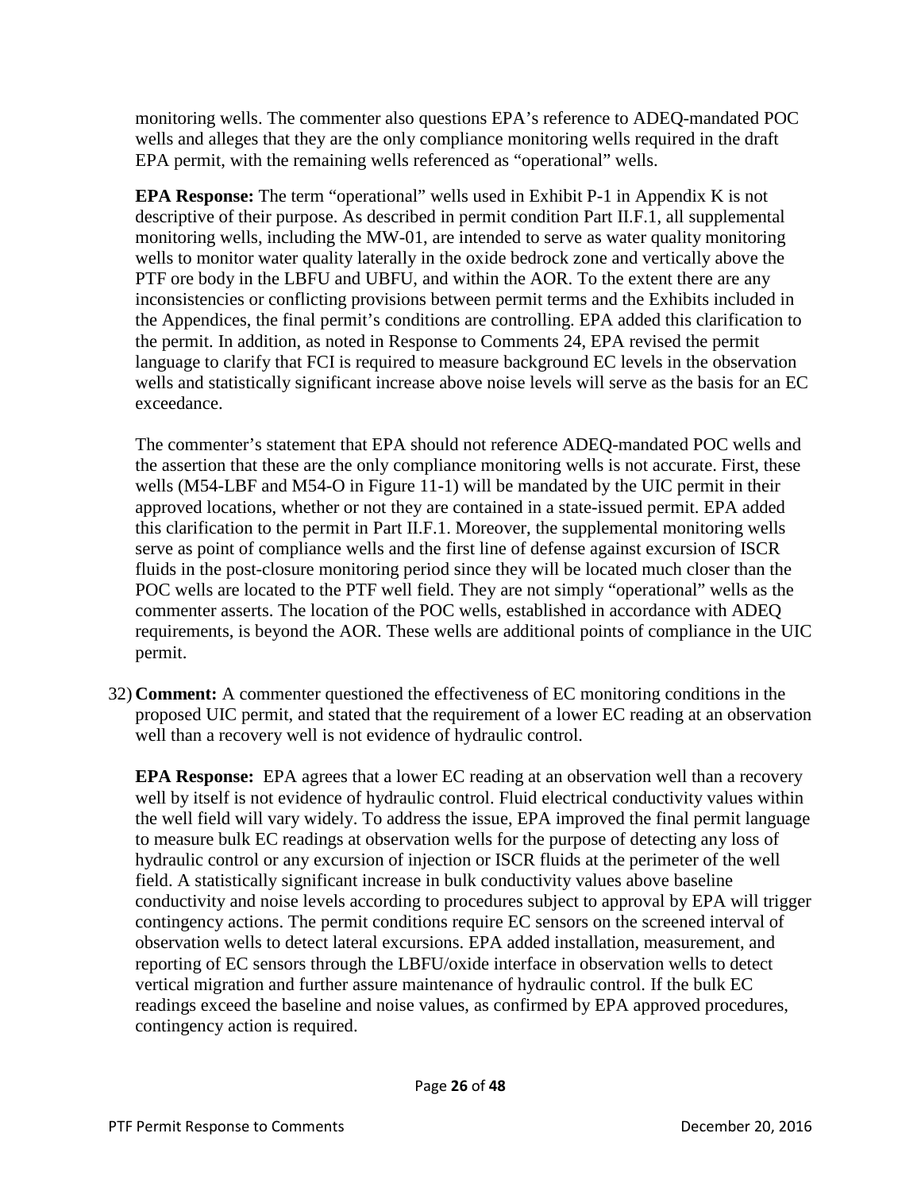monitoring wells. The commenter also questions EPA's reference to ADEQ-mandated POC wells and alleges that they are the only compliance monitoring wells required in the draft EPA permit, with the remaining wells referenced as "operational" wells.

**EPA Response:** The term "operational" wells used in Exhibit P-1 in Appendix K is not descriptive of their purpose. As described in permit condition Part II.F.1, all supplemental monitoring wells, including the MW-01, are intended to serve as water quality monitoring wells to monitor water quality laterally in the oxide bedrock zone and vertically above the PTF ore body in the LBFU and UBFU, and within the AOR. To the extent there are any inconsistencies or conflicting provisions between permit terms and the Exhibits included in the Appendices, the final permit's conditions are controlling. EPA added this clarification to the permit. In addition, as noted in Response to Comments 24, EPA revised the permit language to clarify that FCI is required to measure background EC levels in the observation wells and statistically significant increase above noise levels will serve as the basis for an EC exceedance.

The commenter's statement that EPA should not reference ADEQ-mandated POC wells and the assertion that these are the only compliance monitoring wells is not accurate. First, these wells (M54-LBF and M54-O in Figure 11-1) will be mandated by the UIC permit in their approved locations, whether or not they are contained in a state-issued permit. EPA added this clarification to the permit in Part II.F.1. Moreover, the supplemental monitoring wells serve as point of compliance wells and the first line of defense against excursion of ISCR fluids in the post-closure monitoring period since they will be located much closer than the POC wells are located to the PTF well field. They are not simply "operational" wells as the commenter asserts. The location of the POC wells, established in accordance with ADEQ requirements, is beyond the AOR. These wells are additional points of compliance in the UIC permit.

32) **Comment:** A commenter questioned the effectiveness of EC monitoring conditions in the proposed UIC permit, and stated that the requirement of a lower EC reading at an observation well than a recovery well is not evidence of hydraulic control.

**EPA Response:** EPA agrees that a lower EC reading at an observation well than a recovery well by itself is not evidence of hydraulic control. Fluid electrical conductivity values within the well field will vary widely. To address the issue, EPA improved the final permit language to measure bulk EC readings at observation wells for the purpose of detecting any loss of hydraulic control or any excursion of injection or ISCR fluids at the perimeter of the well field. A statistically significant increase in bulk conductivity values above baseline conductivity and noise levels according to procedures subject to approval by EPA will trigger contingency actions. The permit conditions require EC sensors on the screened interval of observation wells to detect lateral excursions. EPA added installation, measurement, and reporting of EC sensors through the LBFU/oxide interface in observation wells to detect vertical migration and further assure maintenance of hydraulic control. If the bulk EC readings exceed the baseline and noise values, as confirmed by EPA approved procedures, contingency action is required.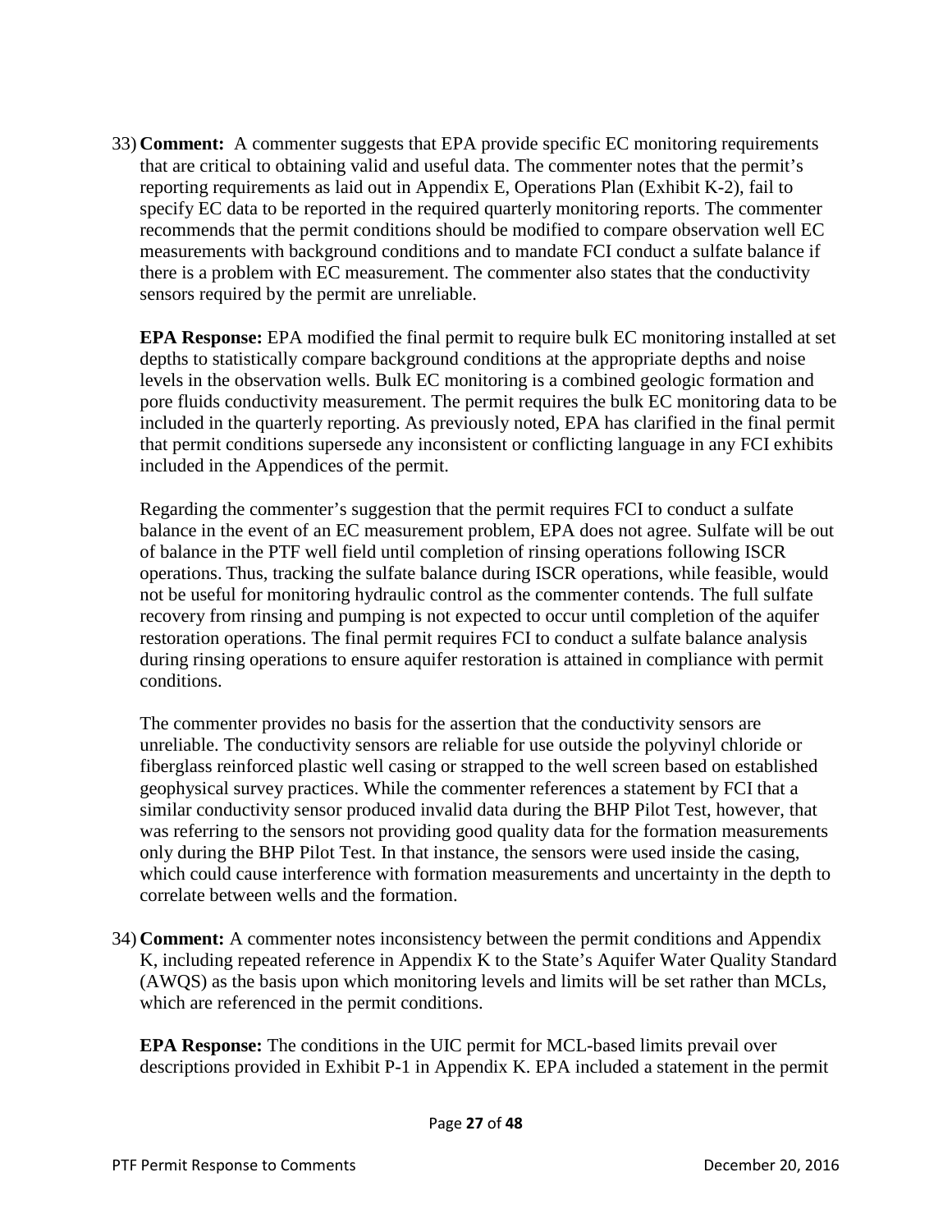33) **Comment:** A commenter suggests that EPA provide specific EC monitoring requirements that are critical to obtaining valid and useful data. The commenter notes that the permit's reporting requirements as laid out in Appendix E, Operations Plan (Exhibit K-2), fail to specify EC data to be reported in the required quarterly monitoring reports. The commenter recommends that the permit conditions should be modified to compare observation well EC measurements with background conditions and to mandate FCI conduct a sulfate balance if there is a problem with EC measurement. The commenter also states that the conductivity sensors required by the permit are unreliable.

    **EPA Response:** EPA modified the final permit to require bulk EC monitoring installed at set depths to statistically compare background conditions at the appropriate depths and noise levels in the observation wells. Bulk EC monitoring is a combined geologic formation and pore fluids conductivity measurement. The permit requires the bulk EC monitoring data to be included in the quarterly reporting. As previously noted, EPA has clarified in the final permit that permit conditions supersede any inconsistent or conflicting language in any FCI exhibits included in the Appendices of the permit.

    Regarding the commenter's suggestion that the permit requires FCI to conduct a sulfate balance in the event of an EC measurement problem, EPA does not agree. Sulfate will be out of balance in the PTF well field until completion of rinsing operations following ISCR operations. Thus, tracking the sulfate balance during ISCR operations, while feasible, would not be useful for monitoring hydraulic control as the commenter contends. The full sulfate recovery from rinsing and pumping is not expected to occur until completion of the aquifer restoration operations. The final permit requires FCI to conduct a sulfate balance analysis during rinsing operations to ensure aquifer restoration is attained in compliance with permit conditions.

    The commenter provides no basis for the assertion that the conductivity sensors are unreliable. The conductivity sensors are reliable for use outside the polyvinyl chloride or fiberglass reinforced plastic well casing or strapped to the well screen based on established geophysical survey practices. While the commenter references a statement by FCI that a similar conductivity sensor produced invalid data during the BHP Pilot Test, however, that was referring to the sensors not providing good quality data for the formation measurements only during the BHP Pilot Test. In that instance, the sensors were used inside the casing, which could cause interference with formation measurements and uncertainty in the depth to correlate between wells and the formation.

34) **Comment:** A commenter notes inconsistency between the permit conditions and Appendix K, including repeated reference in Appendix K to the State's Aquifer Water Quality Standard (AWQS) as the basis upon which monitoring levels and limits will be set rather than MCLs, which are referenced in the permit conditions.

    **EPA Response:** The conditions in the UIC permit for MCL-based limits prevail over descriptions provided in Exhibit P-1 in Appendix K. EPA included a statement in the permit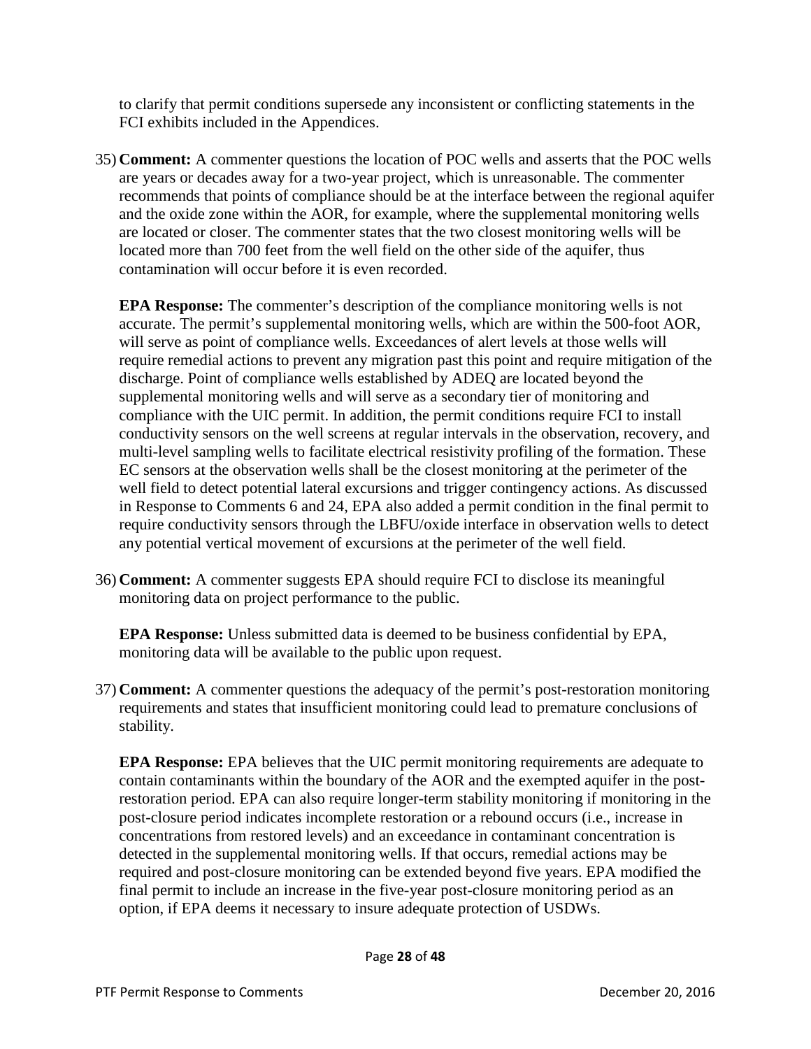to clarify that permit conditions supersede any inconsistent or conflicting statements in the FCI exhibits included in the Appendices.

35) **Comment:** A commenter questions the location of POC wells and asserts that the POC wells are years or decades away for a two-year project, which is unreasonable. The commenter recommends that points of compliance should be at the interface between the regional aquifer and the oxide zone within the AOR, for example, where the supplemental monitoring wells are located or closer. The commenter states that the two closest monitoring wells will be located more than 700 feet from the well field on the other side of the aquifer, thus contamination will occur before it is even recorded.

    **EPA Response:** The commenter's description of the compliance monitoring wells is not accurate. The permit's supplemental monitoring wells, which are within the 500-foot AOR, will serve as point of compliance wells. Exceedances of alert levels at those wells will require remedial actions to prevent any migration past this point and require mitigation of the discharge. Point of compliance wells established by ADEQ are located beyond the supplemental monitoring wells and will serve as a secondary tier of monitoring and compliance with the UIC permit. In addition, the permit conditions require FCI to install conductivity sensors on the well screens at regular intervals in the observation, recovery, and multi-level sampling wells to facilitate electrical resistivity profiling of the formation. These EC sensors at the observation wells shall be the closest monitoring at the perimeter of the well field to detect potential lateral excursions and trigger contingency actions. As discussed in Response to Comments 6 and 24, EPA also added a permit condition in the final permit to require conductivity sensors through the LBFU/oxide interface in observation wells to detect any potential vertical movement of excursions at the perimeter of the well field.

36) **Comment:** A commenter suggests EPA should require FCI to disclose its meaningful monitoring data on project performance to the public.

    **EPA Response:** Unless submitted data is deemed to be business confidential by EPA, monitoring data will be available to the public upon request.

37) **Comment:** A commenter questions the adequacy of the permit's post-restoration monitoring requirements and states that insufficient monitoring could lead to premature conclusions of stability.

    **EPA Response:** EPA believes that the UIC permit monitoring requirements are adequate to contain contaminants within the boundary of the AOR and the exempted aquifer in the post-restoration period. EPA can also require longer-term stability monitoring if monitoring in the post-closure period indicates incomplete restoration or a rebound occurs (i.e., increase in concentrations from restored levels) and an exceedance in contaminant concentration is detected in the supplemental monitoring wells. If that occurs, remedial actions may be required and post-closure monitoring can be extended beyond five years. EPA modified the final permit to include an increase in the five-year post-closure monitoring period as an option, if EPA deems it necessary to insure adequate protection of USDWs.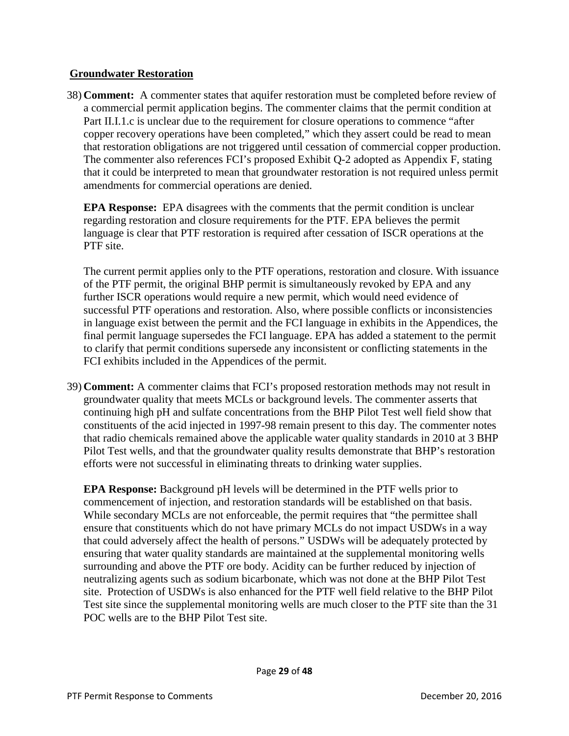## Groundwater Restoration

38) **Comment:** A commenter states that aquifer restoration must be completed before review of a commercial permit application begins. The commenter claims that the permit condition at Part II.I.1.c is unclear due to the requirement for closure operations to commence "after copper recovery operations have been completed," which they assert could be read to mean that restoration obligations are not triggered until cessation of commercial copper production. The commenter also references FCI's proposed Exhibit Q-2 adopted as Appendix F, stating that it could be interpreted to mean that groundwater restoration is not required unless permit amendments for commercial operations are denied.

    **EPA Response:** EPA disagrees with the comments that the permit condition is unclear regarding restoration and closure requirements for the PTF. EPA believes the permit language is clear that PTF restoration is required after cessation of ISCR operations at the PTF site.

    The current permit applies only to the PTF operations, restoration and closure. With issuance of the PTF permit, the original BHP permit is simultaneously revoked by EPA and any further ISCR operations would require a new permit, which would need evidence of successful PTF operations and restoration. Also, where possible conflicts or inconsistencies in language exist between the permit and the FCI language in exhibits in the Appendices, the final permit language supersedes the FCI language. EPA has added a statement to the permit to clarify that permit conditions supersede any inconsistent or conflicting statements in the FCI exhibits included in the Appendices of the permit.

39) **Comment:** A commenter claims that FCI's proposed restoration methods may not result in groundwater quality that meets MCLs or background levels. The commenter asserts that continuing high pH and sulfate concentrations from the BHP Pilot Test well field show that constituents of the acid injected in 1997-98 remain present to this day. The commenter notes that radio chemicals remained above the applicable water quality standards in 2010 at 3 BHP Pilot Test wells, and that the groundwater quality results demonstrate that BHP's restoration efforts were not successful in eliminating threats to drinking water supplies.

    **EPA Response:** Background pH levels will be determined in the PTF wells prior to commencement of injection, and restoration standards will be established on that basis. While secondary MCLs are not enforceable, the permit requires that "the permittee shall ensure that constituents which do not have primary MCLs do not impact USDWs in a way that could adversely affect the health of persons." USDWs will be adequately protected by ensuring that water quality standards are maintained at the supplemental monitoring wells surrounding and above the PTF ore body. Acidity can be further reduced by injection of neutralizing agents such as sodium bicarbonate, which was not done at the BHP Pilot Test site. Protection of USDWs is also enhanced for the PTF well field relative to the BHP Pilot Test site since the supplemental monitoring wells are much closer to the PTF site than the 31 POC wells are to the BHP Pilot Test site.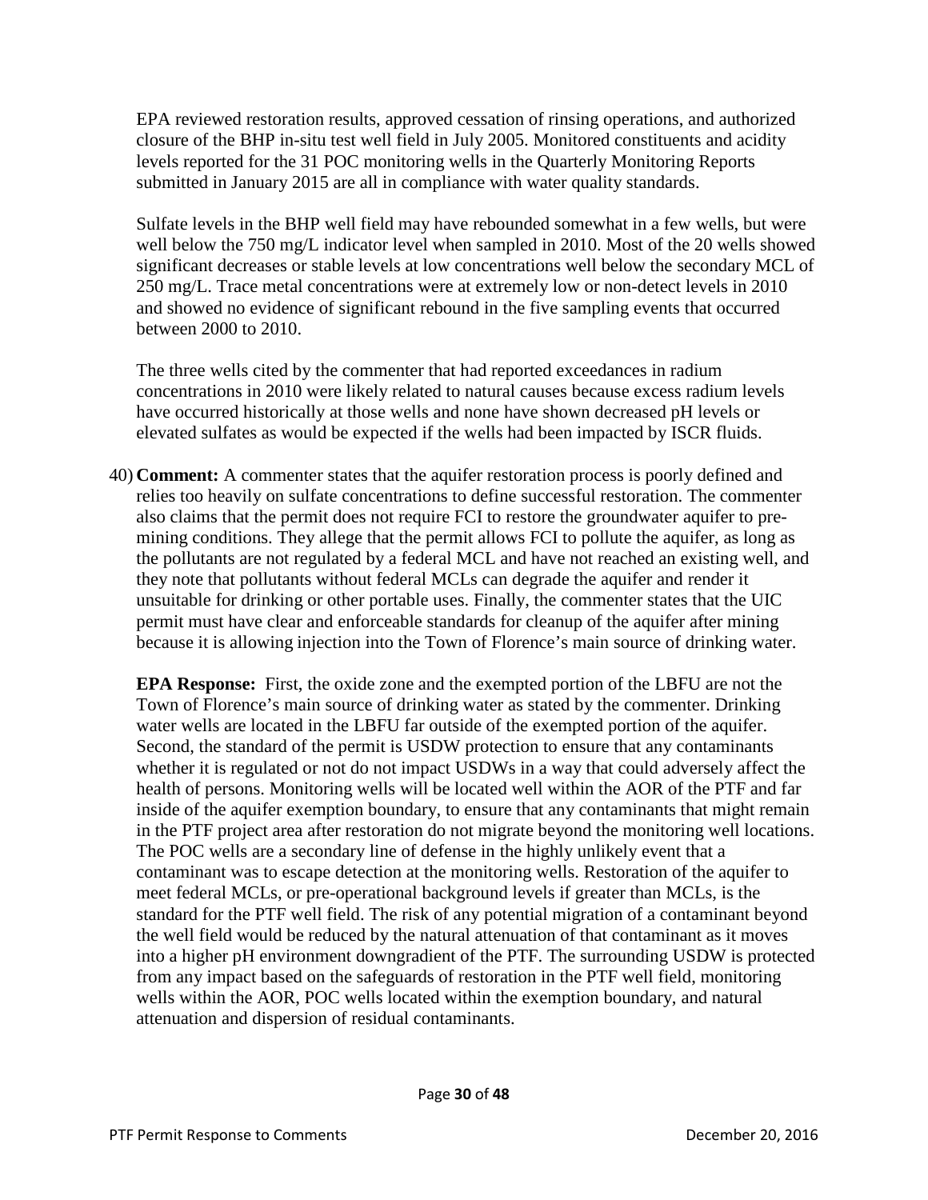EPA reviewed restoration results, approved cessation of rinsing operations, and authorized closure of the BHP in-situ test well field in July 2005. Monitored constituents and acidity levels reported for the 31 POC monitoring wells in the Quarterly Monitoring Reports submitted in January 2015 are all in compliance with water quality standards.

Sulfate levels in the BHP well field may have rebounded somewhat in a few wells, but were well below the 750 mg/L indicator level when sampled in 2010. Most of the 20 wells showed significant decreases or stable levels at low concentrations well below the secondary MCL of 250 mg/L. Trace metal concentrations were at extremely low or non-detect levels in 2010 and showed no evidence of significant rebound in the five sampling events that occurred between 2000 to 2010.

The three wells cited by the commenter that had reported exceedances in radium concentrations in 2010 were likely related to natural causes because excess radium levels have occurred historically at those wells and none have shown decreased pH levels or elevated sulfates as would be expected if the wells had been impacted by ISCR fluids.

40) **Comment:** A commenter states that the aquifer restoration process is poorly defined and relies too heavily on sulfate concentrations to define successful restoration. The commenter also claims that the permit does not require FCI to restore the groundwater aquifer to pre-mining conditions. They allege that the permit allows FCI to pollute the aquifer, as long as the pollutants are not regulated by a federal MCL and have not reached an existing well, and they note that pollutants without federal MCLs can degrade the aquifer and render it unsuitable for drinking or other portable uses. Finally, the commenter states that the UIC permit must have clear and enforceable standards for cleanup of the aquifer after mining because it is allowing injection into the Town of Florence's main source of drinking water.

    **EPA Response:** First, the oxide zone and the exempted portion of the LBFU are not the Town of Florence's main source of drinking water as stated by the commenter. Drinking water wells are located in the LBFU far outside of the exempted portion of the aquifer. Second, the standard of the permit is USDW protection to ensure that any contaminants whether it is regulated or not do not impact USDWs in a way that could adversely affect the health of persons. Monitoring wells will be located well within the AOR of the PTF and far inside of the aquifer exemption boundary, to ensure that any contaminants that might remain in the PTF project area after restoration do not migrate beyond the monitoring well locations. The POC wells are a secondary line of defense in the highly unlikely event that a contaminant was to escape detection at the monitoring wells. Restoration of the aquifer to meet federal MCLs, or pre-operational background levels if greater than MCLs, is the standard for the PTF well field. The risk of any potential migration of a contaminant beyond the well field would be reduced by the natural attenuation of that contaminant as it moves into a higher pH environment downgradient of the PTF. The surrounding USDW is protected from any impact based on the safeguards of restoration in the PTF well field, monitoring wells within the AOR, POC wells located within the exemption boundary, and natural attenuation and dispersion of residual contaminants.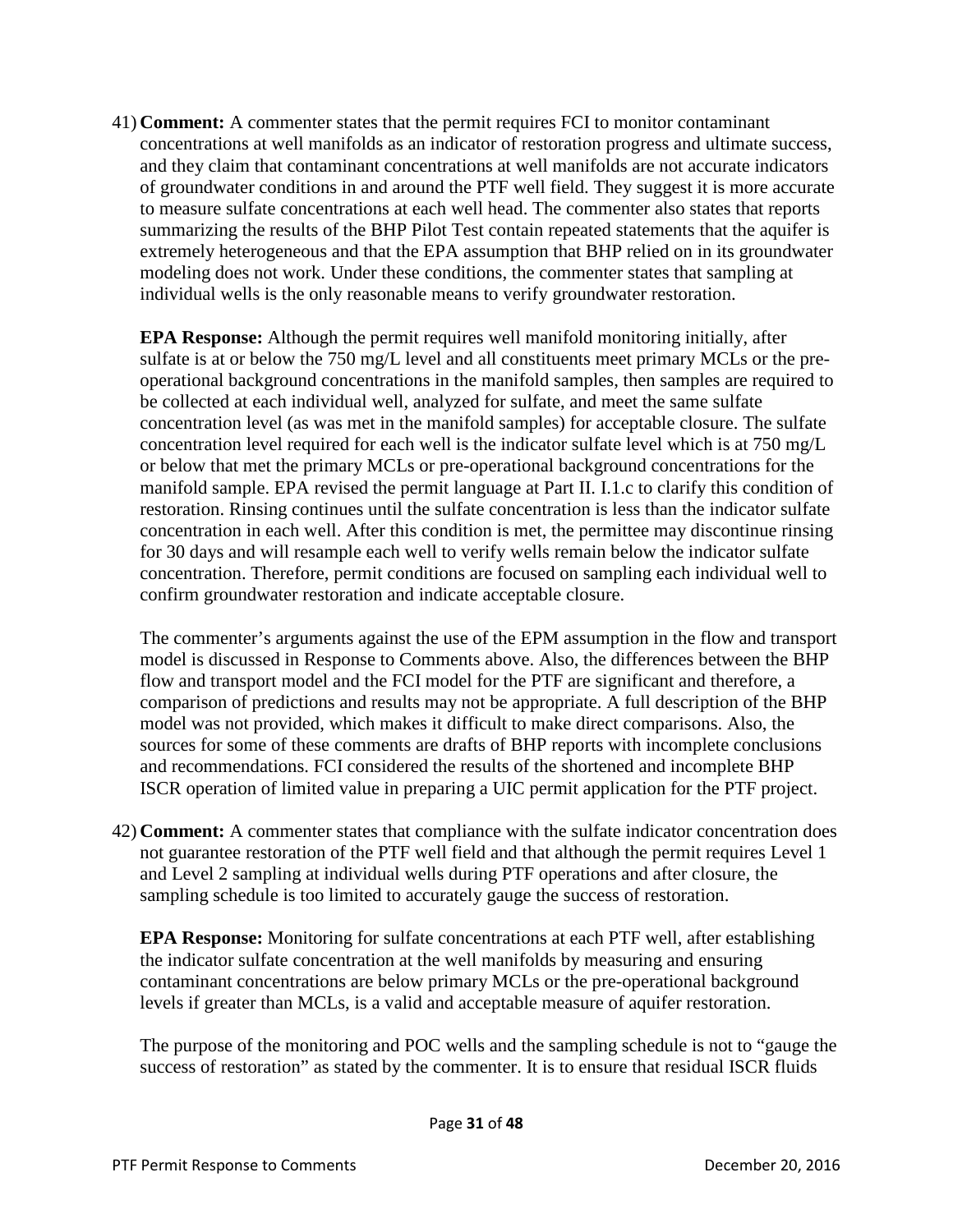41) **Comment:** A commenter states that the permit requires FCI to monitor contaminant concentrations at well manifolds as an indicator of restoration progress and ultimate success, and they claim that contaminant concentrations at well manifolds are not accurate indicators of groundwater conditions in and around the PTF well field. They suggest it is more accurate to measure sulfate concentrations at each well head. The commenter also states that reports summarizing the results of the BHP Pilot Test contain repeated statements that the aquifer is extremely heterogeneous and that the EPA assumption that BHP relied on in its groundwater modeling does not work. Under these conditions, the commenter states that sampling at individual wells is the only reasonable means to verify groundwater restoration.

   **EPA Response:** Although the permit requires well manifold monitoring initially, after sulfate is at or below the 750 mg/L level and all constituents meet primary MCLs or the pre-operational background concentrations in the manifold samples, then samples are required to be collected at each individual well, analyzed for sulfate, and meet the same sulfate concentration level (as was met in the manifold samples) for acceptable closure. The sulfate concentration level required for each well is the indicator sulfate level which is at 750 mg/L or below that met the primary MCLs or pre-operational background concentrations for the manifold sample. EPA revised the permit language at Part II. I.1.c to clarify this condition of restoration. Rinsing continues until the sulfate concentration is less than the indicator sulfate concentration in each well. After this condition is met, the permittee may discontinue rinsing for 30 days and will resample each well to verify wells remain below the indicator sulfate concentration. Therefore, permit conditions are focused on sampling each individual well to confirm groundwater restoration and indicate acceptable closure.

   The commenter's arguments against the use of the EPM assumption in the flow and transport model is discussed in Response to Comments above. Also, the differences between the BHP flow and transport model and the FCI model for the PTF are significant and therefore, a comparison of predictions and results may not be appropriate. A full description of the BHP model was not provided, which makes it difficult to make direct comparisons. Also, the sources for some of these comments are drafts of BHP reports with incomplete conclusions and recommendations. FCI considered the results of the shortened and incomplete BHP ISCR operation of limited value in preparing a UIC permit application for the PTF project.

42) **Comment:** A commenter states that compliance with the sulfate indicator concentration does not guarantee restoration of the PTF well field and that although the permit requires Level 1 and Level 2 sampling at individual wells during PTF operations and after closure, the sampling schedule is too limited to accurately gauge the success of restoration.

   **EPA Response:** Monitoring for sulfate concentrations at each PTF well, after establishing the indicator sulfate concentration at the well manifolds by measuring and ensuring contaminant concentrations are below primary MCLs or the pre-operational background levels if greater than MCLs, is a valid and acceptable measure of aquifer restoration.

   The purpose of the monitoring and POC wells and the sampling schedule is not to "gauge the success of restoration" as stated by the commenter. It is to ensure that residual ISCR fluids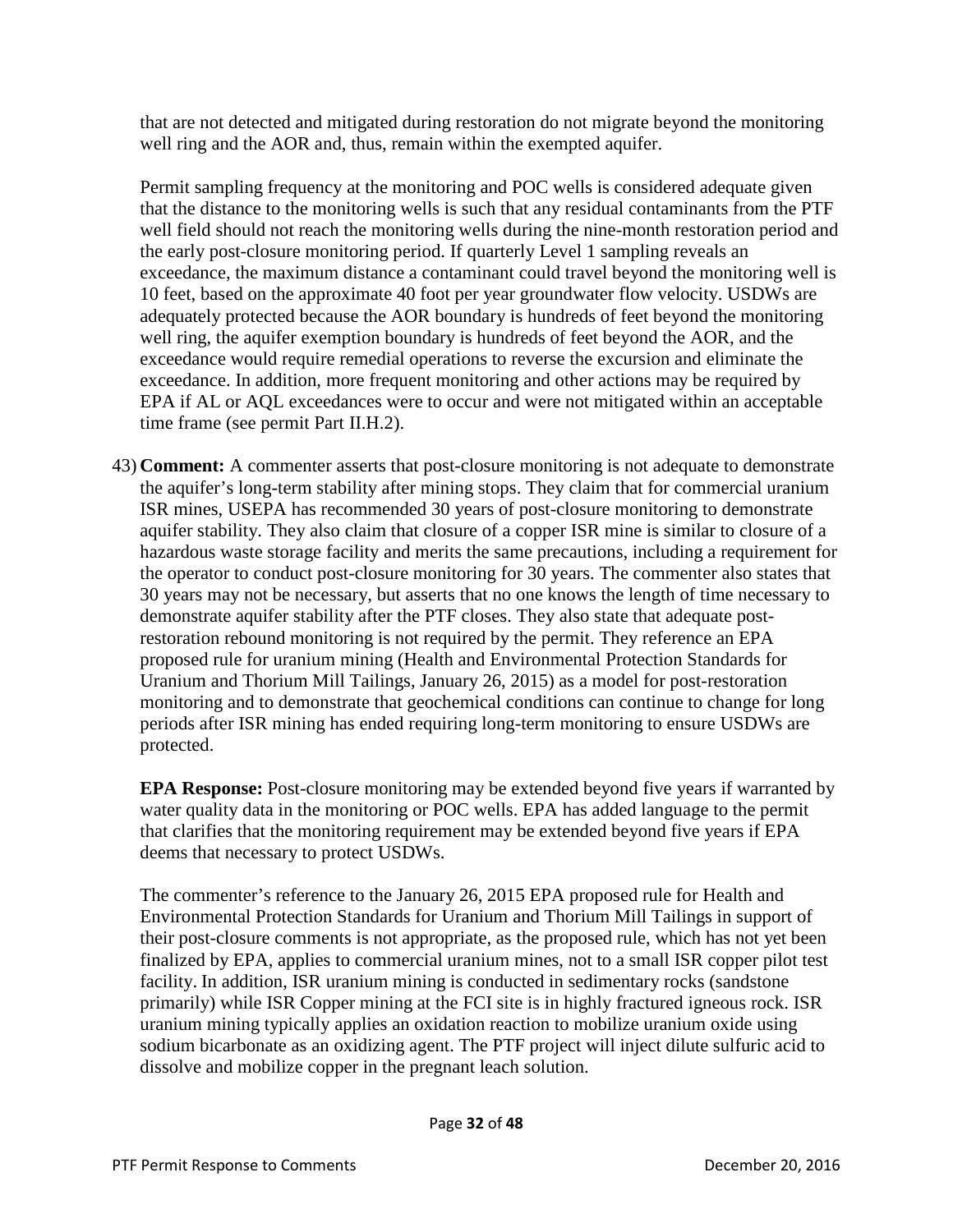that are not detected and mitigated during restoration do not migrate beyond the monitoring well ring and the AOR and, thus, remain within the exempted aquifer.

Permit sampling frequency at the monitoring and POC wells is considered adequate given that the distance to the monitoring wells is such that any residual contaminants from the PTF well field should not reach the monitoring wells during the nine-month restoration period and the early post-closure monitoring period. If quarterly Level 1 sampling reveals an exceedance, the maximum distance a contaminant could travel beyond the monitoring well is 10 feet, based on the approximate 40 foot per year groundwater flow velocity. USDWs are adequately protected because the AOR boundary is hundreds of feet beyond the monitoring well ring, the aquifer exemption boundary is hundreds of feet beyond the AOR, and the exceedance would require remedial operations to reverse the excursion and eliminate the exceedance. In addition, more frequent monitoring and other actions may be required by EPA if AL or AQL exceedances were to occur and were not mitigated within an acceptable time frame (see permit Part II.H.2).

43) **Comment:** A commenter asserts that post-closure monitoring is not adequate to demonstrate the aquifer's long-term stability after mining stops. They claim that for commercial uranium ISR mines, USEPA has recommended 30 years of post-closure monitoring to demonstrate aquifer stability. They also claim that closure of a copper ISR mine is similar to closure of a hazardous waste storage facility and merits the same precautions, including a requirement for the operator to conduct post-closure monitoring for 30 years. The commenter also states that 30 years may not be necessary, but asserts that no one knows the length of time necessary to demonstrate aquifer stability after the PTF closes. They also state that adequate post-restoration rebound monitoring is not required by the permit. They reference an EPA proposed rule for uranium mining (Health and Environmental Protection Standards for Uranium and Thorium Mill Tailings, January 26, 2015) as a model for post-restoration monitoring and to demonstrate that geochemical conditions can continue to change for long periods after ISR mining has ended requiring long-term monitoring to ensure USDWs are protected.

    **EPA Response:** Post-closure monitoring may be extended beyond five years if warranted by water quality data in the monitoring or POC wells. EPA has added language to the permit that clarifies that the monitoring requirement may be extended beyond five years if EPA deems that necessary to protect USDWs.

    The commenter's reference to the January 26, 2015 EPA proposed rule for Health and Environmental Protection Standards for Uranium and Thorium Mill Tailings in support of their post-closure comments is not appropriate, as the proposed rule, which has not yet been finalized by EPA, applies to commercial uranium mines, not to a small ISR copper pilot test facility. In addition, ISR uranium mining is conducted in sedimentary rocks (sandstone primarily) while ISR Copper mining at the FCI site is in highly fractured igneous rock. ISR uranium mining typically applies an oxidation reaction to mobilize uranium oxide using sodium bicarbonate as an oxidizing agent. The PTF project will inject dilute sulfuric acid to dissolve and mobilize copper in the pregnant leach solution.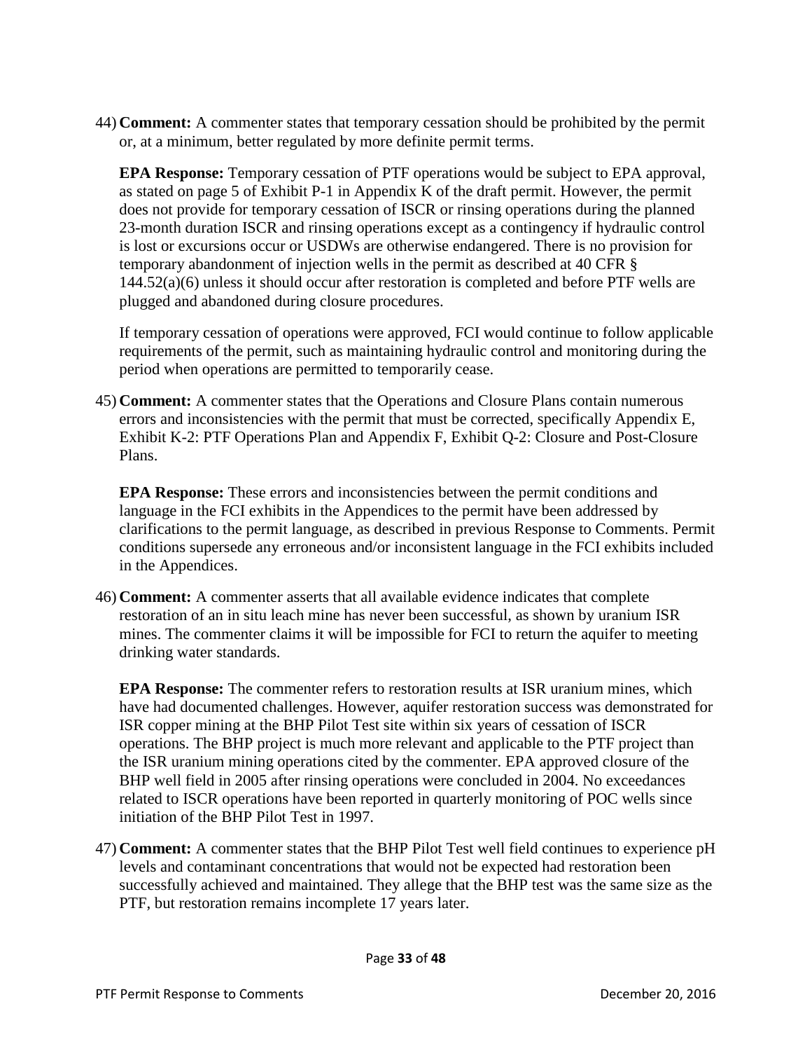44) **Comment:** A commenter states that temporary cessation should be prohibited by the permit or, at a minimum, better regulated by more definite permit terms.

    **EPA Response:** Temporary cessation of PTF operations would be subject to EPA approval, as stated on page 5 of Exhibit P-1 in Appendix K of the draft permit. However, the permit does not provide for temporary cessation of ISCR or rinsing operations during the planned 23-month duration ISCR and rinsing operations except as a contingency if hydraulic control is lost or excursions occur or USDWs are otherwise endangered. There is no provision for temporary abandonment of injection wells in the permit as described at 40 CFR § 144.52(a)(6) unless it should occur after restoration is completed and before PTF wells are plugged and abandoned during closure procedures.

    If temporary cessation of operations were approved, FCI would continue to follow applicable requirements of the permit, such as maintaining hydraulic control and monitoring during the period when operations are permitted to temporarily cease.

45) **Comment:** A commenter states that the Operations and Closure Plans contain numerous errors and inconsistencies with the permit that must be corrected, specifically Appendix E, Exhibit K-2: PTF Operations Plan and Appendix F, Exhibit Q-2: Closure and Post-Closure Plans.

    **EPA Response:** These errors and inconsistencies between the permit conditions and language in the FCI exhibits in the Appendices to the permit have been addressed by clarifications to the permit language, as described in previous Response to Comments. Permit conditions supersede any erroneous and/or inconsistent language in the FCI exhibits included in the Appendices.

46) **Comment:** A commenter asserts that all available evidence indicates that complete restoration of an in situ leach mine has never been successful, as shown by uranium ISR mines. The commenter claims it will be impossible for FCI to return the aquifer to meeting drinking water standards.

    **EPA Response:** The commenter refers to restoration results at ISR uranium mines, which have had documented challenges. However, aquifer restoration success was demonstrated for ISR copper mining at the BHP Pilot Test site within six years of cessation of ISCR operations. The BHP project is much more relevant and applicable to the PTF project than the ISR uranium mining operations cited by the commenter. EPA approved closure of the BHP well field in 2005 after rinsing operations were concluded in 2004. No exceedances related to ISCR operations have been reported in quarterly monitoring of POC wells since initiation of the BHP Pilot Test in 1997.

47) **Comment:** A commenter states that the BHP Pilot Test well field continues to experience pH levels and contaminant concentrations that would not be expected had restoration been successfully achieved and maintained. They allege that the BHP test was the same size as the PTF, but restoration remains incomplete 17 years later.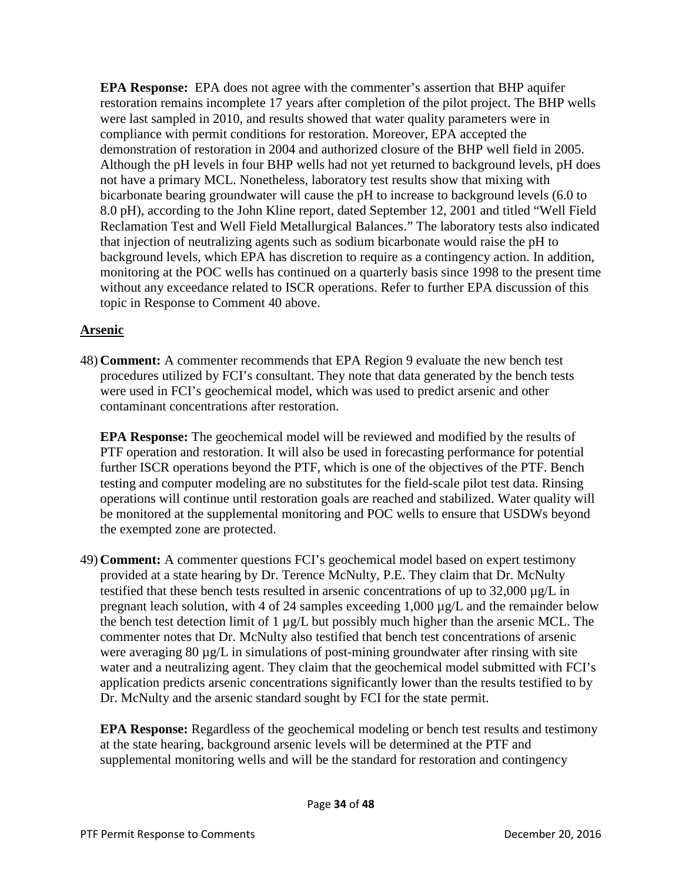**EPA Response:** EPA does not agree with the commenter's assertion that BHP aquifer restoration remains incomplete 17 years after completion of the pilot project. The BHP wells were last sampled in 2010, and results showed that water quality parameters were in compliance with permit conditions for restoration. Moreover, EPA accepted the demonstration of restoration in 2004 and authorized closure of the BHP well field in 2005. Although the pH levels in four BHP wells had not yet returned to background levels, pH does not have a primary MCL. Nonetheless, laboratory test results show that mixing with bicarbonate bearing groundwater will cause the pH to increase to background levels (6.0 to 8.0 pH), according to the John Kline report, dated September 12, 2001 and titled "Well Field Reclamation Test and Well Field Metallurgical Balances." The laboratory tests also indicated that injection of neutralizing agents such as sodium bicarbonate would raise the pH to background levels, which EPA has discretion to require as a contingency action. In addition, monitoring at the POC wells has continued on a quarterly basis since 1998 to the present time without any exceedance related to ISCR operations. Refer to further EPA discussion of this topic in Response to Comment 40 above.

**Arsenic**

48) **Comment:** A commenter recommends that EPA Region 9 evaluate the new bench test procedures utilized by FCI's consultant. They note that data generated by the bench tests were used in FCI's geochemical model, which was used to predict arsenic and other contaminant concentrations after restoration.

**EPA Response:** The geochemical model will be reviewed and modified by the results of PTF operation and restoration. It will also be used in forecasting performance for potential further ISCR operations beyond the PTF, which is one of the objectives of the PTF. Bench testing and computer modeling are no substitutes for the field-scale pilot test data. Rinsing operations will continue until restoration goals are reached and stabilized. Water quality will be monitored at the supplemental monitoring and POC wells to ensure that USDWs beyond the exempted zone are protected.

49) **Comment:** A commenter questions FCI's geochemical model based on expert testimony provided at a state hearing by Dr. Terence McNulty, P.E. They claim that Dr. McNulty testified that these bench tests resulted in arsenic concentrations of up to 32,000 µg/L in pregnant leach solution, with 4 of 24 samples exceeding 1,000 µg/L and the remainder below the bench test detection limit of 1 µg/L but possibly much higher than the arsenic MCL. The commenter notes that Dr. McNulty also testified that bench test concentrations of arsenic were averaging 80 µg/L in simulations of post-mining groundwater after rinsing with site water and a neutralizing agent. They claim that the geochemical model submitted with FCI's application predicts arsenic concentrations significantly lower than the results testified to by Dr. McNulty and the arsenic standard sought by FCI for the state permit.

**EPA Response:** Regardless of the geochemical modeling or bench test results and testimony at the state hearing, background arsenic levels will be determined at the PTF and supplemental monitoring wells and will be the standard for restoration and contingency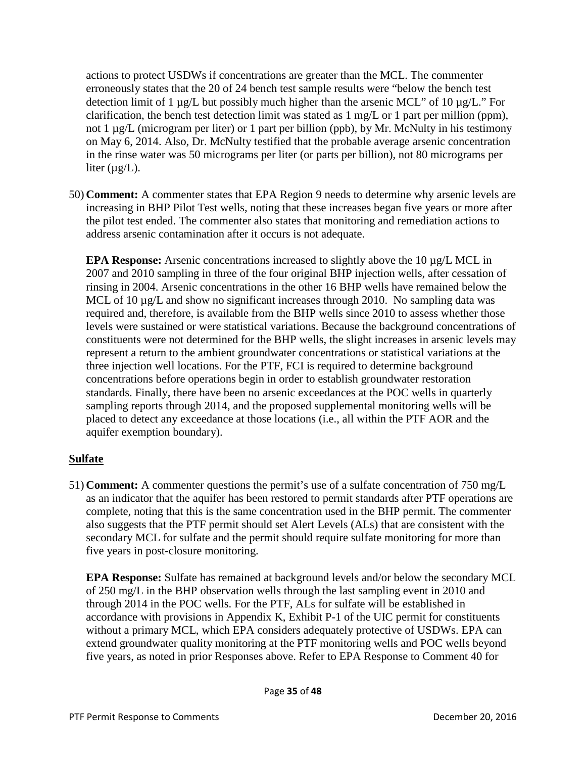actions to protect USDWs if concentrations are greater than the MCL. The commenter erroneously states that the 20 of 24 bench test sample results were "below the bench test detection limit of 1 µg/L but possibly much higher than the arsenic MCL" of 10 µg/L." For clarification, the bench test detection limit was stated as 1 mg/L or 1 part per million (ppm), not 1 µg/L (microgram per liter) or 1 part per billion (ppb), by Mr. McNulty in his testimony on May 6, 2014. Also, Dr. McNulty testified that the probable average arsenic concentration in the rinse water was 50 micrograms per liter (or parts per billion), not 80 micrograms per liter (µg/L).

50) **Comment:** A commenter states that EPA Region 9 needs to determine why arsenic levels are increasing in BHP Pilot Test wells, noting that these increases began five years or more after the pilot test ended. The commenter also states that monitoring and remediation actions to address arsenic contamination after it occurs is not adequate.

    **EPA Response:** Arsenic concentrations increased to slightly above the 10 µg/L MCL in 2007 and 2010 sampling in three of the four original BHP injection wells, after cessation of rinsing in 2004. Arsenic concentrations in the other 16 BHP wells have remained below the MCL of 10 µg/L and show no significant increases through 2010. No sampling data was required and, therefore, is available from the BHP wells since 2010 to assess whether those levels were sustained or were statistical variations. Because the background concentrations of constituents were not determined for the BHP wells, the slight increases in arsenic levels may represent a return to the ambient groundwater concentrations or statistical variations at the three injection well locations. For the PTF, FCI is required to determine background concentrations before operations begin in order to establish groundwater restoration standards. Finally, there have been no arsenic exceedances at the POC wells in quarterly sampling reports through 2014, and the proposed supplemental monitoring wells will be placed to detect any exceedance at those locations (i.e., all within the PTF AOR and the aquifer exemption boundary).

## Sulfate

51) **Comment:** A commenter questions the permit's use of a sulfate concentration of 750 mg/L as an indicator that the aquifer has been restored to permit standards after PTF operations are complete, noting that this is the same concentration used in the BHP permit. The commenter also suggests that the PTF permit should set Alert Levels (ALs) that are consistent with the secondary MCL for sulfate and the permit should require sulfate monitoring for more than five years in post-closure monitoring.

    **EPA Response:** Sulfate has remained at background levels and/or below the secondary MCL of 250 mg/L in the BHP observation wells through the last sampling event in 2010 and through 2014 in the POC wells. For the PTF, ALs for sulfate will be established in accordance with provisions in Appendix K, Exhibit P-1 of the UIC permit for constituents without a primary MCL, which EPA considers adequately protective of USDWs. EPA can extend groundwater quality monitoring at the PTF monitoring wells and POC wells beyond five years, as noted in prior Responses above. Refer to EPA Response to Comment 40 for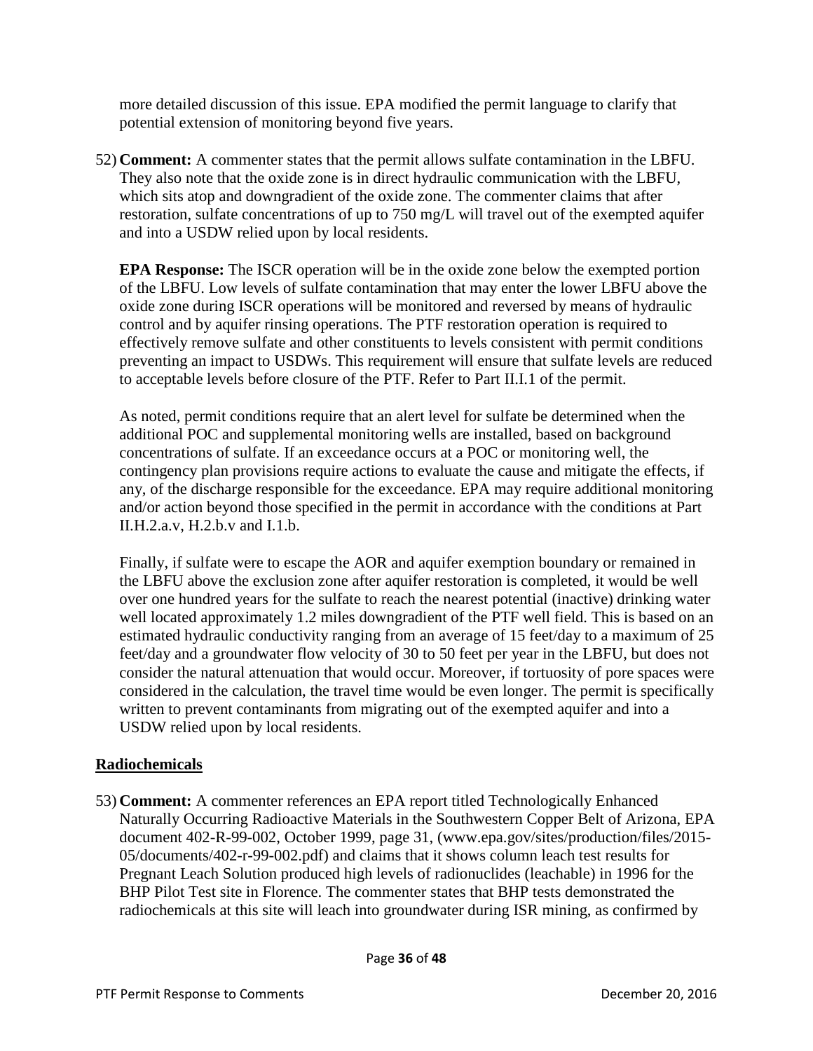more detailed discussion of this issue. EPA modified the permit language to clarify that potential extension of monitoring beyond five years.

52) **Comment:** A commenter states that the permit allows sulfate contamination in the LBFU. They also note that the oxide zone is in direct hydraulic communication with the LBFU, which sits atop and downgradient of the oxide zone. The commenter claims that after restoration, sulfate concentrations of up to 750 mg/L will travel out of the exempted aquifer and into a USDW relied upon by local residents.

    **EPA Response:** The ISCR operation will be in the oxide zone below the exempted portion of the LBFU. Low levels of sulfate contamination that may enter the lower LBFU above the oxide zone during ISCR operations will be monitored and reversed by means of hydraulic control and by aquifer rinsing operations. The PTF restoration operation is required to effectively remove sulfate and other constituents to levels consistent with permit conditions preventing an impact to USDWs. This requirement will ensure that sulfate levels are reduced to acceptable levels before closure of the PTF. Refer to Part II.I.1 of the permit.

    As noted, permit conditions require that an alert level for sulfate be determined when the additional POC and supplemental monitoring wells are installed, based on background concentrations of sulfate. If an exceedance occurs at a POC or monitoring well, the contingency plan provisions require actions to evaluate the cause and mitigate the effects, if any, of the discharge responsible for the exceedance. EPA may require additional monitoring and/or action beyond those specified in the permit in accordance with the conditions at Part II.H.2.a.v, H.2.b.v and I.1.b.

    Finally, if sulfate were to escape the AOR and aquifer exemption boundary or remained in the LBFU above the exclusion zone after aquifer restoration is completed, it would be well over one hundred years for the sulfate to reach the nearest potential (inactive) drinking water well located approximately 1.2 miles downgradient of the PTF well field. This is based on an estimated hydraulic conductivity ranging from an average of 15 feet/day to a maximum of 25 feet/day and a groundwater flow velocity of 30 to 50 feet per year in the LBFU, but does not consider the natural attenuation that would occur. Moreover, if tortuosity of pore spaces were considered in the calculation, the travel time would be even longer. The permit is specifically written to prevent contaminants from migrating out of the exempted aquifer and into a USDW relied upon by local residents.

**Radiochemicals**

53) **Comment:** A commenter references an EPA report titled Technologically Enhanced Naturally Occurring Radioactive Materials in the Southwestern Copper Belt of Arizona, EPA document 402-R-99-002, October 1999, page 31, (www.epa.gov/sites/production/files/2015-05/documents/402-r-99-002.pdf) and claims that it shows column leach test results for Pregnant Leach Solution produced high levels of radionuclides (leachable) in 1996 for the BHP Pilot Test site in Florence. The commenter states that BHP tests demonstrated the radiochemicals at this site will leach into groundwater during ISR mining, as confirmed by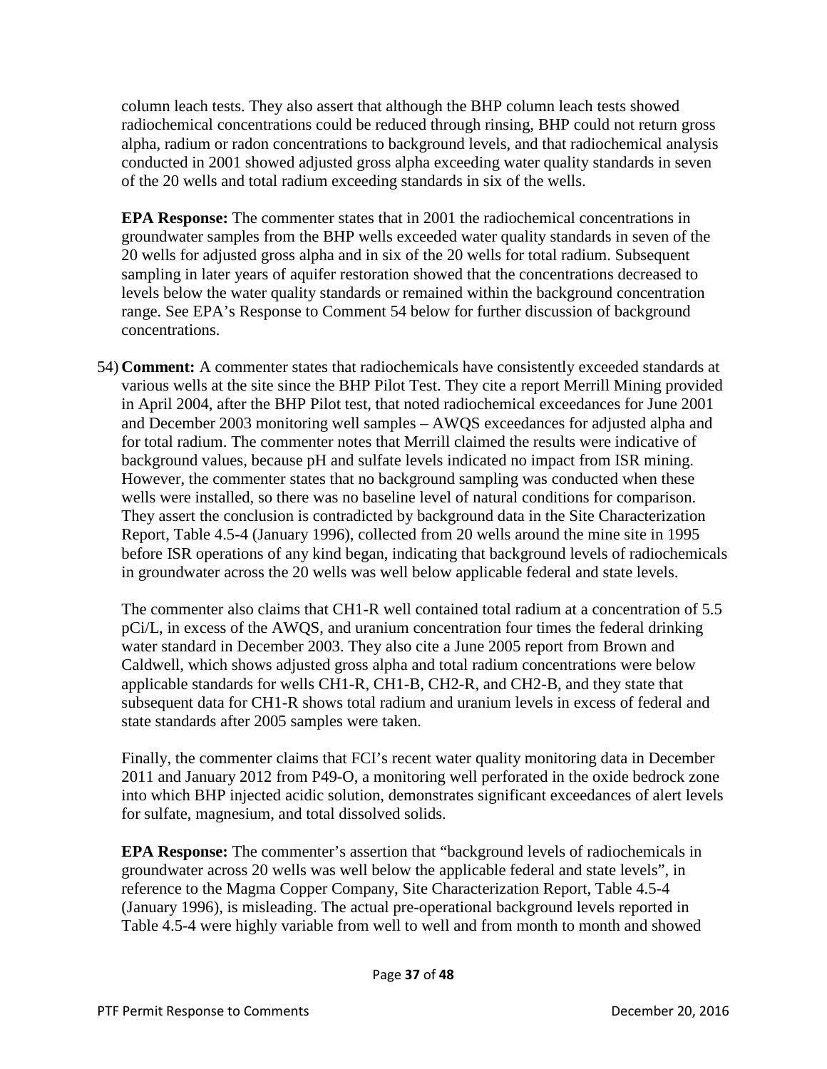column leach tests. They also assert that although the BHP column leach tests showed radiochemical concentrations could be reduced through rinsing, BHP could not return gross alpha, radium or radon concentrations to background levels, and that radiochemical analysis conducted in 2001 showed adjusted gross alpha exceeding water quality standards in seven of the 20 wells and total radium exceeding standards in six of the wells.

**EPA Response:** The commenter states that in 2001 the radiochemical concentrations in groundwater samples from the BHP wells exceeded water quality standards in seven of the 20 wells for adjusted gross alpha and in six of the 20 wells for total radium. Subsequent sampling in later years of aquifer restoration showed that the concentrations decreased to levels below the water quality standards or remained within the background concentration range. See EPA's Response to Comment 54 below for further discussion of background concentrations.

54) **Comment:** A commenter states that radiochemicals have consistently exceeded standards at various wells at the site since the BHP Pilot Test. They cite a report Merrill Mining provided in April 2004, after the BHP Pilot test, that noted radiochemical exceedances for June 2001 and December 2003 monitoring well samples – AWQS exceedances for adjusted alpha and for total radium. The commenter notes that Merrill claimed the results were indicative of background values, because pH and sulfate levels indicated no impact from ISR mining. However, the commenter states that no background sampling was conducted when these wells were installed, so there was no baseline level of natural conditions for comparison. They assert the conclusion is contradicted by background data in the Site Characterization Report, Table 4.5-4 (January 1996), collected from 20 wells around the mine site in 1995 before ISR operations of any kind began, indicating that background levels of radiochemicals in groundwater across the 20 wells was well below applicable federal and state levels.

The commenter also claims that CH1-R well contained total radium at a concentration of 5.5 pCi/L, in excess of the AWQS, and uranium concentration four times the federal drinking water standard in December 2003. They also cite a June 2005 report from Brown and Caldwell, which shows adjusted gross alpha and total radium concentrations were below applicable standards for wells CH1-R, CH1-B, CH2-R, and CH2-B, and they state that subsequent data for CH1-R shows total radium and uranium levels in excess of federal and state standards after 2005 samples were taken.

Finally, the commenter claims that FCI's recent water quality monitoring data in December 2011 and January 2012 from P49-O, a monitoring well perforated in the oxide bedrock zone into which BHP injected acidic solution, demonstrates significant exceedances of alert levels for sulfate, magnesium, and total dissolved solids.

**EPA Response:** The commenter's assertion that "background levels of radiochemicals in groundwater across 20 wells was well below the applicable federal and state levels", in reference to the Magma Copper Company, Site Characterization Report, Table 4.5-4 (January 1996), is misleading. The actual pre-operational background levels reported in Table 4.5-4 were highly variable from well to well and from month to month and showed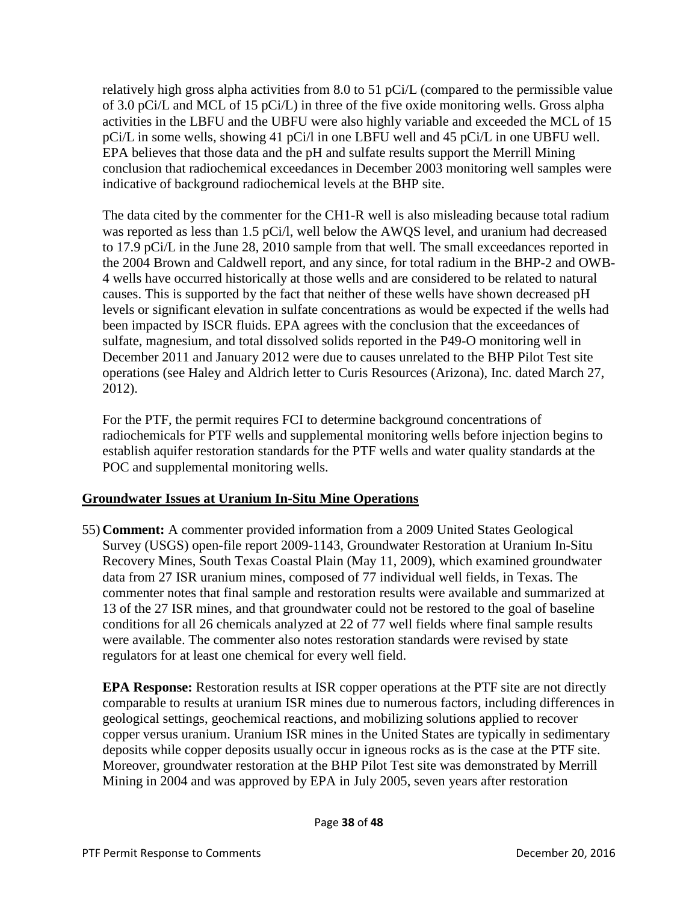relatively high gross alpha activities from 8.0 to 51 pCi/L (compared to the permissible value of 3.0 pCi/L and MCL of 15 pCi/L) in three of the five oxide monitoring wells. Gross alpha activities in the LBFU and the UBFU were also highly variable and exceeded the MCL of 15 pCi/L in some wells, showing 41 pCi/l in one LBFU well and 45 pCi/L in one UBFU well. EPA believes that those data and the pH and sulfate results support the Merrill Mining conclusion that radiochemical exceedances in December 2003 monitoring well samples were indicative of background radiochemical levels at the BHP site.

The data cited by the commenter for the CH1-R well is also misleading because total radium was reported as less than 1.5 pCi/l, well below the AWQS level, and uranium had decreased to 17.9 pCi/L in the June 28, 2010 sample from that well. The small exceedances reported in the 2004 Brown and Caldwell report, and any since, for total radium in the BHP-2 and OWB-4 wells have occurred historically at those wells and are considered to be related to natural causes. This is supported by the fact that neither of these wells have shown decreased pH levels or significant elevation in sulfate concentrations as would be expected if the wells had been impacted by ISCR fluids. EPA agrees with the conclusion that the exceedances of sulfate, magnesium, and total dissolved solids reported in the P49-O monitoring well in December 2011 and January 2012 were due to causes unrelated to the BHP Pilot Test site operations (see Haley and Aldrich letter to Curis Resources (Arizona), Inc. dated March 27, 2012).

For the PTF, the permit requires FCI to determine background concentrations of radiochemicals for PTF wells and supplemental monitoring wells before injection begins to establish aquifer restoration standards for the PTF wells and water quality standards at the POC and supplemental monitoring wells.

## Groundwater Issues at Uranium In-Situ Mine Operations

55) **Comment:** A commenter provided information from a 2009 United States Geological Survey (USGS) open-file report 2009-1143, Groundwater Restoration at Uranium In-Situ Recovery Mines, South Texas Coastal Plain (May 11, 2009), which examined groundwater data from 27 ISR uranium mines, composed of 77 individual well fields, in Texas. The commenter notes that final sample and restoration results were available and summarized at 13 of the 27 ISR mines, and that groundwater could not be restored to the goal of baseline conditions for all 26 chemicals analyzed at 22 of 77 well fields where final sample results were available. The commenter also notes restoration standards were revised by state regulators for at least one chemical for every well field.

**EPA Response:** Restoration results at ISR copper operations at the PTF site are not directly comparable to results at uranium ISR mines due to numerous factors, including differences in geological settings, geochemical reactions, and mobilizing solutions applied to recover copper versus uranium. Uranium ISR mines in the United States are typically in sedimentary deposits while copper deposits usually occur in igneous rocks as is the case at the PTF site. Moreover, groundwater restoration at the BHP Pilot Test site was demonstrated by Merrill Mining in 2004 and was approved by EPA in July 2005, seven years after restoration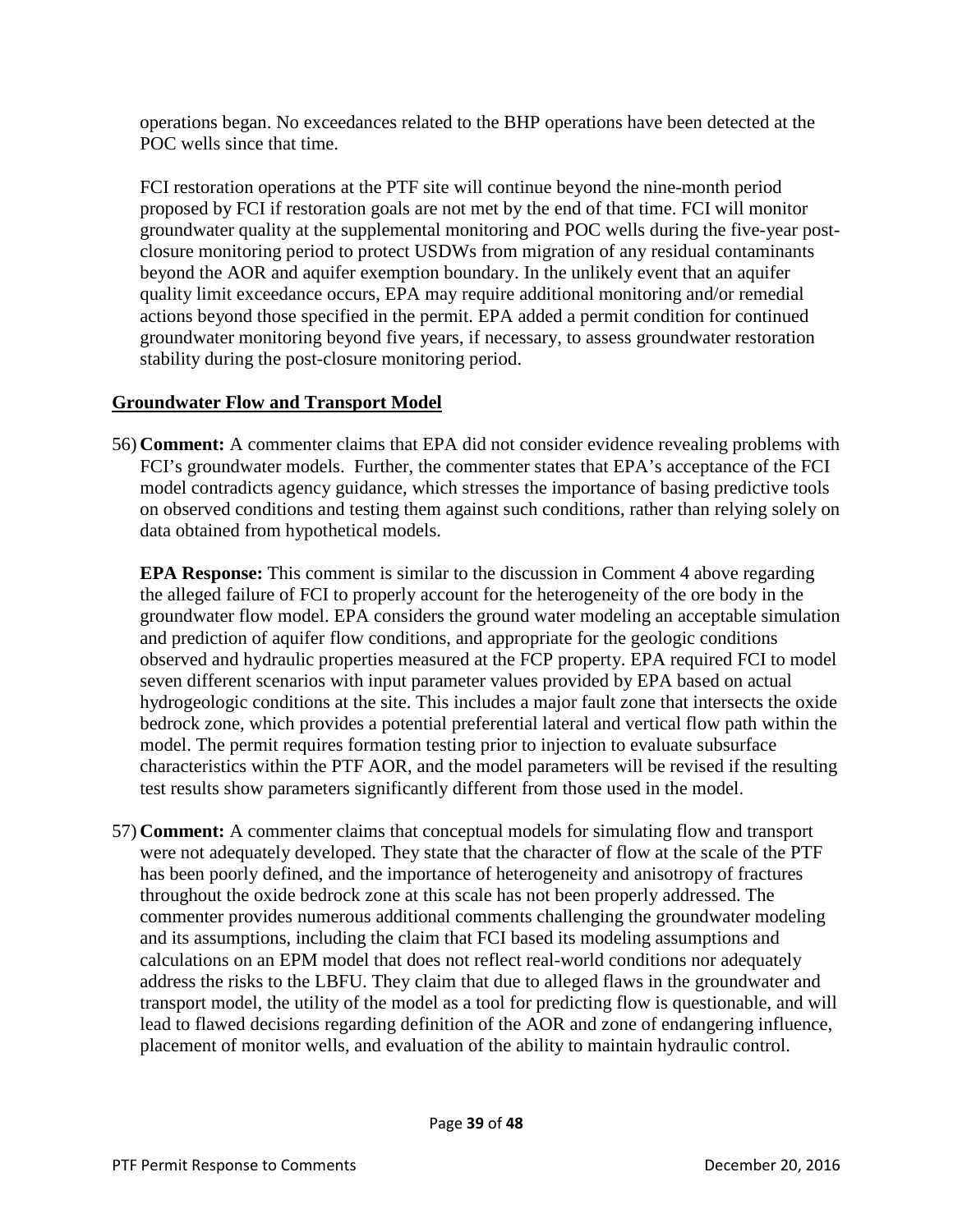operations began. No exceedances related to the BHP operations have been detected at the POC wells since that time.

FCI restoration operations at the PTF site will continue beyond the nine-month period proposed by FCI if restoration goals are not met by the end of that time. FCI will monitor groundwater quality at the supplemental monitoring and POC wells during the five-year post-closure monitoring period to protect USDWs from migration of any residual contaminants beyond the AOR and aquifer exemption boundary. In the unlikely event that an aquifer quality limit exceedance occurs, EPA may require additional monitoring and/or remedial actions beyond those specified in the permit. EPA added a permit condition for continued groundwater monitoring beyond five years, if necessary, to assess groundwater restoration stability during the post-closure monitoring period.

## Groundwater Flow and Transport Model

56) **Comment:** A commenter claims that EPA did not consider evidence revealing problems with FCI's groundwater models. Further, the commenter states that EPA's acceptance of the FCI model contradicts agency guidance, which stresses the importance of basing predictive tools on observed conditions and testing them against such conditions, rather than relying solely on data obtained from hypothetical models.

**EPA Response:** This comment is similar to the discussion in Comment 4 above regarding the alleged failure of FCI to properly account for the heterogeneity of the ore body in the groundwater flow model. EPA considers the ground water modeling an acceptable simulation and prediction of aquifer flow conditions, and appropriate for the geologic conditions observed and hydraulic properties measured at the FCP property. EPA required FCI to model seven different scenarios with input parameter values provided by EPA based on actual hydrogeologic conditions at the site. This includes a major fault zone that intersects the oxide bedrock zone, which provides a potential preferential lateral and vertical flow path within the model. The permit requires formation testing prior to injection to evaluate subsurface characteristics within the PTF AOR, and the model parameters will be revised if the resulting test results show parameters significantly different from those used in the model.

57) **Comment:** A commenter claims that conceptual models for simulating flow and transport were not adequately developed. They state that the character of flow at the scale of the PTF has been poorly defined, and the importance of heterogeneity and anisotropy of fractures throughout the oxide bedrock zone at this scale has not been properly addressed. The commenter provides numerous additional comments challenging the groundwater modeling and its assumptions, including the claim that FCI based its modeling assumptions and calculations on an EPM model that does not reflect real-world conditions nor adequately address the risks to the LBFU. They claim that due to alleged flaws in the groundwater and transport model, the utility of the model as a tool for predicting flow is questionable, and will lead to flawed decisions regarding definition of the AOR and zone of endangering influence, placement of monitor wells, and evaluation of the ability to maintain hydraulic control.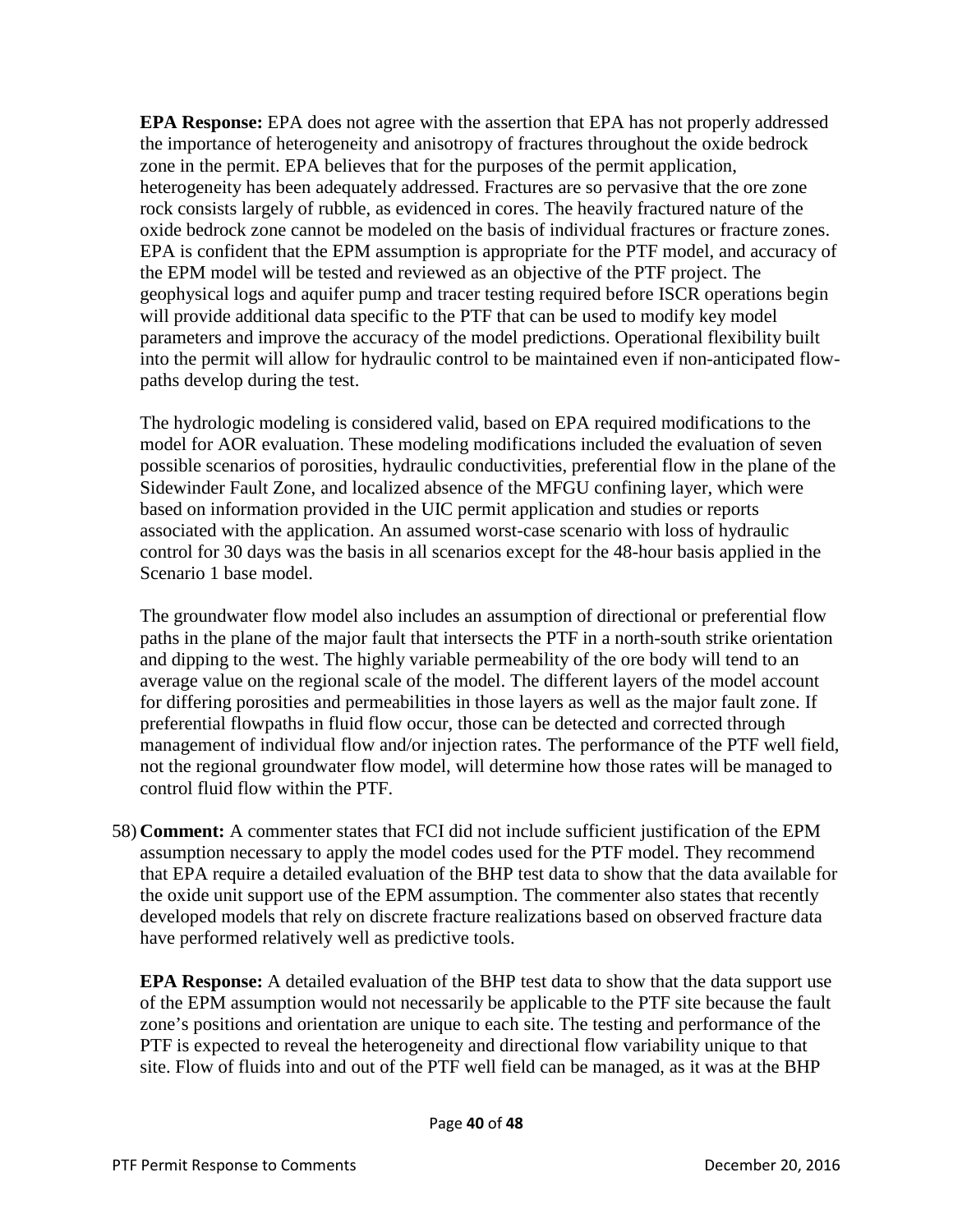**EPA Response:** EPA does not agree with the assertion that EPA has not properly addressed the importance of heterogeneity and anisotropy of fractures throughout the oxide bedrock zone in the permit. EPA believes that for the purposes of the permit application, heterogeneity has been adequately addressed. Fractures are so pervasive that the ore zone rock consists largely of rubble, as evidenced in cores. The heavily fractured nature of the oxide bedrock zone cannot be modeled on the basis of individual fractures or fracture zones. EPA is confident that the EPM assumption is appropriate for the PTF model, and accuracy of the EPM model will be tested and reviewed as an objective of the PTF project. The geophysical logs and aquifer pump and tracer testing required before ISCR operations begin will provide additional data specific to the PTF that can be used to modify key model parameters and improve the accuracy of the model predictions. Operational flexibility built into the permit will allow for hydraulic control to be maintained even if non-anticipated flow-paths develop during the test.

The hydrologic modeling is considered valid, based on EPA required modifications to the model for AOR evaluation. These modeling modifications included the evaluation of seven possible scenarios of porosities, hydraulic conductivities, preferential flow in the plane of the Sidewinder Fault Zone, and localized absence of the MFGU confining layer, which were based on information provided in the UIC permit application and studies or reports associated with the application. An assumed worst-case scenario with loss of hydraulic control for 30 days was the basis in all scenarios except for the 48-hour basis applied in the Scenario 1 base model.

The groundwater flow model also includes an assumption of directional or preferential flow paths in the plane of the major fault that intersects the PTF in a north-south strike orientation and dipping to the west. The highly variable permeability of the ore body will tend to an average value on the regional scale of the model. The different layers of the model account for differing porosities and permeabilities in those layers as well as the major fault zone. If preferential flowpaths in fluid flow occur, those can be detected and corrected through management of individual flow and/or injection rates. The performance of the PTF well field, not the regional groundwater flow model, will determine how those rates will be managed to control fluid flow within the PTF.

58) **Comment:** A commenter states that FCI did not include sufficient justification of the EPM assumption necessary to apply the model codes used for the PTF model. They recommend that EPA require a detailed evaluation of the BHP test data to show that the data available for the oxide unit support use of the EPM assumption. The commenter also states that recently developed models that rely on discrete fracture realizations based on observed fracture data have performed relatively well as predictive tools.

**EPA Response:** A detailed evaluation of the BHP test data to show that the data support use of the EPM assumption would not necessarily be applicable to the PTF site because the fault zone's positions and orientation are unique to each site. The testing and performance of the PTF is expected to reveal the heterogeneity and directional flow variability unique to that site. Flow of fluids into and out of the PTF well field can be managed, as it was at the BHP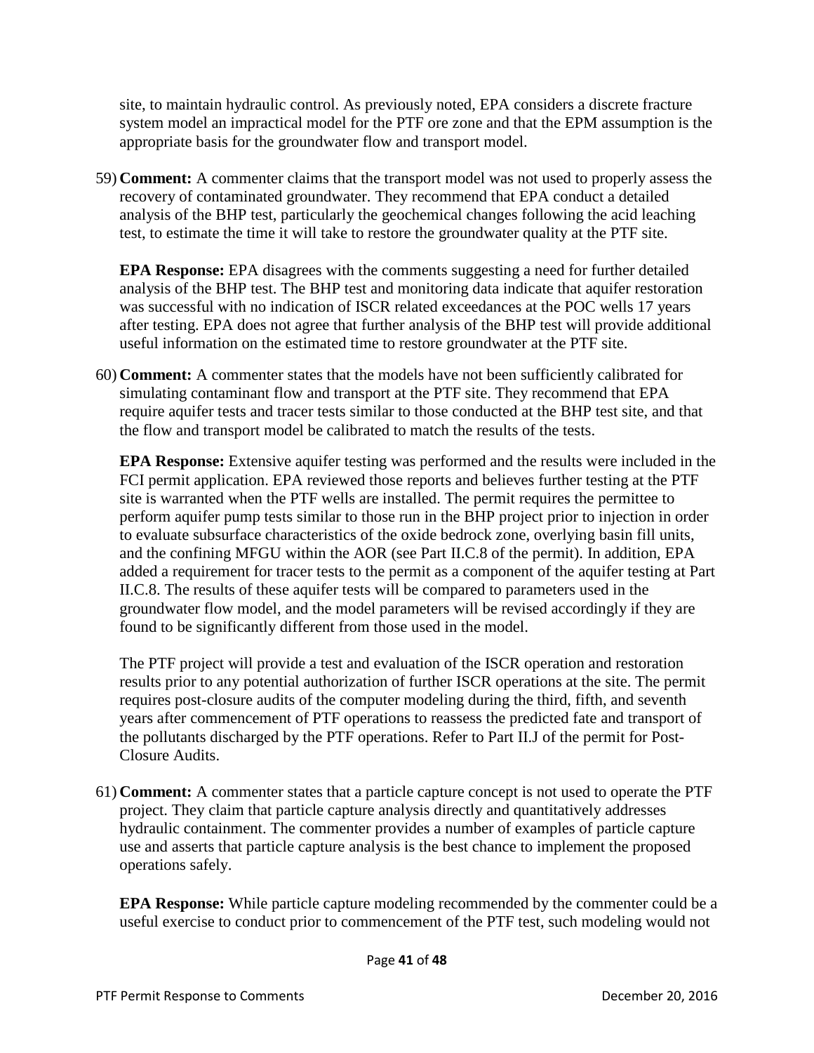site, to maintain hydraulic control. As previously noted, EPA considers a discrete fracture system model an impractical model for the PTF ore zone and that the EPM assumption is the appropriate basis for the groundwater flow and transport model.

59) **Comment:** A commenter claims that the transport model was not used to properly assess the recovery of contaminated groundwater. They recommend that EPA conduct a detailed analysis of the BHP test, particularly the geochemical changes following the acid leaching test, to estimate the time it will take to restore the groundwater quality at the PTF site.

    **EPA Response:** EPA disagrees with the comments suggesting a need for further detailed analysis of the BHP test. The BHP test and monitoring data indicate that aquifer restoration was successful with no indication of ISCR related exceedances at the POC wells 17 years after testing. EPA does not agree that further analysis of the BHP test will provide additional useful information on the estimated time to restore groundwater at the PTF site.

60) **Comment:** A commenter states that the models have not been sufficiently calibrated for simulating contaminant flow and transport at the PTF site. They recommend that EPA require aquifer tests and tracer tests similar to those conducted at the BHP test site, and that the flow and transport model be calibrated to match the results of the tests.

    **EPA Response:** Extensive aquifer testing was performed and the results were included in the FCI permit application. EPA reviewed those reports and believes further testing at the PTF site is warranted when the PTF wells are installed. The permit requires the permittee to perform aquifer pump tests similar to those run in the BHP project prior to injection in order to evaluate subsurface characteristics of the oxide bedrock zone, overlying basin fill units, and the confining MFGU within the AOR (see Part II.C.8 of the permit). In addition, EPA added a requirement for tracer tests to the permit as a component of the aquifer testing at Part II.C.8. The results of these aquifer tests will be compared to parameters used in the groundwater flow model, and the model parameters will be revised accordingly if they are found to be significantly different from those used in the model.

    The PTF project will provide a test and evaluation of the ISCR operation and restoration results prior to any potential authorization of further ISCR operations at the site. The permit requires post-closure audits of the computer modeling during the third, fifth, and seventh years after commencement of PTF operations to reassess the predicted fate and transport of the pollutants discharged by the PTF operations. Refer to Part II.J of the permit for Post-Closure Audits.

61) **Comment:** A commenter states that a particle capture concept is not used to operate the PTF project. They claim that particle capture analysis directly and quantitatively addresses hydraulic containment. The commenter provides a number of examples of particle capture use and asserts that particle capture analysis is the best chance to implement the proposed operations safely.

    **EPA Response:** While particle capture modeling recommended by the commenter could be a useful exercise to conduct prior to commencement of the PTF test, such modeling would not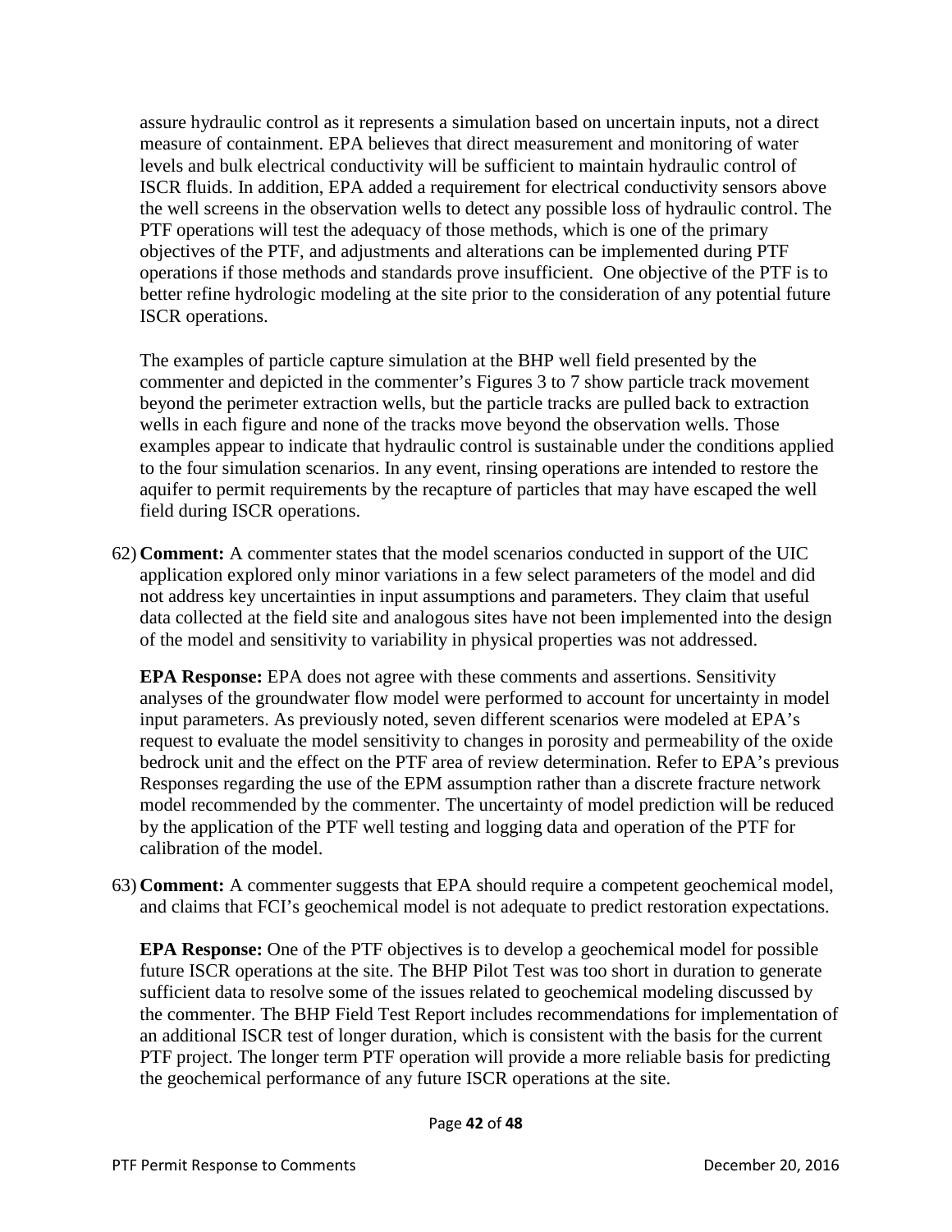assure hydraulic control as it represents a simulation based on uncertain inputs, not a direct measure of containment. EPA believes that direct measurement and monitoring of water levels and bulk electrical conductivity will be sufficient to maintain hydraulic control of ISCR fluids. In addition, EPA added a requirement for electrical conductivity sensors above the well screens in the observation wells to detect any possible loss of hydraulic control. The PTF operations will test the adequacy of those methods, which is one of the primary objectives of the PTF, and adjustments and alterations can be implemented during PTF operations if those methods and standards prove insufficient. One objective of the PTF is to better refine hydrologic modeling at the site prior to the consideration of any potential future ISCR operations.

The examples of particle capture simulation at the BHP well field presented by the commenter and depicted in the commenter's Figures 3 to 7 show particle track movement beyond the perimeter extraction wells, but the particle tracks are pulled back to extraction wells in each figure and none of the tracks move beyond the observation wells. Those examples appear to indicate that hydraulic control is sustainable under the conditions applied to the four simulation scenarios. In any event, rinsing operations are intended to restore the aquifer to permit requirements by the recapture of particles that may have escaped the well field during ISCR operations.

62) **Comment:** A commenter states that the model scenarios conducted in support of the UIC application explored only minor variations in a few select parameters of the model and did not address key uncertainties in input assumptions and parameters. They claim that useful data collected at the field site and analogous sites have not been implemented into the design of the model and sensitivity to variability in physical properties was not addressed.

   **EPA Response:** EPA does not agree with these comments and assertions. Sensitivity analyses of the groundwater flow model were performed to account for uncertainty in model input parameters. As previously noted, seven different scenarios were modeled at EPA's request to evaluate the model sensitivity to changes in porosity and permeability of the oxide bedrock unit and the effect on the PTF area of review determination. Refer to EPA's previous Responses regarding the use of the EPM assumption rather than a discrete fracture network model recommended by the commenter. The uncertainty of model prediction will be reduced by the application of the PTF well testing and logging data and operation of the PTF for calibration of the model.

63) **Comment:** A commenter suggests that EPA should require a competent geochemical model, and claims that FCI's geochemical model is not adequate to predict restoration expectations.

   **EPA Response:** One of the PTF objectives is to develop a geochemical model for possible future ISCR operations at the site. The BHP Pilot Test was too short in duration to generate sufficient data to resolve some of the issues related to geochemical modeling discussed by the commenter. The BHP Field Test Report includes recommendations for implementation of an additional ISCR test of longer duration, which is consistent with the basis for the current PTF project. The longer term PTF operation will provide a more reliable basis for predicting the geochemical performance of any future ISCR operations at the site.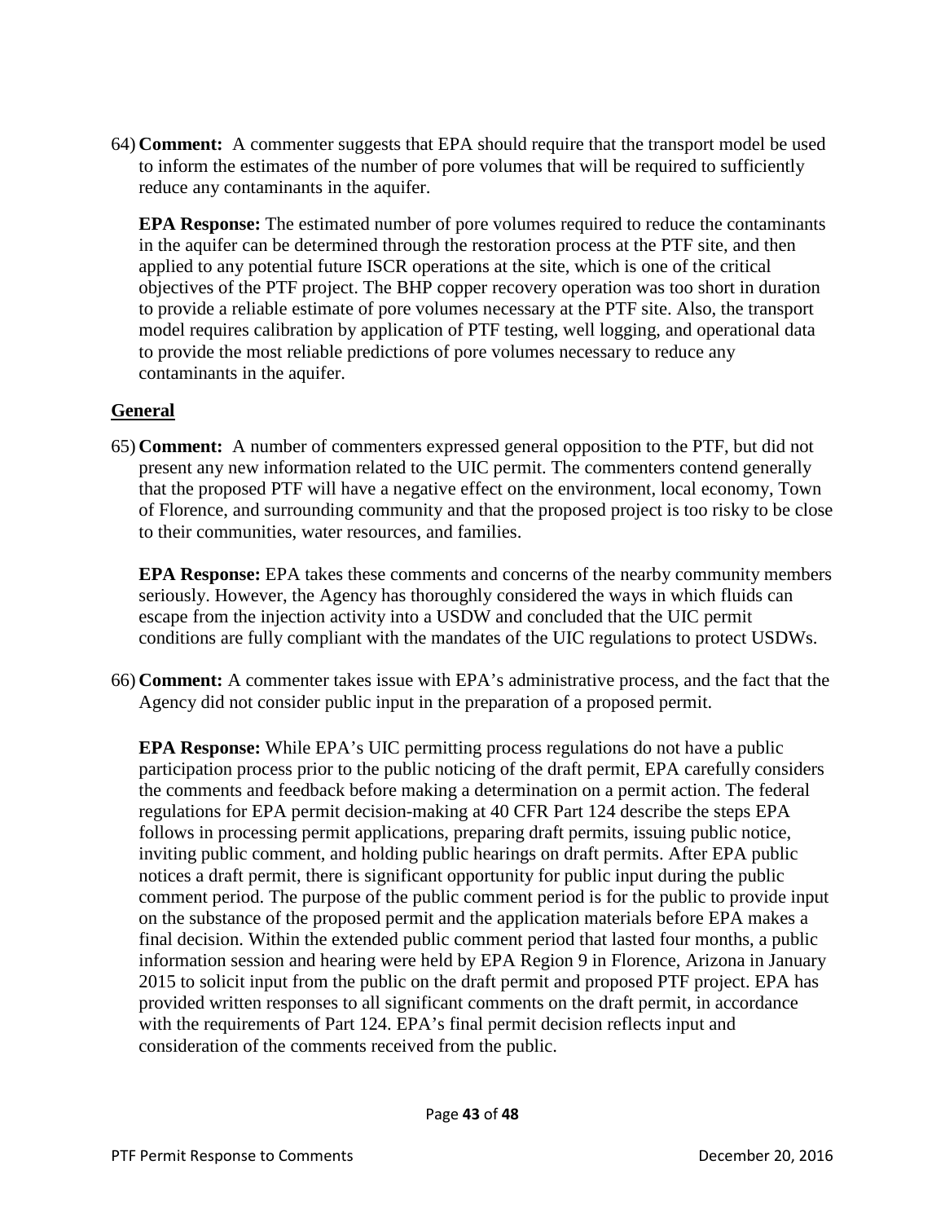64) **Comment:** A commenter suggests that EPA should require that the transport model be used to inform the estimates of the number of pore volumes that will be required to sufficiently reduce any contaminants in the aquifer.

    **EPA Response:** The estimated number of pore volumes required to reduce the contaminants in the aquifer can be determined through the restoration process at the PTF site, and then applied to any potential future ISCR operations at the site, which is one of the critical objectives of the PTF project. The BHP copper recovery operation was too short in duration to provide a reliable estimate of pore volumes necessary at the PTF site. Also, the transport model requires calibration by application of PTF testing, well logging, and operational data to provide the most reliable predictions of pore volumes necessary to reduce any contaminants in the aquifer.

## General

65) **Comment:** A number of commenters expressed general opposition to the PTF, but did not present any new information related to the UIC permit. The commenters contend generally that the proposed PTF will have a negative effect on the environment, local economy, Town of Florence, and surrounding community and that the proposed project is too risky to be close to their communities, water resources, and families.

    **EPA Response:** EPA takes these comments and concerns of the nearby community members seriously. However, the Agency has thoroughly considered the ways in which fluids can escape from the injection activity into a USDW and concluded that the UIC permit conditions are fully compliant with the mandates of the UIC regulations to protect USDWs.

66) **Comment:** A commenter takes issue with EPA's administrative process, and the fact that the Agency did not consider public input in the preparation of a proposed permit.

    **EPA Response:** While EPA's UIC permitting process regulations do not have a public participation process prior to the public noticing of the draft permit, EPA carefully considers the comments and feedback before making a determination on a permit action. The federal regulations for EPA permit decision-making at 40 CFR Part 124 describe the steps EPA follows in processing permit applications, preparing draft permits, issuing public notice, inviting public comment, and holding public hearings on draft permits. After EPA public notices a draft permit, there is significant opportunity for public input during the public comment period. The purpose of the public comment period is for the public to provide input on the substance of the proposed permit and the application materials before EPA makes a final decision. Within the extended public comment period that lasted four months, a public information session and hearing were held by EPA Region 9 in Florence, Arizona in January 2015 to solicit input from the public on the draft permit and proposed PTF project. EPA has provided written responses to all significant comments on the draft permit, in accordance with the requirements of Part 124. EPA's final permit decision reflects input and consideration of the comments received from the public.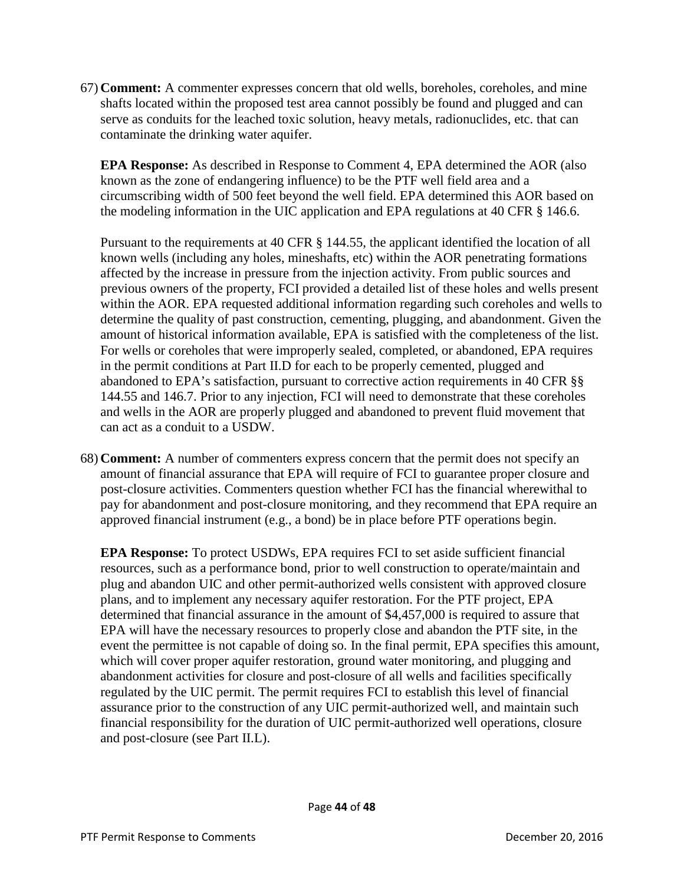67) **Comment:** A commenter expresses concern that old wells, boreholes, coreholes, and mine shafts located within the proposed test area cannot possibly be found and plugged and can serve as conduits for the leached toxic solution, heavy metals, radionuclides, etc. that can contaminate the drinking water aquifer.

    **EPA Response:** As described in Response to Comment 4, EPA determined the AOR (also known as the zone of endangering influence) to be the PTF well field area and a circumscribing width of 500 feet beyond the well field. EPA determined this AOR based on the modeling information in the UIC application and EPA regulations at 40 CFR § 146.6.

    Pursuant to the requirements at 40 CFR § 144.55, the applicant identified the location of all known wells (including any holes, mineshafts, etc) within the AOR penetrating formations affected by the increase in pressure from the injection activity. From public sources and previous owners of the property, FCI provided a detailed list of these holes and wells present within the AOR. EPA requested additional information regarding such coreholes and wells to determine the quality of past construction, cementing, plugging, and abandonment. Given the amount of historical information available, EPA is satisfied with the completeness of the list. For wells or coreholes that were improperly sealed, completed, or abandoned, EPA requires in the permit conditions at Part II.D for each to be properly cemented, plugged and abandoned to EPA's satisfaction, pursuant to corrective action requirements in 40 CFR §§ 144.55 and 146.7. Prior to any injection, FCI will need to demonstrate that these coreholes and wells in the AOR are properly plugged and abandoned to prevent fluid movement that can act as a conduit to a USDW.

68) **Comment:** A number of commenters express concern that the permit does not specify an amount of financial assurance that EPA will require of FCI to guarantee proper closure and post-closure activities. Commenters question whether FCI has the financial wherewithal to pay for abandonment and post-closure monitoring, and they recommend that EPA require an approved financial instrument (e.g., a bond) be in place before PTF operations begin.

    **EPA Response:** To protect USDWs, EPA requires FCI to set aside sufficient financial resources, such as a performance bond, prior to well construction to operate/maintain and plug and abandon UIC and other permit-authorized wells consistent with approved closure plans, and to implement any necessary aquifer restoration. For the PTF project, EPA determined that financial assurance in the amount of $4,457,000 is required to assure that EPA will have the necessary resources to properly close and abandon the PTF site, in the event the permittee is not capable of doing so. In the final permit, EPA specifies this amount, which will cover proper aquifer restoration, ground water monitoring, and plugging and abandonment activities for closure and post-closure of all wells and facilities specifically regulated by the UIC permit. The permit requires FCI to establish this level of financial assurance prior to the construction of any UIC permit-authorized well, and maintain such financial responsibility for the duration of UIC permit-authorized well operations, closure and post-closure (see Part II.L).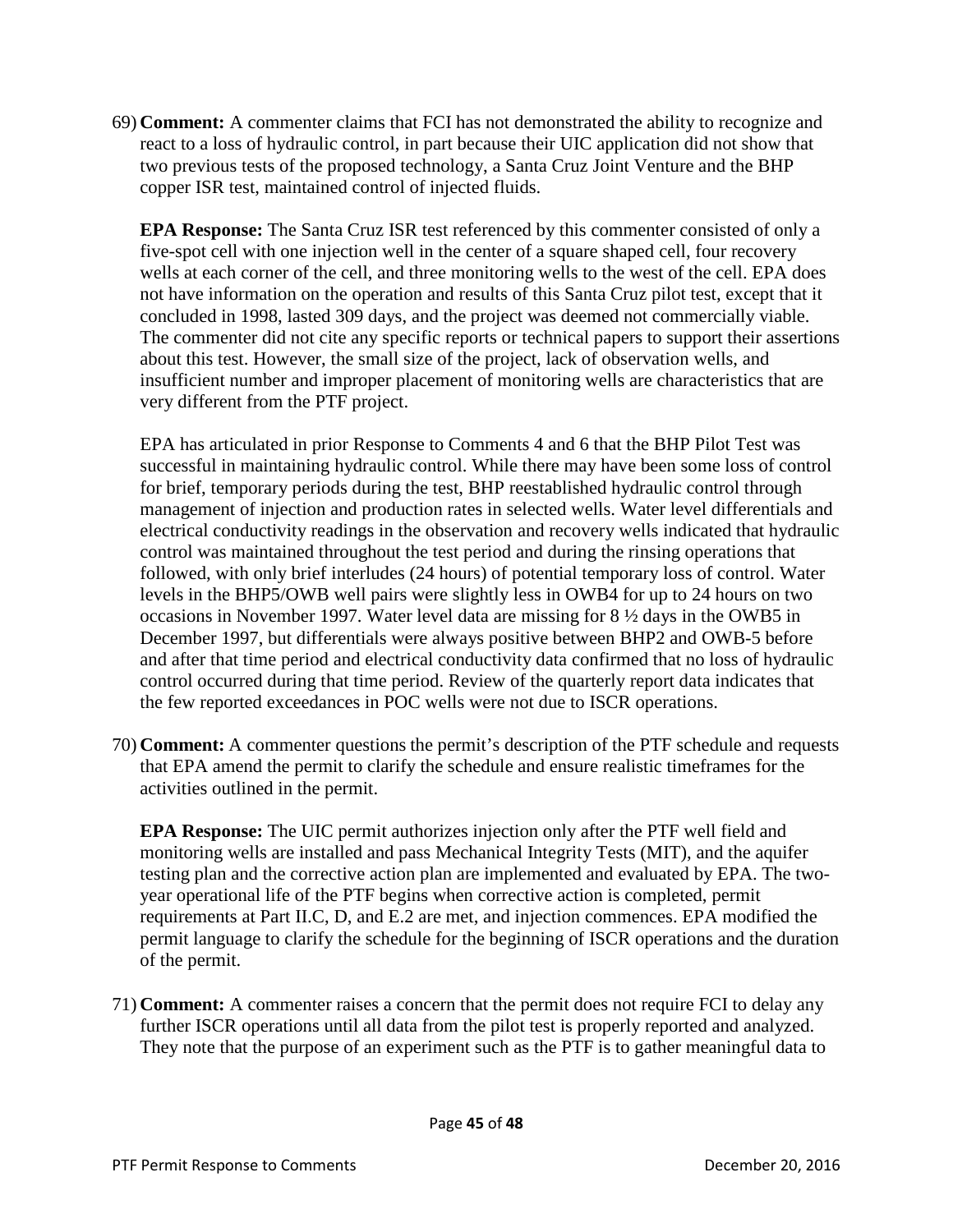69) **Comment:** A commenter claims that FCI has not demonstrated the ability to recognize and react to a loss of hydraulic control, in part because their UIC application did not show that two previous tests of the proposed technology, a Santa Cruz Joint Venture and the BHP copper ISR test, maintained control of injected fluids.

    **EPA Response:** The Santa Cruz ISR test referenced by this commenter consisted of only a five-spot cell with one injection well in the center of a square shaped cell, four recovery wells at each corner of the cell, and three monitoring wells to the west of the cell. EPA does not have information on the operation and results of this Santa Cruz pilot test, except that it concluded in 1998, lasted 309 days, and the project was deemed not commercially viable. The commenter did not cite any specific reports or technical papers to support their assertions about this test. However, the small size of the project, lack of observation wells, and insufficient number and improper placement of monitoring wells are characteristics that are very different from the PTF project.

    EPA has articulated in prior Response to Comments 4 and 6 that the BHP Pilot Test was successful in maintaining hydraulic control. While there may have been some loss of control for brief, temporary periods during the test, BHP reestablished hydraulic control through management of injection and production rates in selected wells. Water level differentials and electrical conductivity readings in the observation and recovery wells indicated that hydraulic control was maintained throughout the test period and during the rinsing operations that followed, with only brief interludes (24 hours) of potential temporary loss of control. Water levels in the BHP5/OWB well pairs were slightly less in OWB4 for up to 24 hours on two occasions in November 1997. Water level data are missing for 8 ½ days in the OWB5 in December 1997, but differentials were always positive between BHP2 and OWB-5 before and after that time period and electrical conductivity data confirmed that no loss of hydraulic control occurred during that time period. Review of the quarterly report data indicates that the few reported exceedances in POC wells were not due to ISCR operations.

70) **Comment:** A commenter questions the permit's description of the PTF schedule and requests that EPA amend the permit to clarify the schedule and ensure realistic timeframes for the activities outlined in the permit.

    **EPA Response:** The UIC permit authorizes injection only after the PTF well field and monitoring wells are installed and pass Mechanical Integrity Tests (MIT), and the aquifer testing plan and the corrective action plan are implemented and evaluated by EPA. The two-year operational life of the PTF begins when corrective action is completed, permit requirements at Part II.C, D, and E.2 are met, and injection commences. EPA modified the permit language to clarify the schedule for the beginning of ISCR operations and the duration of the permit.

71) **Comment:** A commenter raises a concern that the permit does not require FCI to delay any further ISCR operations until all data from the pilot test is properly reported and analyzed. They note that the purpose of an experiment such as the PTF is to gather meaningful data to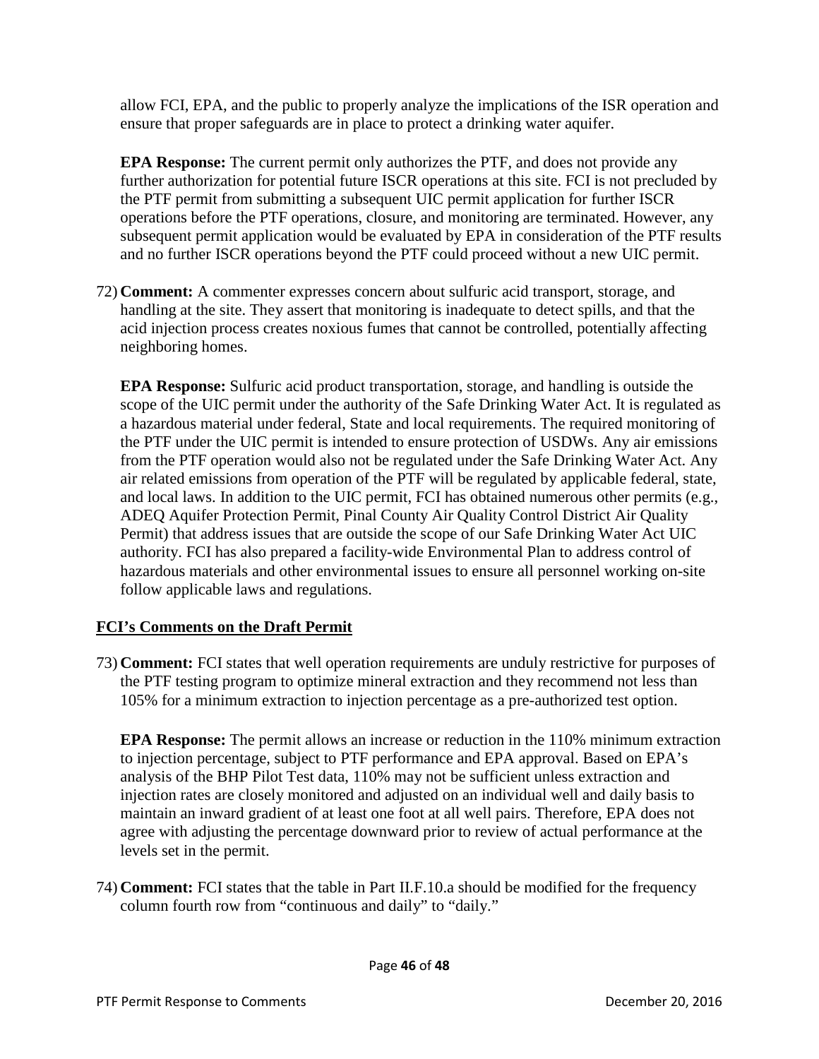allow FCI, EPA, and the public to properly analyze the implications of the ISR operation and ensure that proper safeguards are in place to protect a drinking water aquifer.

**EPA Response:** The current permit only authorizes the PTF, and does not provide any further authorization for potential future ISCR operations at this site. FCI is not precluded by the PTF permit from submitting a subsequent UIC permit application for further ISCR operations before the PTF operations, closure, and monitoring are terminated. However, any subsequent permit application would be evaluated by EPA in consideration of the PTF results and no further ISCR operations beyond the PTF could proceed without a new UIC permit.

72) **Comment:** A commenter expresses concern about sulfuric acid transport, storage, and handling at the site. They assert that monitoring is inadequate to detect spills, and that the acid injection process creates noxious fumes that cannot be controlled, potentially affecting neighboring homes.

**EPA Response:** Sulfuric acid product transportation, storage, and handling is outside the scope of the UIC permit under the authority of the Safe Drinking Water Act. It is regulated as a hazardous material under federal, State and local requirements. The required monitoring of the PTF under the UIC permit is intended to ensure protection of USDWs. Any air emissions from the PTF operation would also not be regulated under the Safe Drinking Water Act. Any air related emissions from operation of the PTF will be regulated by applicable federal, state, and local laws. In addition to the UIC permit, FCI has obtained numerous other permits (e.g., ADEQ Aquifer Protection Permit, Pinal County Air Quality Control District Air Quality Permit) that address issues that are outside the scope of our Safe Drinking Water Act UIC authority. FCI has also prepared a facility-wide Environmental Plan to address control of hazardous materials and other environmental issues to ensure all personnel working on-site follow applicable laws and regulations.

## FCI's Comments on the Draft Permit

73) **Comment:** FCI states that well operation requirements are unduly restrictive for purposes of the PTF testing program to optimize mineral extraction and they recommend not less than 105% for a minimum extraction to injection percentage as a pre-authorized test option.

**EPA Response:** The permit allows an increase or reduction in the 110% minimum extraction to injection percentage, subject to PTF performance and EPA approval. Based on EPA's analysis of the BHP Pilot Test data, 110% may not be sufficient unless extraction and injection rates are closely monitored and adjusted on an individual well and daily basis to maintain an inward gradient of at least one foot at all well pairs. Therefore, EPA does not agree with adjusting the percentage downward prior to review of actual performance at the levels set in the permit.

74) **Comment:** FCI states that the table in Part II.F.10.a should be modified for the frequency column fourth row from "continuous and daily" to "daily."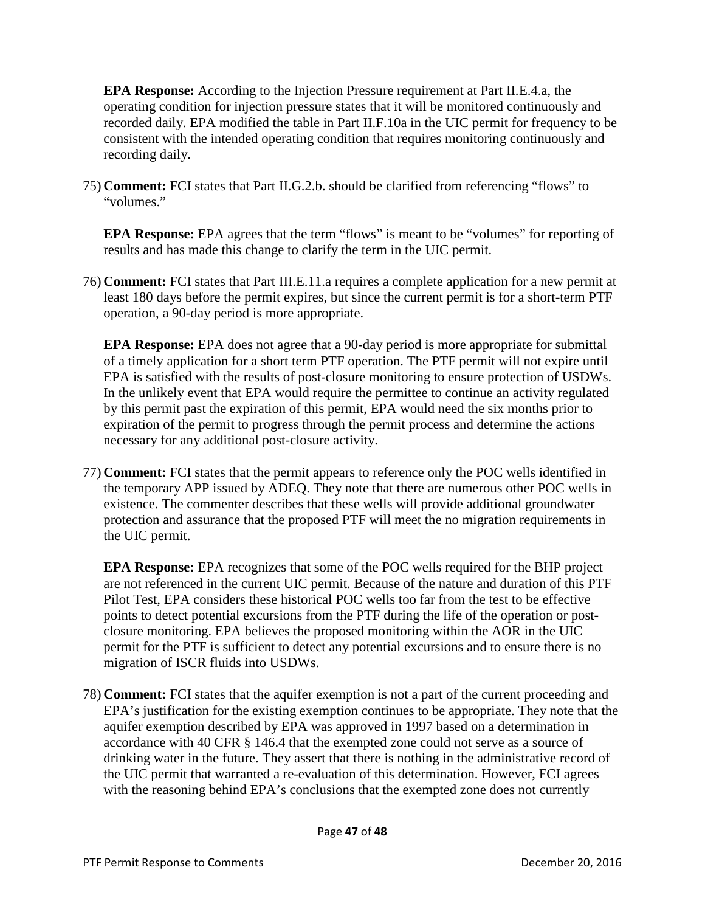**EPA Response:** According to the Injection Pressure requirement at Part II.E.4.a, the operating condition for injection pressure states that it will be monitored continuously and recorded daily. EPA modified the table in Part II.F.10a in the UIC permit for frequency to be consistent with the intended operating condition that requires monitoring continuously and recording daily.

75) **Comment:** FCI states that Part II.G.2.b. should be clarified from referencing "flows" to "volumes."

**EPA Response:** EPA agrees that the term "flows" is meant to be "volumes" for reporting of results and has made this change to clarify the term in the UIC permit.

76) **Comment:** FCI states that Part III.E.11.a requires a complete application for a new permit at least 180 days before the permit expires, but since the current permit is for a short-term PTF operation, a 90-day period is more appropriate.

**EPA Response:** EPA does not agree that a 90-day period is more appropriate for submittal of a timely application for a short term PTF operation. The PTF permit will not expire until EPA is satisfied with the results of post-closure monitoring to ensure protection of USDWs. In the unlikely event that EPA would require the permittee to continue an activity regulated by this permit past the expiration of this permit, EPA would need the six months prior to expiration of the permit to progress through the permit process and determine the actions necessary for any additional post-closure activity.

77) **Comment:** FCI states that the permit appears to reference only the POC wells identified in the temporary APP issued by ADEQ. They note that there are numerous other POC wells in existence. The commenter describes that these wells will provide additional groundwater protection and assurance that the proposed PTF will meet the no migration requirements in the UIC permit.

**EPA Response:** EPA recognizes that some of the POC wells required for the BHP project are not referenced in the current UIC permit. Because of the nature and duration of this PTF Pilot Test, EPA considers these historical POC wells too far from the test to be effective points to detect potential excursions from the PTF during the life of the operation or post-closure monitoring. EPA believes the proposed monitoring within the AOR in the UIC permit for the PTF is sufficient to detect any potential excursions and to ensure there is no migration of ISCR fluids into USDWs.

78) **Comment:** FCI states that the aquifer exemption is not a part of the current proceeding and EPA's justification for the existing exemption continues to be appropriate. They note that the aquifer exemption described by EPA was approved in 1997 based on a determination in accordance with 40 CFR § 146.4 that the exempted zone could not serve as a source of drinking water in the future. They assert that there is nothing in the administrative record of the UIC permit that warranted a re-evaluation of this determination. However, FCI agrees with the reasoning behind EPA's conclusions that the exempted zone does not currently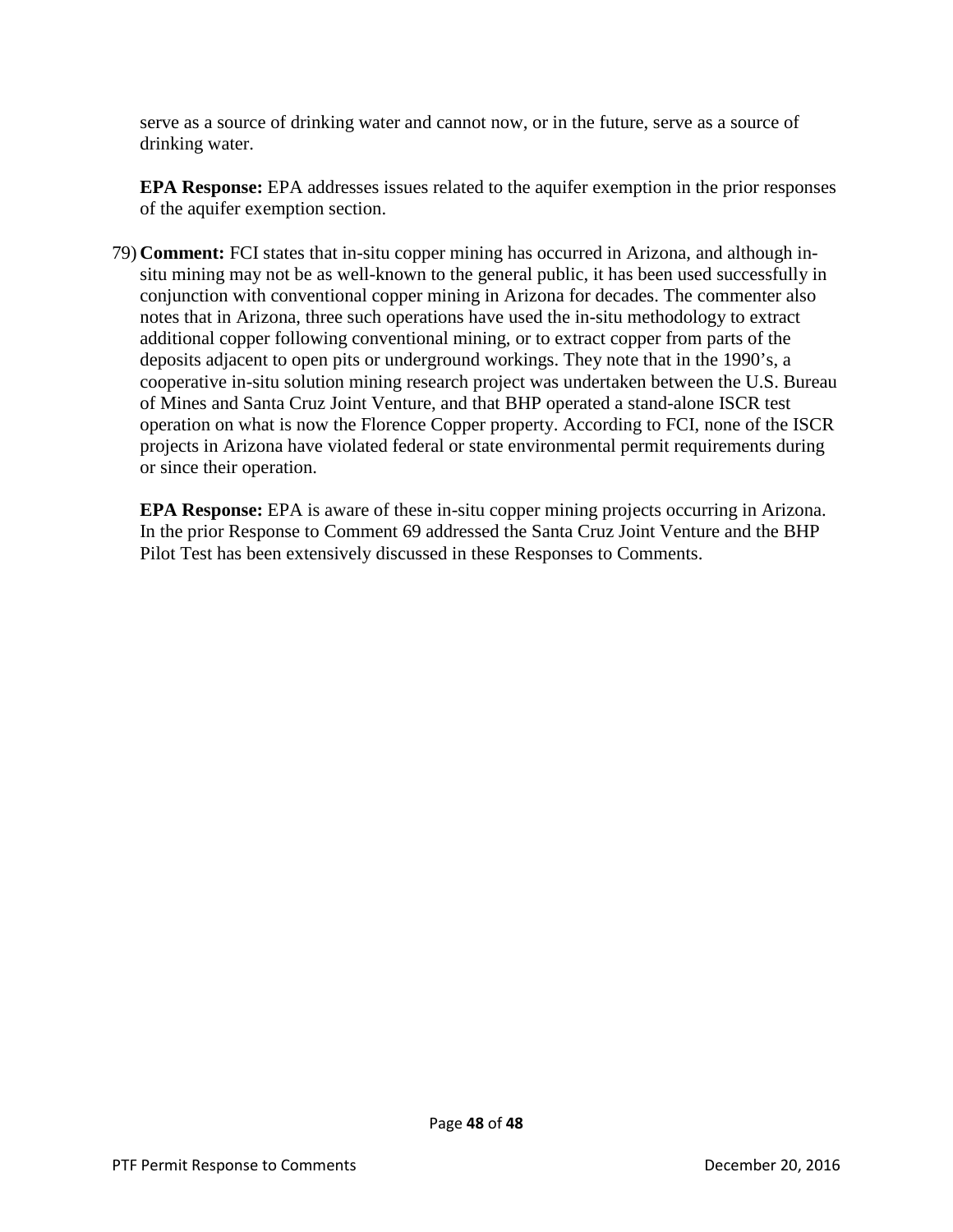serve as a source of drinking water and cannot now, or in the future, serve as a source of drinking water.

**EPA Response:** EPA addresses issues related to the aquifer exemption in the prior responses of the aquifer exemption section.

79) **Comment:** FCI states that in-situ copper mining has occurred in Arizona, and although in-situ mining may not be as well-known to the general public, it has been used successfully in conjunction with conventional copper mining in Arizona for decades. The commenter also notes that in Arizona, three such operations have used the in-situ methodology to extract additional copper following conventional mining, or to extract copper from parts of the deposits adjacent to open pits or underground workings. They note that in the 1990's, a cooperative in-situ solution mining research project was undertaken between the U.S. Bureau of Mines and Santa Cruz Joint Venture, and that BHP operated a stand-alone ISCR test operation on what is now the Florence Copper property. According to FCI, none of the ISCR projects in Arizona have violated federal or state environmental permit requirements during or since their operation.

    **EPA Response:** EPA is aware of these in-situ copper mining projects occurring in Arizona. In the prior Response to Comment 69 addressed the Santa Cruz Joint Venture and the BHP Pilot Test has been extensively discussed in these Responses to Comments.